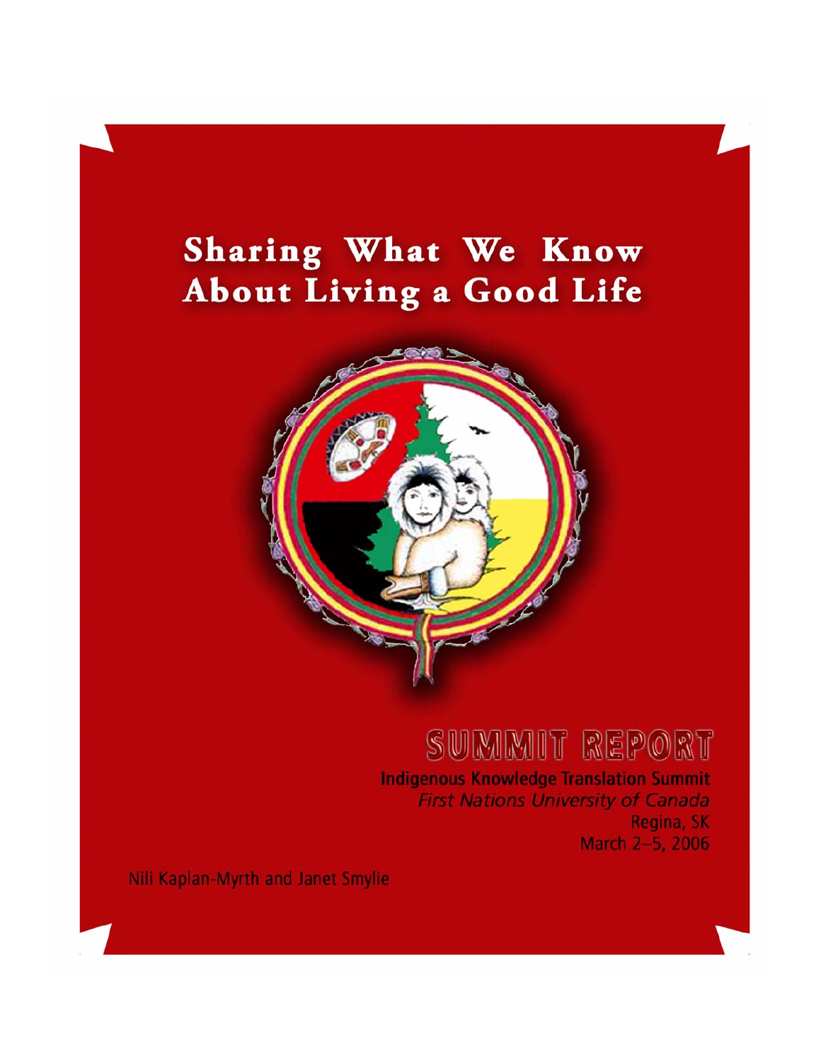# Sharing What We Know About Living a Good Life

## SUMMIT REPORT

**Indigenous Knowledge Translation Summit**
*First Nations University of Canada*
Regina, SK
March 2–5, 2006

Nili Kaplan-Myrth and Janet Smylie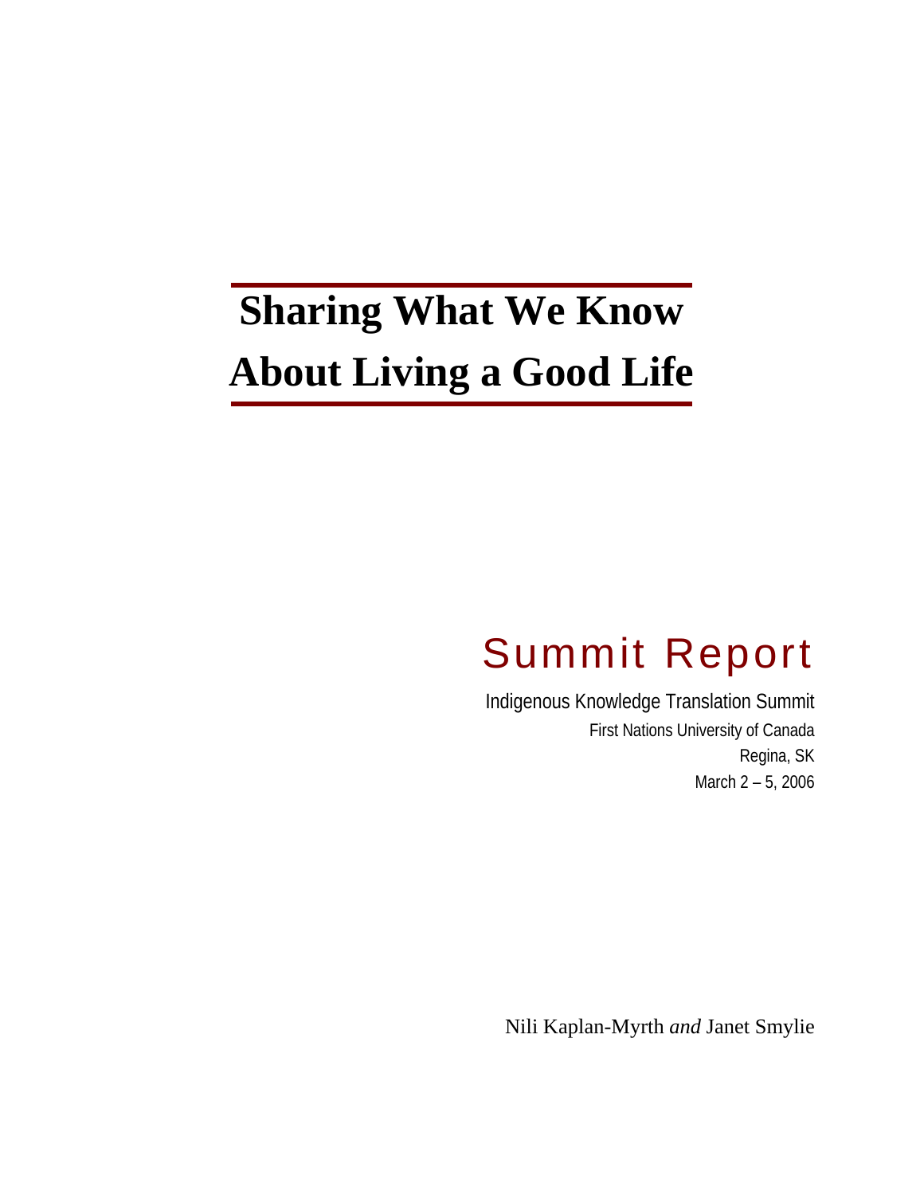# Sharing What We Know About Living a Good Life

## Summit Report

Indigenous Knowledge Translation Summit

First Nations University of Canada

Regina, SK

March 2 – 5, 2006

Nili Kaplan-Myrth *and* Janet Smylie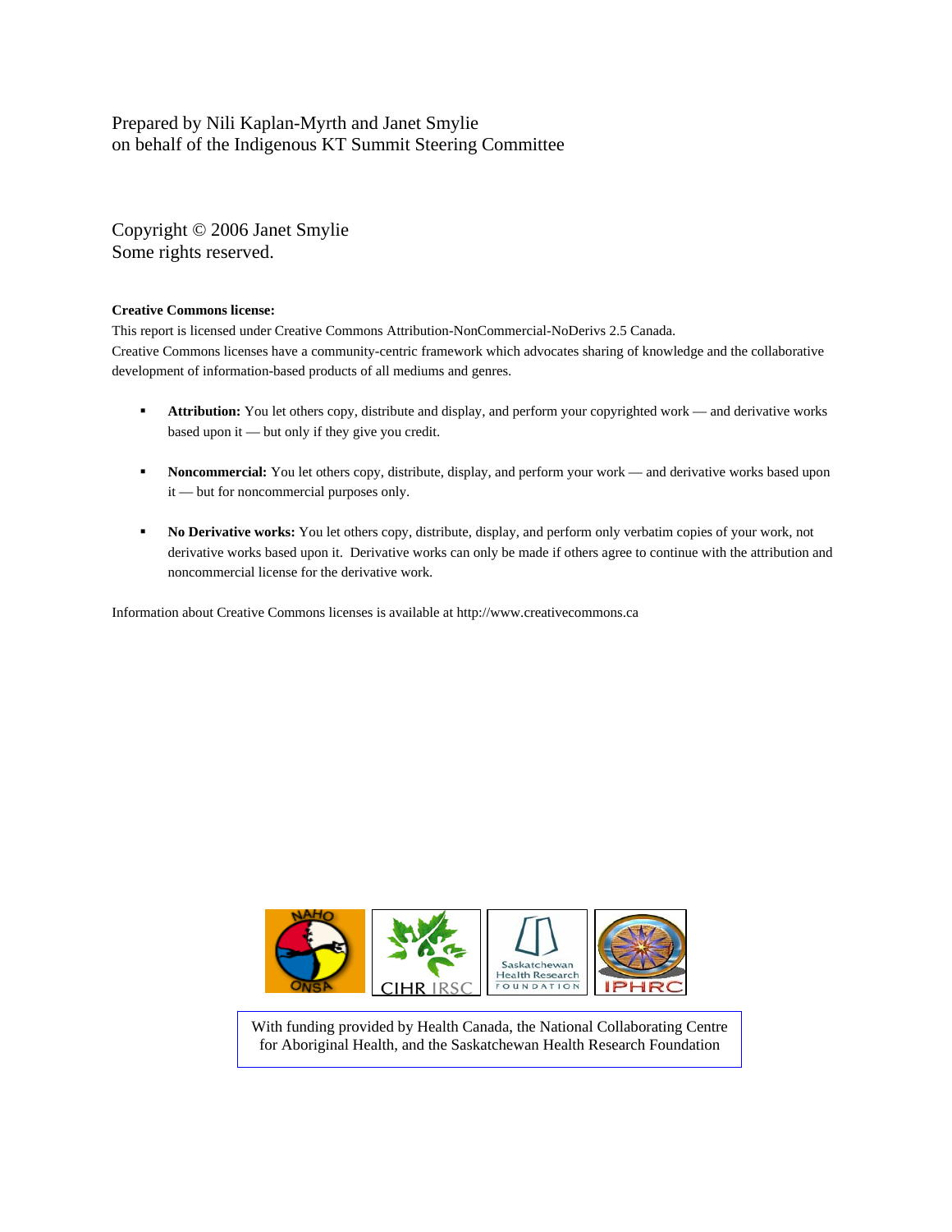Prepared by Nili Kaplan-Myrth and Janet Smylie
on behalf of the Indigenous KT Summit Steering Committee

Copyright © 2006 Janet Smylie
Some rights reserved.

**Creative Commons license:**
This report is licensed under Creative Commons Attribution-NonCommercial-NoDerivs 2.5 Canada.
Creative Commons licenses have a community-centric framework which advocates sharing of knowledge and the collaborative development of information-based products of all mediums and genres.

- **Attribution:** You let others copy, distribute and display, and perform your copyrighted work — and derivative works based upon it — but only if they give you credit.
- **Noncommercial:** You let others copy, distribute, display, and perform your work — and derivative works based upon it — but for noncommercial purposes only.
- **No Derivative works:** You let others copy, distribute, display, and perform only verbatim copies of your work, not derivative works based upon it. Derivative works can only be made if others agree to continue with the attribution and noncommercial license for the derivative work.

Information about Creative Commons licenses is available at http://www.creativecommons.ca

NAHO ONSA | CIHR IRSC | Saskatchewan Health Research Foundation | IPHRC

With funding provided by Health Canada, the National Collaborating Centre for Aboriginal Health, and the Saskatchewan Health Research Foundation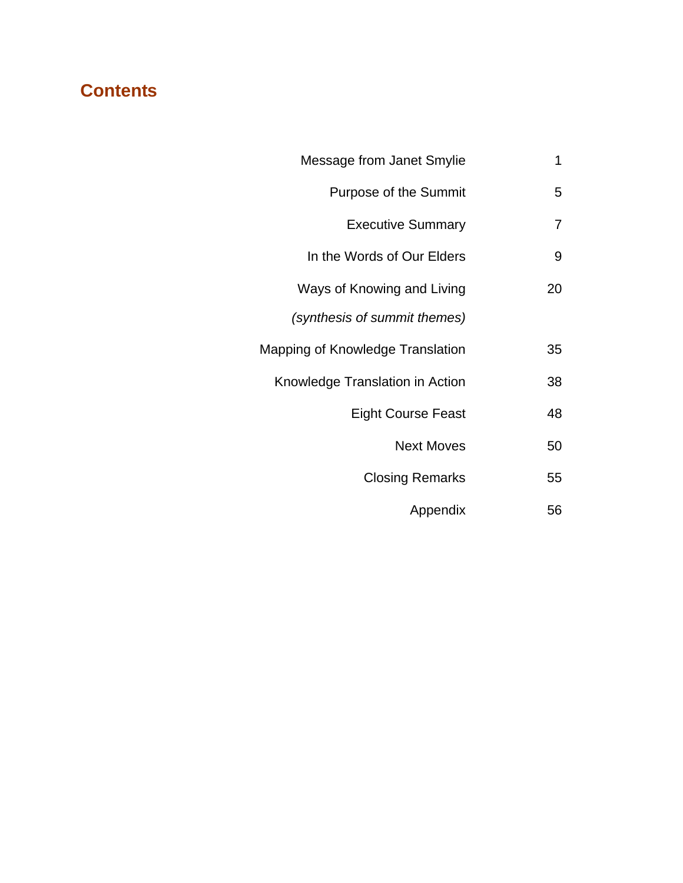## Contents

| | |
|---|---|
| Message from Janet Smylie | 1 |
| Purpose of the Summit | 5 |
| Executive Summary | 7 |
| In the Words of Our Elders | 9 |
| Ways of Knowing and Living *(synthesis of summit themes)* | 20 |
| Mapping of Knowledge Translation | 35 |
| Knowledge Translation in Action | 38 |
| Eight Course Feast | 48 |
| Next Moves | 50 |
| Closing Remarks | 55 |
| Appendix | 56 |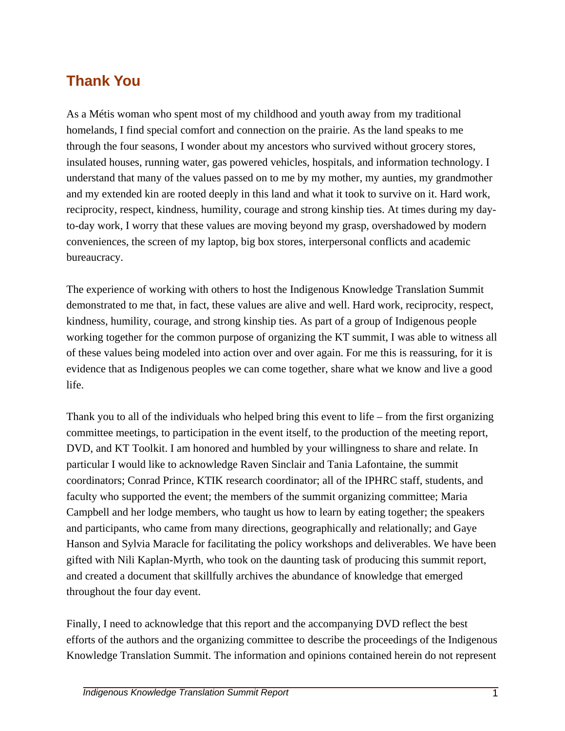## Thank You

As a Métis woman who spent most of my childhood and youth away from my traditional homelands, I find special comfort and connection on the prairie. As the land speaks to me through the four seasons, I wonder about my ancestors who survived without grocery stores, insulated houses, running water, gas powered vehicles, hospitals, and information technology. I understand that many of the values passed on to me by my mother, my aunties, my grandmother and my extended kin are rooted deeply in this land and what it took to survive on it. Hard work, reciprocity, respect, kindness, humility, courage and strong kinship ties. At times during my day-to-day work, I worry that these values are moving beyond my grasp, overshadowed by modern conveniences, the screen of my laptop, big box stores, interpersonal conflicts and academic bureaucracy.

The experience of working with others to host the Indigenous Knowledge Translation Summit demonstrated to me that, in fact, these values are alive and well. Hard work, reciprocity, respect, kindness, humility, courage, and strong kinship ties. As part of a group of Indigenous people working together for the common purpose of organizing the KT summit, I was able to witness all of these values being modeled into action over and over again. For me this is reassuring, for it is evidence that as Indigenous peoples we can come together, share what we know and live a good life.

Thank you to all of the individuals who helped bring this event to life – from the first organizing committee meetings, to participation in the event itself, to the production of the meeting report, DVD, and KT Toolkit. I am honored and humbled by your willingness to share and relate. In particular I would like to acknowledge Raven Sinclair and Tania Lafontaine, the summit coordinators; Conrad Prince, KTIK research coordinator; all of the IPHRC staff, students, and faculty who supported the event; the members of the summit organizing committee; Maria Campbell and her lodge members, who taught us how to learn by eating together; the speakers and participants, who came from many directions, geographically and relationally; and Gaye Hanson and Sylvia Maracle for facilitating the policy workshops and deliverables. We have been gifted with Nili Kaplan-Myrth, who took on the daunting task of producing this summit report, and created a document that skillfully archives the abundance of knowledge that emerged throughout the four day event.

Finally, I need to acknowledge that this report and the accompanying DVD reflect the best efforts of the authors and the organizing committee to describe the proceedings of the Indigenous Knowledge Translation Summit. The information and opinions contained herein do not represent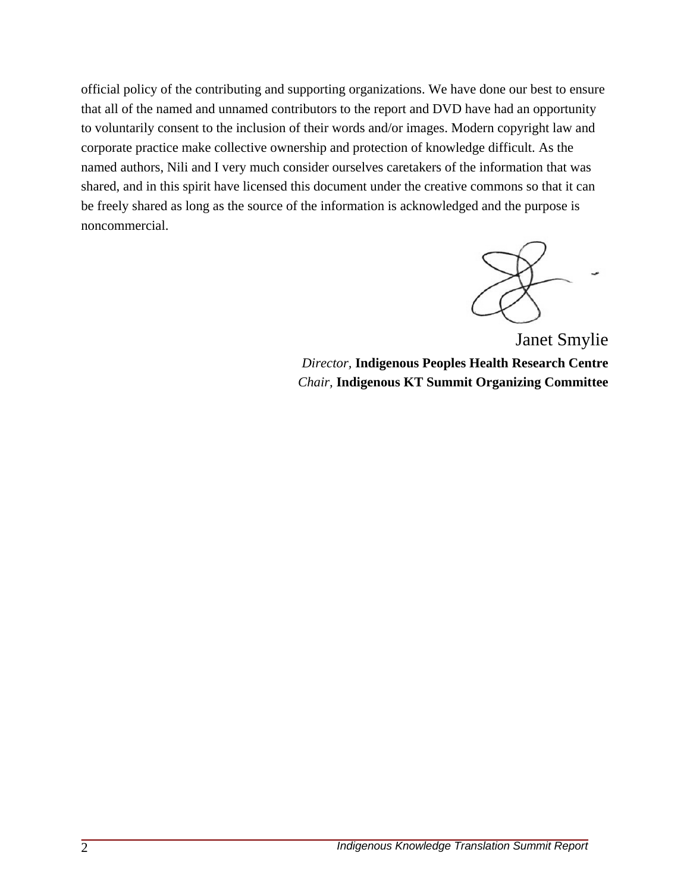official policy of the contributing and supporting organizations. We have done our best to ensure that all of the named and unnamed contributors to the report and DVD have had an opportunity to voluntarily consent to the inclusion of their words and/or images. Modern copyright law and corporate practice make collective ownership and protection of knowledge difficult. As the named authors, Nili and I very much consider ourselves caretakers of the information that was shared, and in this spirit have licensed this document under the creative commons so that it can be freely shared as long as the source of the information is acknowledged and the purpose is noncommercial.

Janet Smylie
*Director*, **Indigenous Peoples Health Research Centre**
*Chair*, **Indigenous KT Summit Organizing Committee**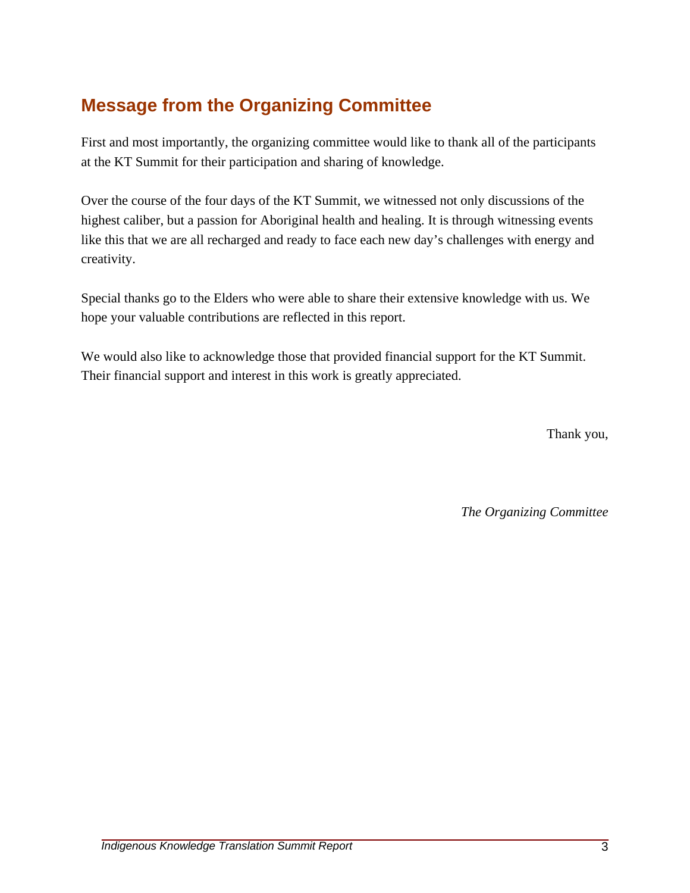## Message from the Organizing Committee

First and most importantly, the organizing committee would like to thank all of the participants at the KT Summit for their participation and sharing of knowledge.

Over the course of the four days of the KT Summit, we witnessed not only discussions of the highest caliber, but a passion for Aboriginal health and healing. It is through witnessing events like this that we are all recharged and ready to face each new day's challenges with energy and creativity.

Special thanks go to the Elders who were able to share their extensive knowledge with us. We hope your valuable contributions are reflected in this report.

We would also like to acknowledge those that provided financial support for the KT Summit. Their financial support and interest in this work is greatly appreciated.

Thank you,

*The Organizing Committee*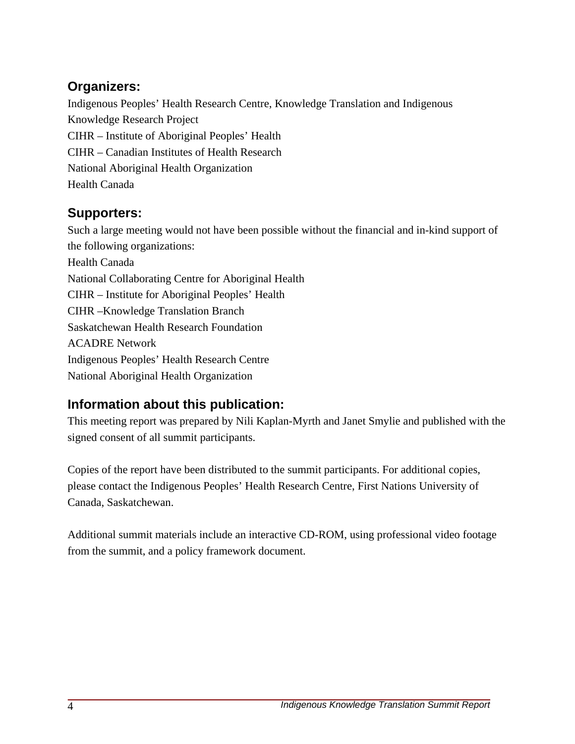## Organizers:

Indigenous Peoples’ Health Research Centre, Knowledge Translation and Indigenous Knowledge Research Project
CIHR – Institute of Aboriginal Peoples’ Health
CIHR – Canadian Institutes of Health Research
National Aboriginal Health Organization
Health Canada

## Supporters:

Such a large meeting would not have been possible without the financial and in-kind support of the following organizations:
Health Canada
National Collaborating Centre for Aboriginal Health
CIHR – Institute for Aboriginal Peoples’ Health
CIHR –Knowledge Translation Branch
Saskatchewan Health Research Foundation
ACADRE Network
Indigenous Peoples’ Health Research Centre
National Aboriginal Health Organization

## Information about this publication:

This meeting report was prepared by Nili Kaplan-Myrth and Janet Smylie and published with the signed consent of all summit participants.

Copies of the report have been distributed to the summit participants. For additional copies, please contact the Indigenous Peoples’ Health Research Centre, First Nations University of Canada, Saskatchewan.

Additional summit materials include an interactive CD-ROM, using professional video footage from the summit, and a policy framework document.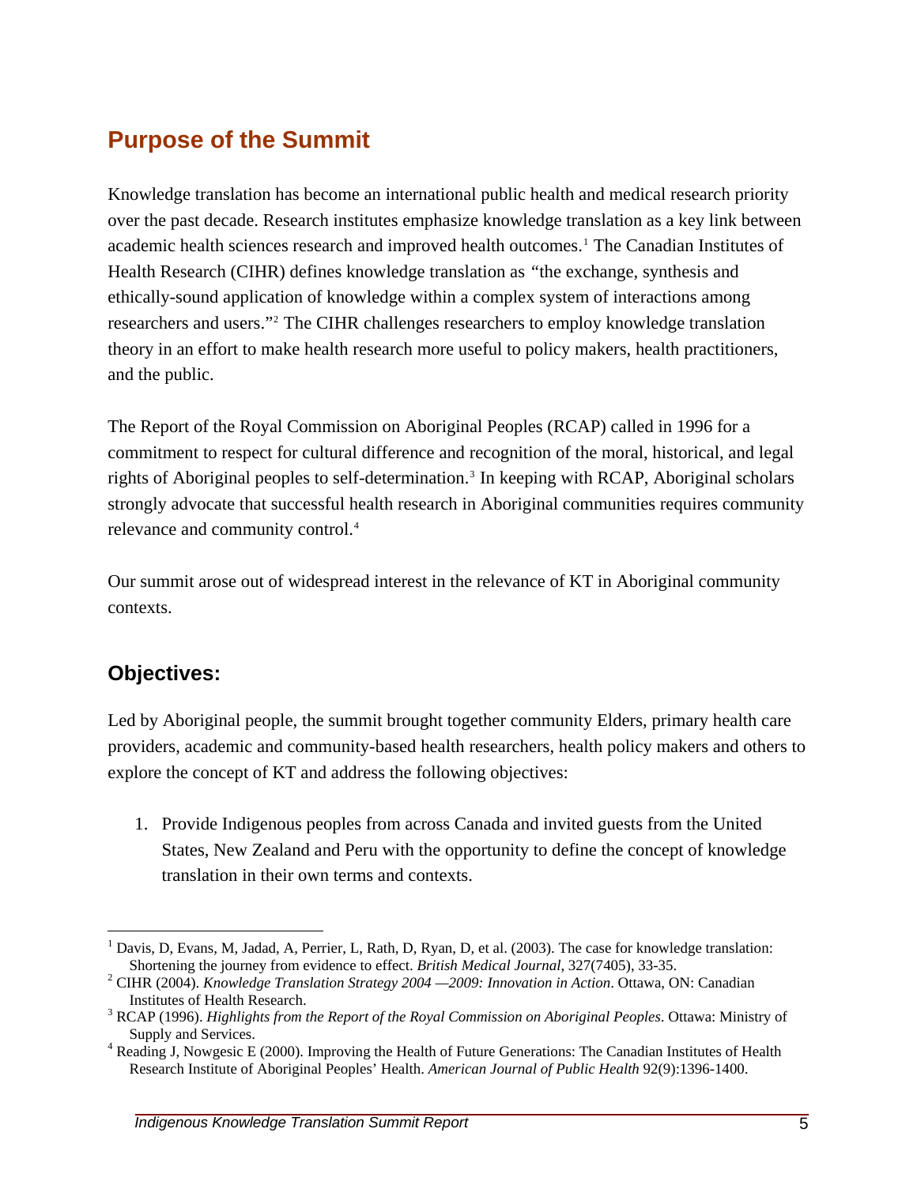## Purpose of the Summit

Knowledge translation has become an international public health and medical research priority over the past decade. Research institutes emphasize knowledge translation as a key link between academic health sciences research and improved health outcomes.[1] The Canadian Institutes of Health Research (CIHR) defines knowledge translation as "the exchange, synthesis and ethically-sound application of knowledge within a complex system of interactions among researchers and users."[2] The CIHR challenges researchers to employ knowledge translation theory in an effort to make health research more useful to policy makers, health practitioners, and the public.

The Report of the Royal Commission on Aboriginal Peoples (RCAP) called in 1996 for a commitment to respect for cultural difference and recognition of the moral, historical, and legal rights of Aboriginal peoples to self-determination.[3] In keeping with RCAP, Aboriginal scholars strongly advocate that successful health research in Aboriginal communities requires community relevance and community control.[4]

Our summit arose out of widespread interest in the relevance of KT in Aboriginal community contexts.

### Objectives:

Led by Aboriginal people, the summit brought together community Elders, primary health care providers, academic and community-based health researchers, health policy makers and others to explore the concept of KT and address the following objectives:

1. Provide Indigenous peoples from across Canada and invited guests from the United States, New Zealand and Peru with the opportunity to define the concept of knowledge translation in their own terms and contexts.

---

[1] Davis, D, Evans, M, Jadad, A, Perrier, L, Rath, D, Ryan, D, et al. (2003). The case for knowledge translation: Shortening the journey from evidence to effect. *British Medical Journal*, 327(7405), 33-35.

[2] CIHR (2004). *Knowledge Translation Strategy 2004 —2009: Innovation in Action*. Ottawa, ON: Canadian Institutes of Health Research.

[3] RCAP (1996). *Highlights from the Report of the Royal Commission on Aboriginal Peoples*. Ottawa: Ministry of Supply and Services.

[4] Reading J, Nowgesic E (2000). Improving the Health of Future Generations: The Canadian Institutes of Health Research Institute of Aboriginal Peoples' Health. *American Journal of Public Health* 92(9):1396-1400.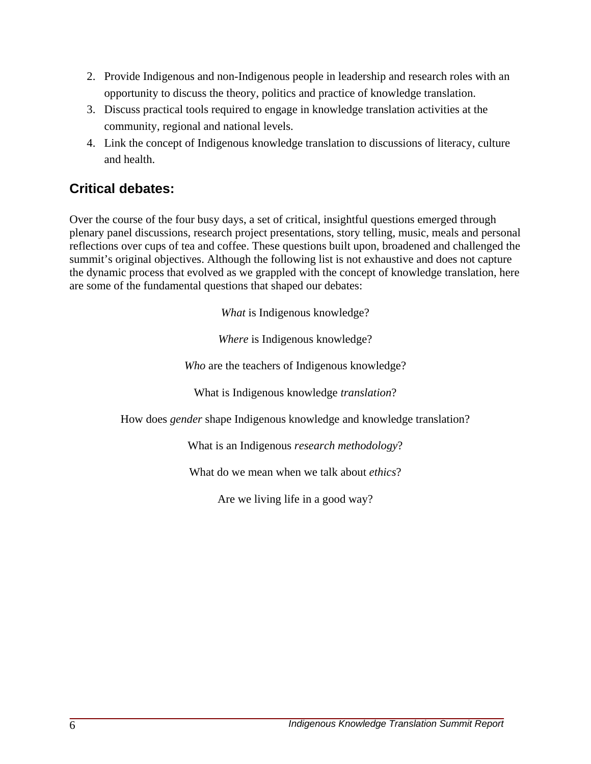2. Provide Indigenous and non-Indigenous people in leadership and research roles with an opportunity to discuss the theory, politics and practice of knowledge translation.
3. Discuss practical tools required to engage in knowledge translation activities at the community, regional and national levels.
4. Link the concept of Indigenous knowledge translation to discussions of literacy, culture and health.

## Critical debates:

Over the course of the four busy days, a set of critical, insightful questions emerged through plenary panel discussions, research project presentations, story telling, music, meals and personal reflections over cups of tea and coffee. These questions built upon, broadened and challenged the summit's original objectives. Although the following list is not exhaustive and does not capture the dynamic process that evolved as we grappled with the concept of knowledge translation, here are some of the fundamental questions that shaped our debates:

*What* is Indigenous knowledge?

*Where* is Indigenous knowledge?

*Who* are the teachers of Indigenous knowledge?

What is Indigenous knowledge *translation*?

How does *gender* shape Indigenous knowledge and knowledge translation?

What is an Indigenous *research methodology*?

What do we mean when we talk about *ethics*?

Are we living life in a good way?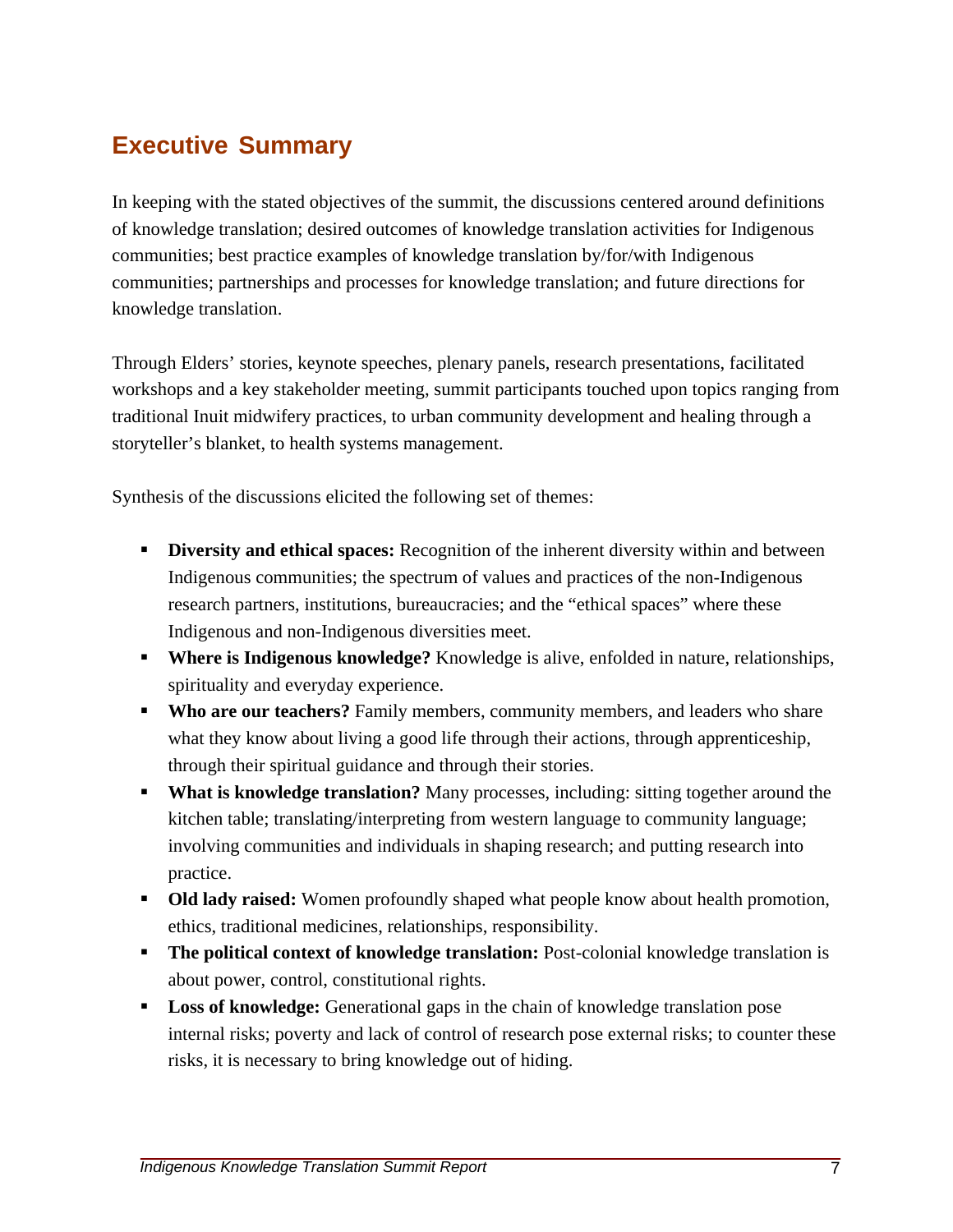## Executive Summary

In keeping with the stated objectives of the summit, the discussions centered around definitions of knowledge translation; desired outcomes of knowledge translation activities for Indigenous communities; best practice examples of knowledge translation by/for/with Indigenous communities; partnerships and processes for knowledge translation; and future directions for knowledge translation.

Through Elders' stories, keynote speeches, plenary panels, research presentations, facilitated workshops and a key stakeholder meeting, summit participants touched upon topics ranging from traditional Inuit midwifery practices, to urban community development and healing through a storyteller's blanket, to health systems management.

Synthesis of the discussions elicited the following set of themes:

- **Diversity and ethical spaces:** Recognition of the inherent diversity within and between Indigenous communities; the spectrum of values and practices of the non-Indigenous research partners, institutions, bureaucracies; and the "ethical spaces" where these Indigenous and non-Indigenous diversities meet.
- **Where is Indigenous knowledge?** Knowledge is alive, enfolded in nature, relationships, spirituality and everyday experience.
- **Who are our teachers?** Family members, community members, and leaders who share what they know about living a good life through their actions, through apprenticeship, through their spiritual guidance and through their stories.
- **What is knowledge translation?** Many processes, including: sitting together around the kitchen table; translating/interpreting from western language to community language; involving communities and individuals in shaping research; and putting research into practice.
- **Old lady raised:** Women profoundly shaped what people know about health promotion, ethics, traditional medicines, relationships, responsibility.
- **The political context of knowledge translation:** Post-colonial knowledge translation is about power, control, constitutional rights.
- **Loss of knowledge:** Generational gaps in the chain of knowledge translation pose internal risks; poverty and lack of control of research pose external risks; to counter these risks, it is necessary to bring knowledge out of hiding.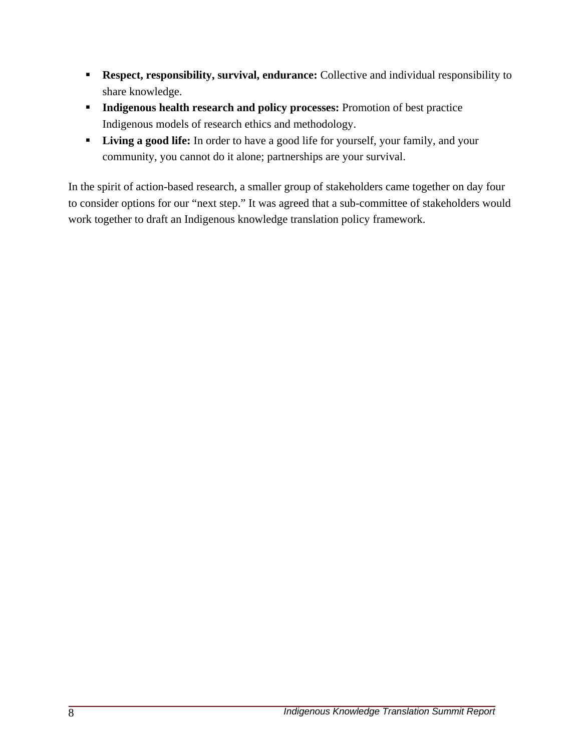- **Respect, responsibility, survival, endurance:** Collective and individual responsibility to share knowledge.
- **Indigenous health research and policy processes:** Promotion of best practice Indigenous models of research ethics and methodology.
- **Living a good life:** In order to have a good life for yourself, your family, and your community, you cannot do it alone; partnerships are your survival.

In the spirit of action-based research, a smaller group of stakeholders came together on day four to consider options for our "next step." It was agreed that a sub-committee of stakeholders would work together to draft an Indigenous knowledge translation policy framework.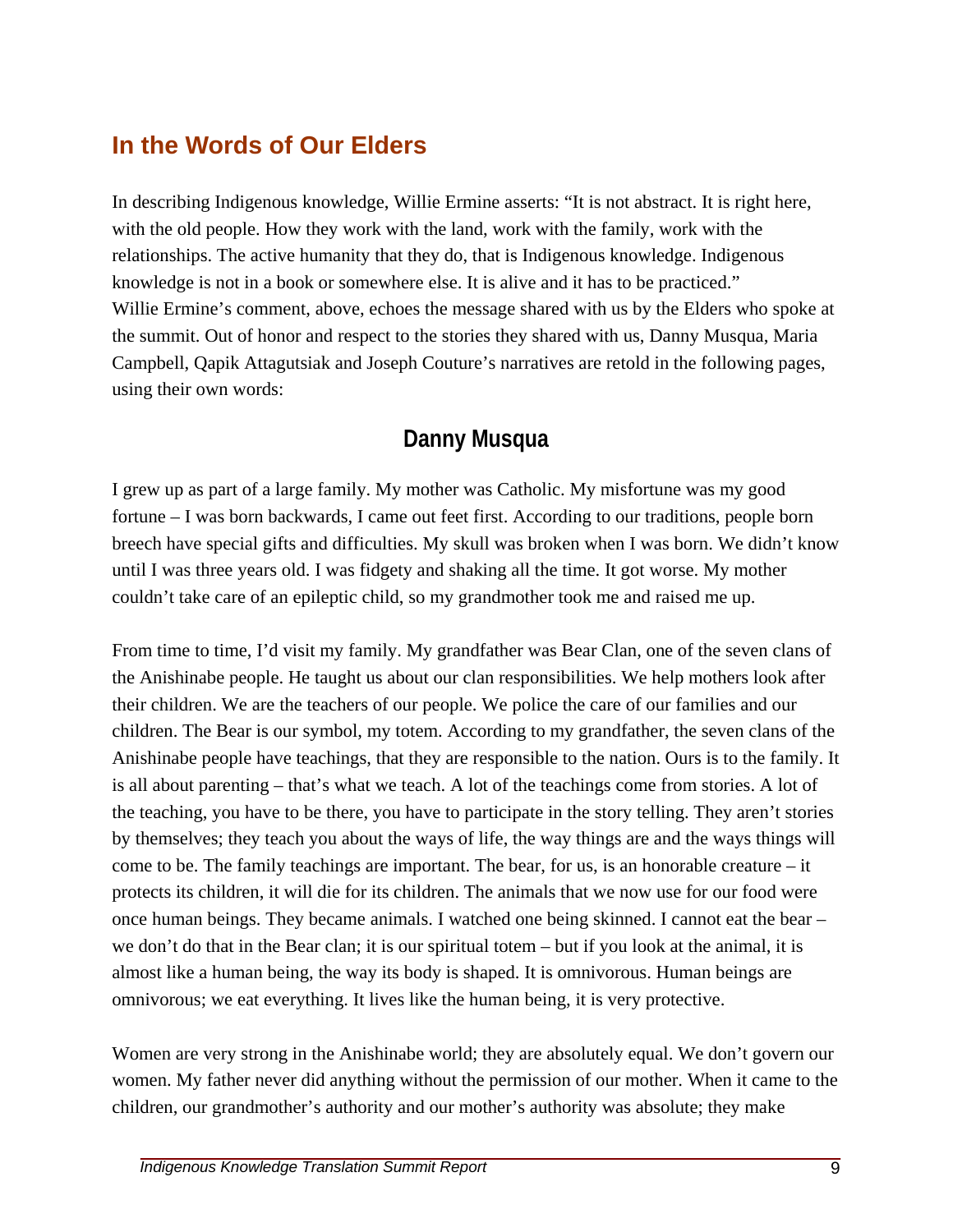## In the Words of Our Elders

In describing Indigenous knowledge, Willie Ermine asserts: "It is not abstract. It is right here, with the old people. How they work with the land, work with the family, work with the relationships. The active humanity that they do, that is Indigenous knowledge. Indigenous knowledge is not in a book or somewhere else. It is alive and it has to be practiced." Willie Ermine's comment, above, echoes the message shared with us by the Elders who spoke at the summit. Out of honor and respect to the stories they shared with us, Danny Musqua, Maria Campbell, Qapik Attagutsiak and Joseph Couture's narratives are retold in the following pages, using their own words:

### Danny Musqua

I grew up as part of a large family. My mother was Catholic. My misfortune was my good fortune – I was born backwards, I came out feet first. According to our traditions, people born breech have special gifts and difficulties. My skull was broken when I was born. We didn't know until I was three years old. I was fidgety and shaking all the time. It got worse. My mother couldn't take care of an epileptic child, so my grandmother took me and raised me up.

From time to time, I'd visit my family. My grandfather was Bear Clan, one of the seven clans of the Anishinabe people. He taught us about our clan responsibilities. We help mothers look after their children. We are the teachers of our people. We police the care of our families and our children. The Bear is our symbol, my totem. According to my grandfather, the seven clans of the Anishinabe people have teachings, that they are responsible to the nation. Ours is to the family. It is all about parenting – that's what we teach. A lot of the teachings come from stories. A lot of the teaching, you have to be there, you have to participate in the story telling. They aren't stories by themselves; they teach you about the ways of life, the way things are and the ways things will come to be. The family teachings are important. The bear, for us, is an honorable creature – it protects its children, it will die for its children. The animals that we now use for our food were once human beings. They became animals. I watched one being skinned. I cannot eat the bear – we don't do that in the Bear clan; it is our spiritual totem – but if you look at the animal, it is almost like a human being, the way its body is shaped. It is omnivorous. Human beings are omnivorous; we eat everything. It lives like the human being, it is very protective.

Women are very strong in the Anishinabe world; they are absolutely equal. We don't govern our women. My father never did anything without the permission of our mother. When it came to the children, our grandmother's authority and our mother's authority was absolute; they make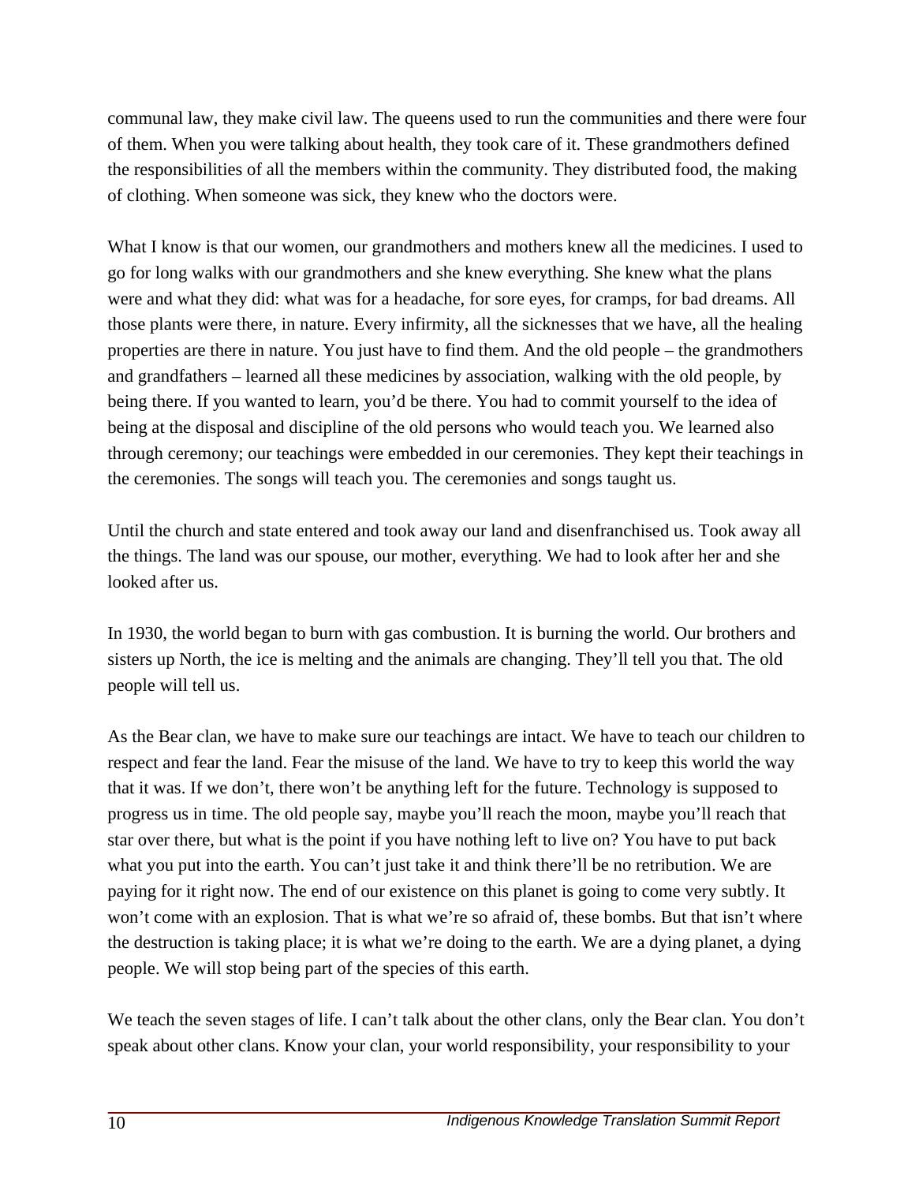communal law, they make civil law. The queens used to run the communities and there were four of them. When you were talking about health, they took care of it. These grandmothers defined the responsibilities of all the members within the community. They distributed food, the making of clothing. When someone was sick, they knew who the doctors were.

What I know is that our women, our grandmothers and mothers knew all the medicines. I used to go for long walks with our grandmothers and she knew everything. She knew what the plans were and what they did: what was for a headache, for sore eyes, for cramps, for bad dreams. All those plants were there, in nature. Every infirmity, all the sicknesses that we have, all the healing properties are there in nature. You just have to find them. And the old people – the grandmothers and grandfathers – learned all these medicines by association, walking with the old people, by being there. If you wanted to learn, you'd be there. You had to commit yourself to the idea of being at the disposal and discipline of the old persons who would teach you. We learned also through ceremony; our teachings were embedded in our ceremonies. They kept their teachings in the ceremonies. The songs will teach you. The ceremonies and songs taught us.

Until the church and state entered and took away our land and disenfranchised us. Took away all the things. The land was our spouse, our mother, everything. We had to look after her and she looked after us.

In 1930, the world began to burn with gas combustion. It is burning the world. Our brothers and sisters up North, the ice is melting and the animals are changing. They'll tell you that. The old people will tell us.

As the Bear clan, we have to make sure our teachings are intact. We have to teach our children to respect and fear the land. Fear the misuse of the land. We have to try to keep this world the way that it was. If we don't, there won't be anything left for the future. Technology is supposed to progress us in time. The old people say, maybe you'll reach the moon, maybe you'll reach that star over there, but what is the point if you have nothing left to live on? You have to put back what you put into the earth. You can't just take it and think there'll be no retribution. We are paying for it right now. The end of our existence on this planet is going to come very subtly. It won't come with an explosion. That is what we're so afraid of, these bombs. But that isn't where the destruction is taking place; it is what we're doing to the earth. We are a dying planet, a dying people. We will stop being part of the species of this earth.

We teach the seven stages of life. I can't talk about the other clans, only the Bear clan. You don't speak about other clans. Know your clan, your world responsibility, your responsibility to your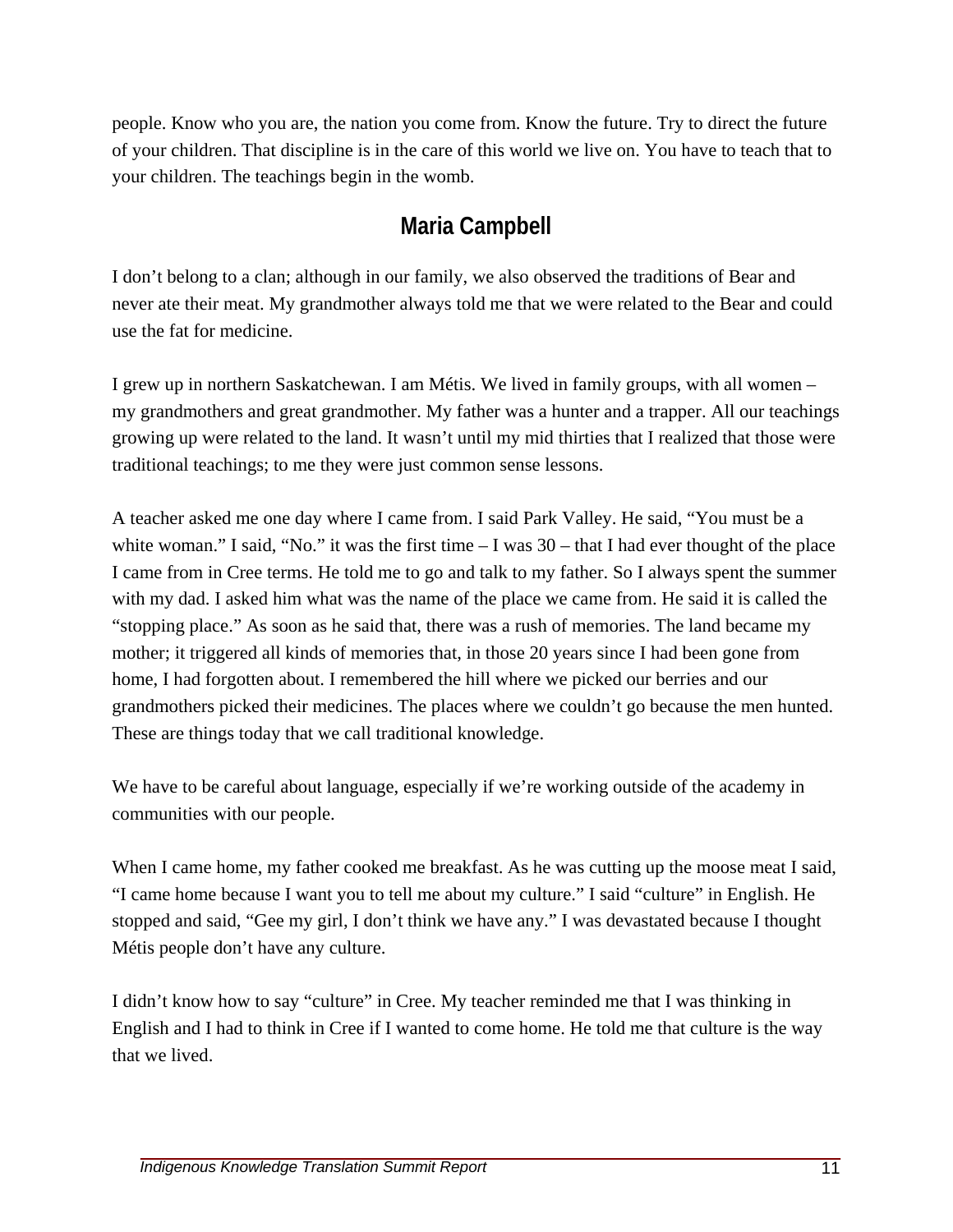people. Know who you are, the nation you come from. Know the future. Try to direct the future of your children. That discipline is in the care of this world we live on. You have to teach that to your children. The teachings begin in the womb.

## Maria Campbell

I don't belong to a clan; although in our family, we also observed the traditions of Bear and never ate their meat. My grandmother always told me that we were related to the Bear and could use the fat for medicine.

I grew up in northern Saskatchewan. I am Métis. We lived in family groups, with all women – my grandmothers and great grandmother. My father was a hunter and a trapper. All our teachings growing up were related to the land. It wasn't until my mid thirties that I realized that those were traditional teachings; to me they were just common sense lessons.

A teacher asked me one day where I came from. I said Park Valley. He said, "You must be a white woman." I said, "No." it was the first time – I was 30 – that I had ever thought of the place I came from in Cree terms. He told me to go and talk to my father. So I always spent the summer with my dad. I asked him what was the name of the place we came from. He said it is called the "stopping place." As soon as he said that, there was a rush of memories. The land became my mother; it triggered all kinds of memories that, in those 20 years since I had been gone from home, I had forgotten about. I remembered the hill where we picked our berries and our grandmothers picked their medicines. The places where we couldn't go because the men hunted. These are things today that we call traditional knowledge.

We have to be careful about language, especially if we're working outside of the academy in communities with our people.

When I came home, my father cooked me breakfast. As he was cutting up the moose meat I said, "I came home because I want you to tell me about my culture." I said "culture" in English. He stopped and said, "Gee my girl, I don't think we have any." I was devastated because I thought Métis people don't have any culture.

I didn't know how to say "culture" in Cree. My teacher reminded me that I was thinking in English and I had to think in Cree if I wanted to come home. He told me that culture is the way that we lived.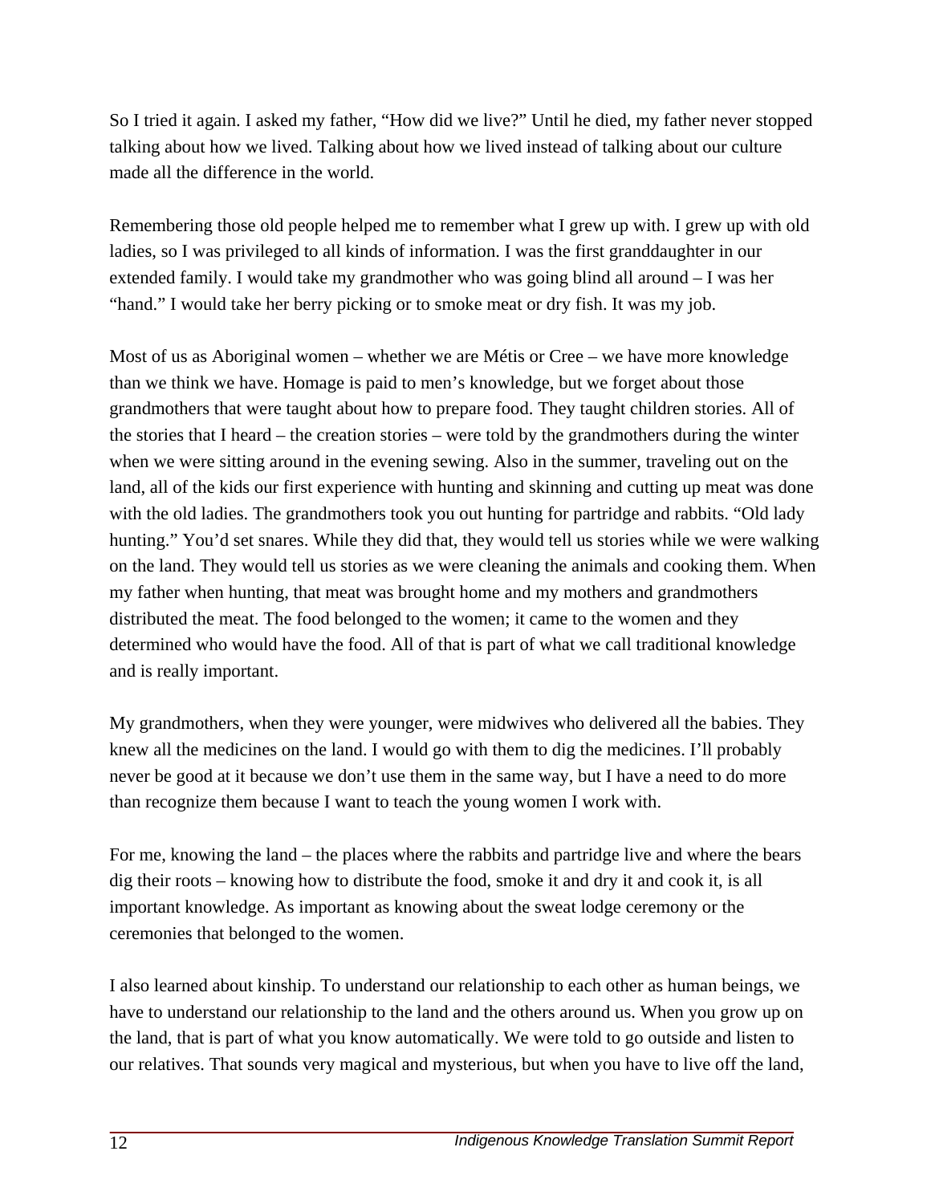So I tried it again. I asked my father, "How did we live?" Until he died, my father never stopped talking about how we lived. Talking about how we lived instead of talking about our culture made all the difference in the world.

Remembering those old people helped me to remember what I grew up with. I grew up with old ladies, so I was privileged to all kinds of information. I was the first granddaughter in our extended family. I would take my grandmother who was going blind all around – I was her "hand." I would take her berry picking or to smoke meat or dry fish. It was my job.

Most of us as Aboriginal women – whether we are Métis or Cree – we have more knowledge than we think we have. Homage is paid to men's knowledge, but we forget about those grandmothers that were taught about how to prepare food. They taught children stories. All of the stories that I heard – the creation stories – were told by the grandmothers during the winter when we were sitting around in the evening sewing. Also in the summer, traveling out on the land, all of the kids our first experience with hunting and skinning and cutting up meat was done with the old ladies. The grandmothers took you out hunting for partridge and rabbits. "Old lady hunting." You'd set snares. While they did that, they would tell us stories while we were walking on the land. They would tell us stories as we were cleaning the animals and cooking them. When my father when hunting, that meat was brought home and my mothers and grandmothers distributed the meat. The food belonged to the women; it came to the women and they determined who would have the food. All of that is part of what we call traditional knowledge and is really important.

My grandmothers, when they were younger, were midwives who delivered all the babies. They knew all the medicines on the land. I would go with them to dig the medicines. I'll probably never be good at it because we don't use them in the same way, but I have a need to do more than recognize them because I want to teach the young women I work with.

For me, knowing the land – the places where the rabbits and partridge live and where the bears dig their roots – knowing how to distribute the food, smoke it and dry it and cook it, is all important knowledge. As important as knowing about the sweat lodge ceremony or the ceremonies that belonged to the women.

I also learned about kinship. To understand our relationship to each other as human beings, we have to understand our relationship to the land and the others around us. When you grow up on the land, that is part of what you know automatically. We were told to go outside and listen to our relatives. That sounds very magical and mysterious, but when you have to live off the land,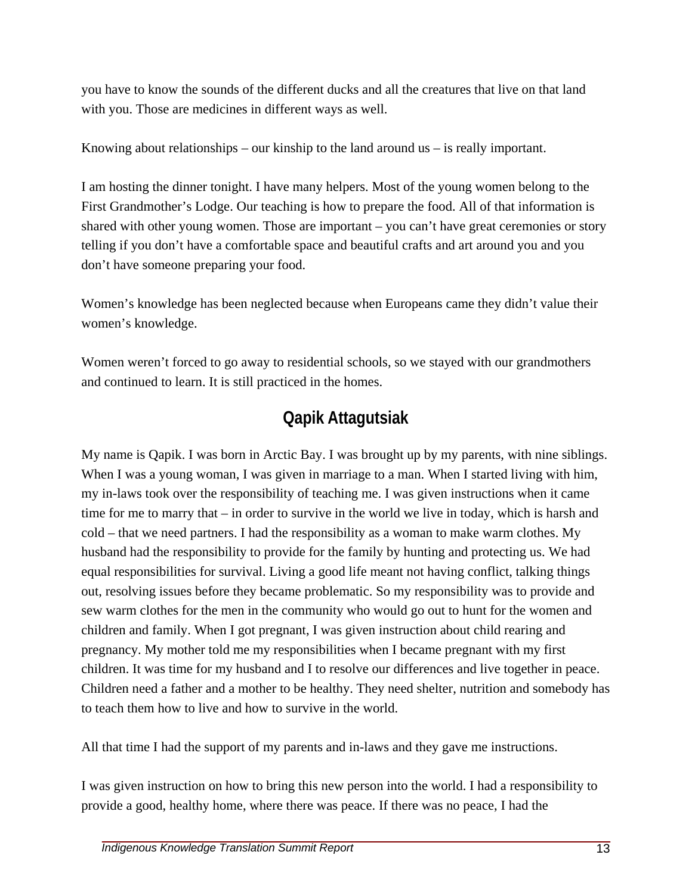you have to know the sounds of the different ducks and all the creatures that live on that land with you. Those are medicines in different ways as well.

Knowing about relationships – our kinship to the land around us – is really important.

I am hosting the dinner tonight. I have many helpers. Most of the young women belong to the First Grandmother's Lodge. Our teaching is how to prepare the food. All of that information is shared with other young women. Those are important – you can't have great ceremonies or story telling if you don't have a comfortable space and beautiful crafts and art around you and you don't have someone preparing your food.

Women's knowledge has been neglected because when Europeans came they didn't value their women's knowledge.

Women weren't forced to go away to residential schools, so we stayed with our grandmothers and continued to learn. It is still practiced in the homes.

## Qapik Attagutsiak

My name is Qapik. I was born in Arctic Bay. I was brought up by my parents, with nine siblings. When I was a young woman, I was given in marriage to a man. When I started living with him, my in-laws took over the responsibility of teaching me. I was given instructions when it came time for me to marry that – in order to survive in the world we live in today, which is harsh and cold – that we need partners. I had the responsibility as a woman to make warm clothes. My husband had the responsibility to provide for the family by hunting and protecting us. We had equal responsibilities for survival. Living a good life meant not having conflict, talking things out, resolving issues before they became problematic. So my responsibility was to provide and sew warm clothes for the men in the community who would go out to hunt for the women and children and family. When I got pregnant, I was given instruction about child rearing and pregnancy. My mother told me my responsibilities when I became pregnant with my first children. It was time for my husband and I to resolve our differences and live together in peace. Children need a father and a mother to be healthy. They need shelter, nutrition and somebody has to teach them how to live and how to survive in the world.

All that time I had the support of my parents and in-laws and they gave me instructions.

I was given instruction on how to bring this new person into the world. I had a responsibility to provide a good, healthy home, where there was peace. If there was no peace, I had the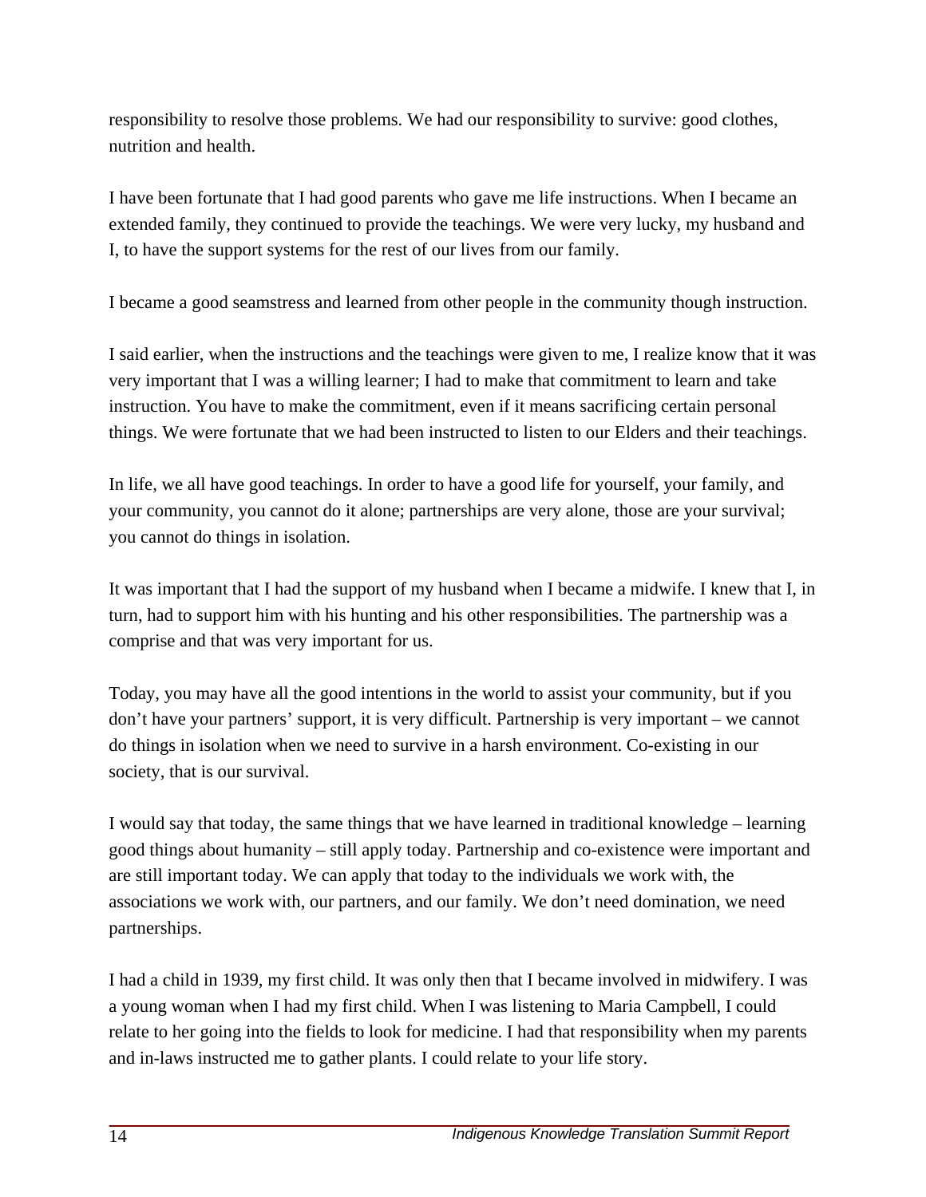responsibility to resolve those problems. We had our responsibility to survive: good clothes, nutrition and health.

I have been fortunate that I had good parents who gave me life instructions. When I became an extended family, they continued to provide the teachings. We were very lucky, my husband and I, to have the support systems for the rest of our lives from our family.

I became a good seamstress and learned from other people in the community though instruction.

I said earlier, when the instructions and the teachings were given to me, I realize know that it was very important that I was a willing learner; I had to make that commitment to learn and take instruction. You have to make the commitment, even if it means sacrificing certain personal things. We were fortunate that we had been instructed to listen to our Elders and their teachings.

In life, we all have good teachings. In order to have a good life for yourself, your family, and your community, you cannot do it alone; partnerships are very alone, those are your survival; you cannot do things in isolation.

It was important that I had the support of my husband when I became a midwife. I knew that I, in turn, had to support him with his hunting and his other responsibilities. The partnership was a comprise and that was very important for us.

Today, you may have all the good intentions in the world to assist your community, but if you don't have your partners' support, it is very difficult. Partnership is very important – we cannot do things in isolation when we need to survive in a harsh environment. Co-existing in our society, that is our survival.

I would say that today, the same things that we have learned in traditional knowledge – learning good things about humanity – still apply today. Partnership and co-existence were important and are still important today. We can apply that today to the individuals we work with, the associations we work with, our partners, and our family. We don't need domination, we need partnerships.

I had a child in 1939, my first child. It was only then that I became involved in midwifery. I was a young woman when I had my first child. When I was listening to Maria Campbell, I could relate to her going into the fields to look for medicine. I had that responsibility when my parents and in-laws instructed me to gather plants. I could relate to your life story.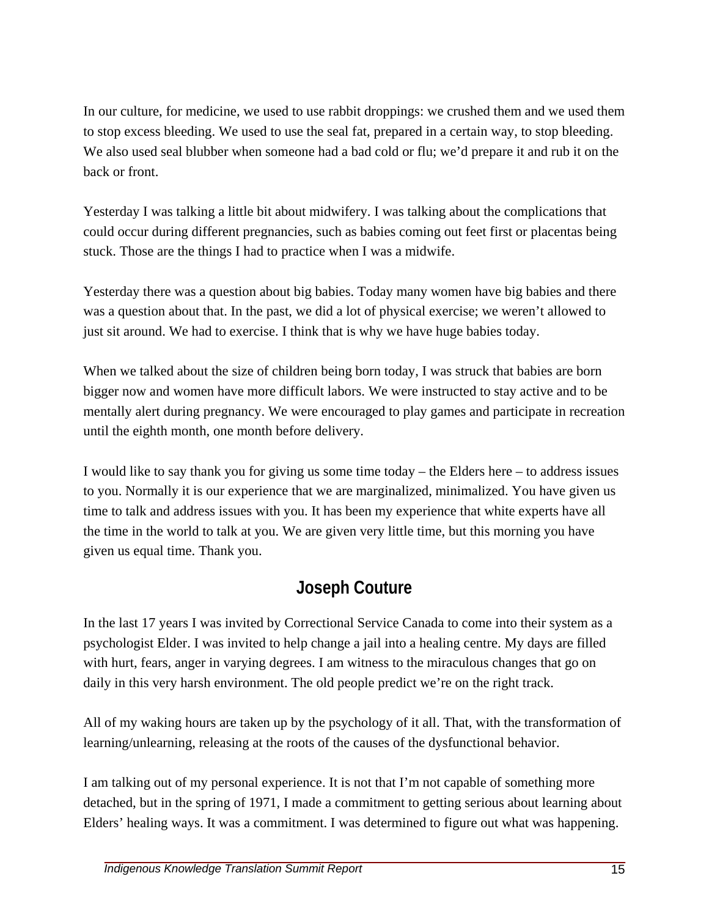In our culture, for medicine, we used to use rabbit droppings: we crushed them and we used them to stop excess bleeding. We used to use the seal fat, prepared in a certain way, to stop bleeding. We also used seal blubber when someone had a bad cold or flu; we'd prepare it and rub it on the back or front.

Yesterday I was talking a little bit about midwifery. I was talking about the complications that could occur during different pregnancies, such as babies coming out feet first or placentas being stuck. Those are the things I had to practice when I was a midwife.

Yesterday there was a question about big babies. Today many women have big babies and there was a question about that. In the past, we did a lot of physical exercise; we weren't allowed to just sit around. We had to exercise. I think that is why we have huge babies today.

When we talked about the size of children being born today, I was struck that babies are born bigger now and women have more difficult labors. We were instructed to stay active and to be mentally alert during pregnancy. We were encouraged to play games and participate in recreation until the eighth month, one month before delivery.

I would like to say thank you for giving us some time today – the Elders here – to address issues to you. Normally it is our experience that we are marginalized, minimalized. You have given us time to talk and address issues with you. It has been my experience that white experts have all the time in the world to talk at you. We are given very little time, but this morning you have given us equal time. Thank you.

## Joseph Couture

In the last 17 years I was invited by Correctional Service Canada to come into their system as a psychologist Elder. I was invited to help change a jail into a healing centre. My days are filled with hurt, fears, anger in varying degrees. I am witness to the miraculous changes that go on daily in this very harsh environment. The old people predict we're on the right track.

All of my waking hours are taken up by the psychology of it all. That, with the transformation of learning/unlearning, releasing at the roots of the causes of the dysfunctional behavior.

I am talking out of my personal experience. It is not that I'm not capable of something more detached, but in the spring of 1971, I made a commitment to getting serious about learning about Elders' healing ways. It was a commitment. I was determined to figure out what was happening.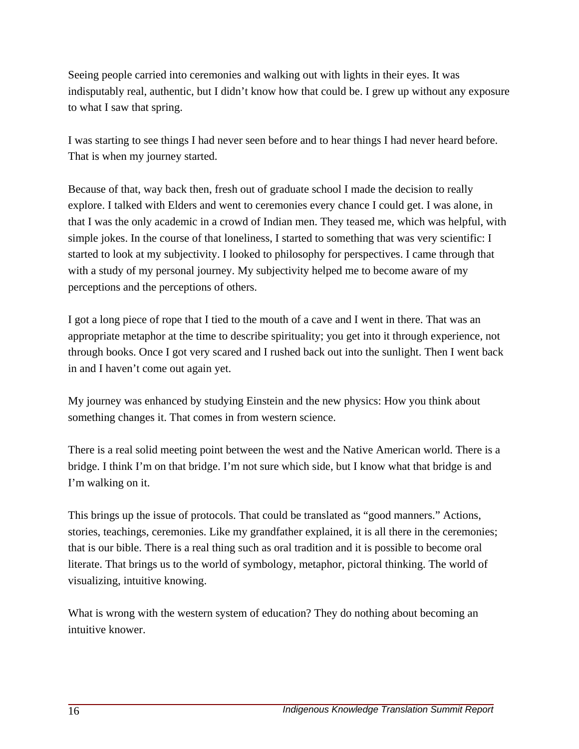Seeing people carried into ceremonies and walking out with lights in their eyes. It was indisputably real, authentic, but I didn't know how that could be. I grew up without any exposure to what I saw that spring.

I was starting to see things I had never seen before and to hear things I had never heard before. That is when my journey started.

Because of that, way back then, fresh out of graduate school I made the decision to really explore. I talked with Elders and went to ceremonies every chance I could get. I was alone, in that I was the only academic in a crowd of Indian men. They teased me, which was helpful, with simple jokes. In the course of that loneliness, I started to something that was very scientific: I started to look at my subjectivity. I looked to philosophy for perspectives. I came through that with a study of my personal journey. My subjectivity helped me to become aware of my perceptions and the perceptions of others.

I got a long piece of rope that I tied to the mouth of a cave and I went in there. That was an appropriate metaphor at the time to describe spirituality; you get into it through experience, not through books. Once I got very scared and I rushed back out into the sunlight. Then I went back in and I haven't come out again yet.

My journey was enhanced by studying Einstein and the new physics: How you think about something changes it. That comes in from western science.

There is a real solid meeting point between the west and the Native American world. There is a bridge. I think I'm on that bridge. I'm not sure which side, but I know what that bridge is and I'm walking on it.

This brings up the issue of protocols. That could be translated as "good manners." Actions, stories, teachings, ceremonies. Like my grandfather explained, it is all there in the ceremonies; that is our bible. There is a real thing such as oral tradition and it is possible to become oral literate. That brings us to the world of symbology, metaphor, pictoral thinking. The world of visualizing, intuitive knowing.

What is wrong with the western system of education? They do nothing about becoming an intuitive knower.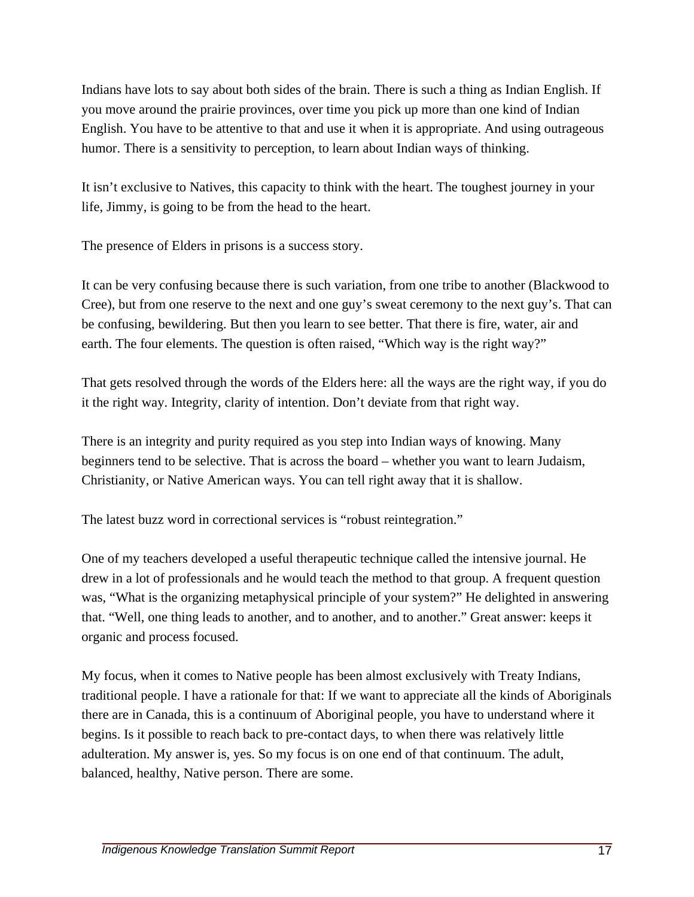Indians have lots to say about both sides of the brain. There is such a thing as Indian English. If you move around the prairie provinces, over time you pick up more than one kind of Indian English. You have to be attentive to that and use it when it is appropriate. And using outrageous humor. There is a sensitivity to perception, to learn about Indian ways of thinking.

It isn't exclusive to Natives, this capacity to think with the heart. The toughest journey in your life, Jimmy, is going to be from the head to the heart.

The presence of Elders in prisons is a success story.

It can be very confusing because there is such variation, from one tribe to another (Blackwood to Cree), but from one reserve to the next and one guy's sweat ceremony to the next guy's. That can be confusing, bewildering. But then you learn to see better. That there is fire, water, air and earth. The four elements. The question is often raised, "Which way is the right way?"

That gets resolved through the words of the Elders here: all the ways are the right way, if you do it the right way. Integrity, clarity of intention. Don't deviate from that right way.

There is an integrity and purity required as you step into Indian ways of knowing. Many beginners tend to be selective. That is across the board – whether you want to learn Judaism, Christianity, or Native American ways. You can tell right away that it is shallow.

The latest buzz word in correctional services is "robust reintegration."

One of my teachers developed a useful therapeutic technique called the intensive journal. He drew in a lot of professionals and he would teach the method to that group. A frequent question was, "What is the organizing metaphysical principle of your system?" He delighted in answering that. "Well, one thing leads to another, and to another, and to another." Great answer: keeps it organic and process focused.

My focus, when it comes to Native people has been almost exclusively with Treaty Indians, traditional people. I have a rationale for that: If we want to appreciate all the kinds of Aboriginals there are in Canada, this is a continuum of Aboriginal people, you have to understand where it begins. Is it possible to reach back to pre-contact days, to when there was relatively little adulteration. My answer is, yes. So my focus is on one end of that continuum. The adult, balanced, healthy, Native person. There are some.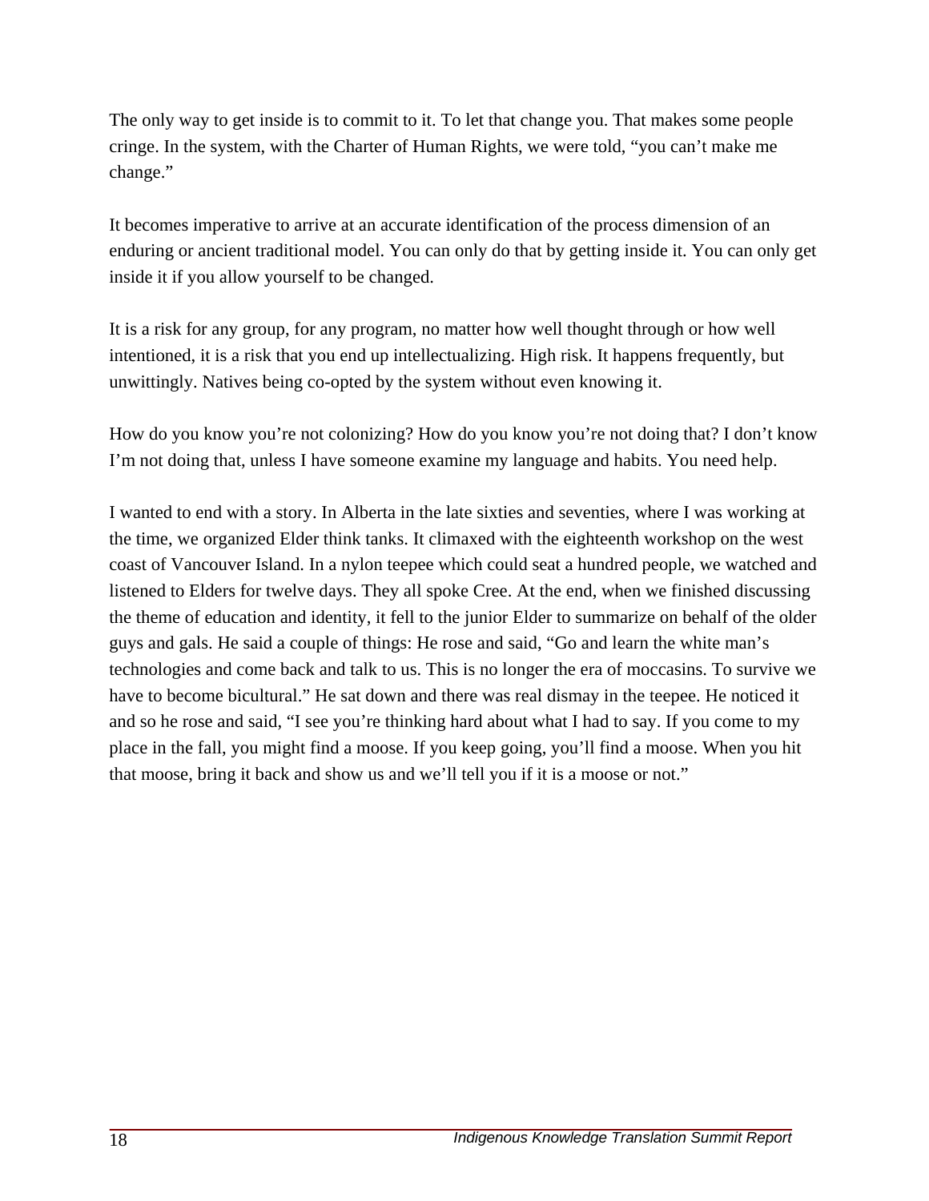The only way to get inside is to commit to it. To let that change you. That makes some people cringe. In the system, with the Charter of Human Rights, we were told, "you can't make me change."

It becomes imperative to arrive at an accurate identification of the process dimension of an enduring or ancient traditional model. You can only do that by getting inside it. You can only get inside it if you allow yourself to be changed.

It is a risk for any group, for any program, no matter how well thought through or how well intentioned, it is a risk that you end up intellectualizing. High risk. It happens frequently, but unwittingly. Natives being co-opted by the system without even knowing it.

How do you know you're not colonizing? How do you know you're not doing that? I don't know I'm not doing that, unless I have someone examine my language and habits. You need help.

I wanted to end with a story. In Alberta in the late sixties and seventies, where I was working at the time, we organized Elder think tanks. It climaxed with the eighteenth workshop on the west coast of Vancouver Island. In a nylon teepee which could seat a hundred people, we watched and listened to Elders for twelve days. They all spoke Cree. At the end, when we finished discussing the theme of education and identity, it fell to the junior Elder to summarize on behalf of the older guys and gals. He said a couple of things: He rose and said, "Go and learn the white man's technologies and come back and talk to us. This is no longer the era of moccasins. To survive we have to become bicultural." He sat down and there was real dismay in the teepee. He noticed it and so he rose and said, "I see you're thinking hard about what I had to say. If you come to my place in the fall, you might find a moose. If you keep going, you'll find a moose. When you hit that moose, bring it back and show us and we'll tell you if it is a moose or not."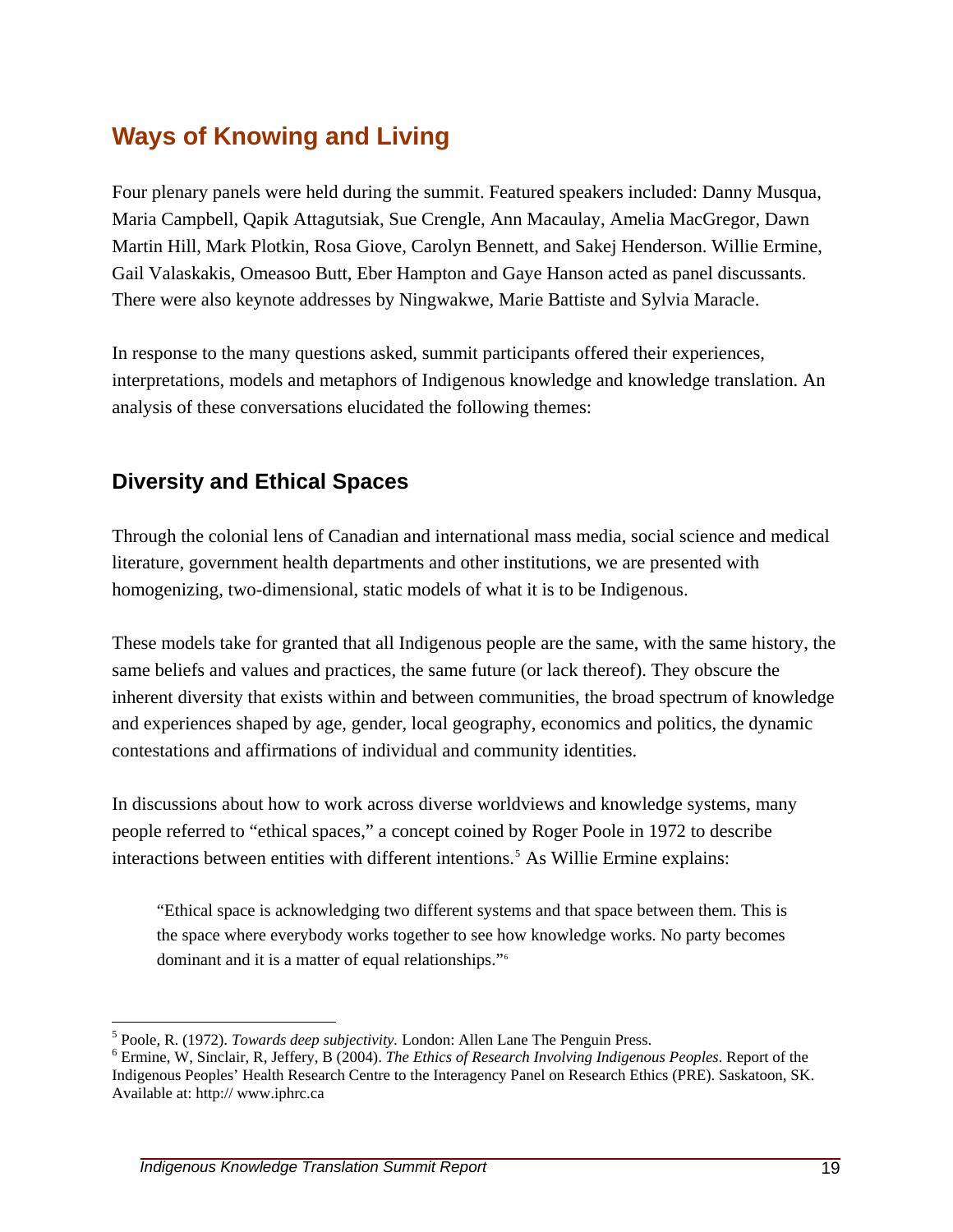## Ways of Knowing and Living

Four plenary panels were held during the summit. Featured speakers included: Danny Musqua, Maria Campbell, Qapik Attagutsiak, Sue Crengle, Ann Macaulay, Amelia MacGregor, Dawn Martin Hill, Mark Plotkin, Rosa Giove, Carolyn Bennett, and Sakej Henderson. Willie Ermine, Gail Valaskakis, Omeasoo Butt, Eber Hampton and Gaye Hanson acted as panel discussants. There were also keynote addresses by Ningwakwe, Marie Battiste and Sylvia Maracle.

In response to the many questions asked, summit participants offered their experiences, interpretations, models and metaphors of Indigenous knowledge and knowledge translation. An analysis of these conversations elucidated the following themes:

### Diversity and Ethical Spaces

Through the colonial lens of Canadian and international mass media, social science and medical literature, government health departments and other institutions, we are presented with homogenizing, two-dimensional, static models of what it is to be Indigenous.

These models take for granted that all Indigenous people are the same, with the same history, the same beliefs and values and practices, the same future (or lack thereof). They obscure the inherent diversity that exists within and between communities, the broad spectrum of knowledge and experiences shaped by age, gender, local geography, economics and politics, the dynamic contestations and affirmations of individual and community identities.

In discussions about how to work across diverse worldviews and knowledge systems, many people referred to "ethical spaces," a concept coined by Roger Poole in 1972 to describe interactions between entities with different intentions.[5] As Willie Ermine explains:

> "Ethical space is acknowledging two different systems and that space between them. This is the space where everybody works together to see how knowledge works. No party becomes dominant and it is a matter of equal relationships."[6]

---

[5] Poole, R. (1972). *Towards deep subjectivity.* London: Allen Lane The Penguin Press.

[6] Ermine, W, Sinclair, R, Jeffery, B (2004). *The Ethics of Research Involving Indigenous Peoples*. Report of the Indigenous Peoples' Health Research Centre to the Interagency Panel on Research Ethics (PRE). Saskatoon, SK. Available at: http:// www.iphrc.ca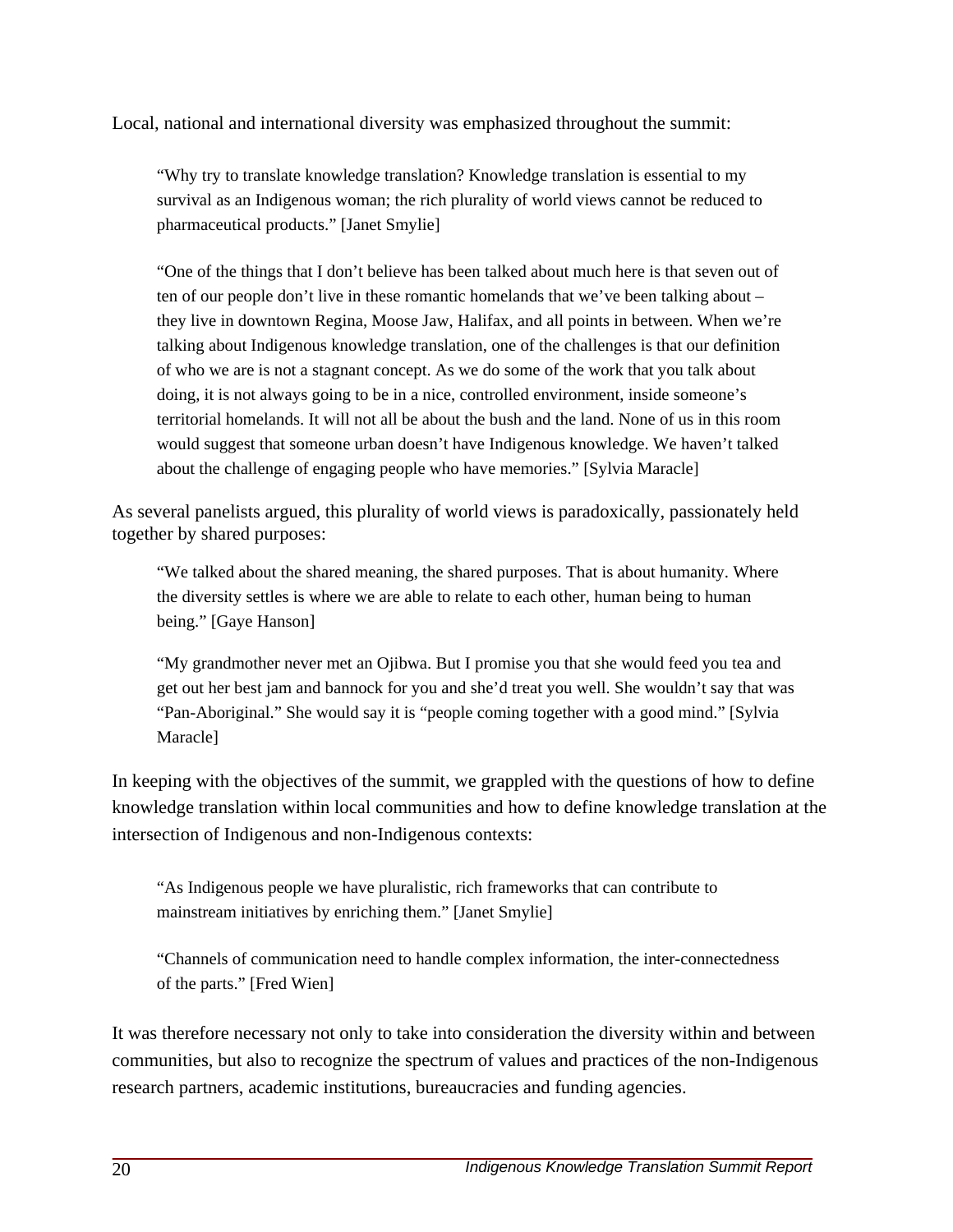Local, national and international diversity was emphasized throughout the summit:

> "Why try to translate knowledge translation? Knowledge translation is essential to my survival as an Indigenous woman; the rich plurality of world views cannot be reduced to pharmaceutical products." [Janet Smylie]

> "One of the things that I don't believe has been talked about much here is that seven out of ten of our people don't live in these romantic homelands that we've been talking about – they live in downtown Regina, Moose Jaw, Halifax, and all points in between. When we're talking about Indigenous knowledge translation, one of the challenges is that our definition of who we are is not a stagnant concept. As we do some of the work that you talk about doing, it is not always going to be in a nice, controlled environment, inside someone's territorial homelands. It will not all be about the bush and the land. None of us in this room would suggest that someone urban doesn't have Indigenous knowledge. We haven't talked about the challenge of engaging people who have memories." [Sylvia Maracle]

As several panelists argued, this plurality of world views is paradoxically, passionately held together by shared purposes:

> "We talked about the shared meaning, the shared purposes. That is about humanity. Where the diversity settles is where we are able to relate to each other, human being to human being." [Gaye Hanson]

> "My grandmother never met an Ojibwa. But I promise you that she would feed you tea and get out her best jam and bannock for you and she'd treat you well. She wouldn't say that was "Pan-Aboriginal." She would say it is "people coming together with a good mind." [Sylvia Maracle]

In keeping with the objectives of the summit, we grappled with the questions of how to define knowledge translation within local communities and how to define knowledge translation at the intersection of Indigenous and non-Indigenous contexts:

> "As Indigenous people we have pluralistic, rich frameworks that can contribute to mainstream initiatives by enriching them." [Janet Smylie]

> "Channels of communication need to handle complex information, the inter-connectedness of the parts." [Fred Wien]

It was therefore necessary not only to take into consideration the diversity within and between communities, but also to recognize the spectrum of values and practices of the non-Indigenous research partners, academic institutions, bureaucracies and funding agencies.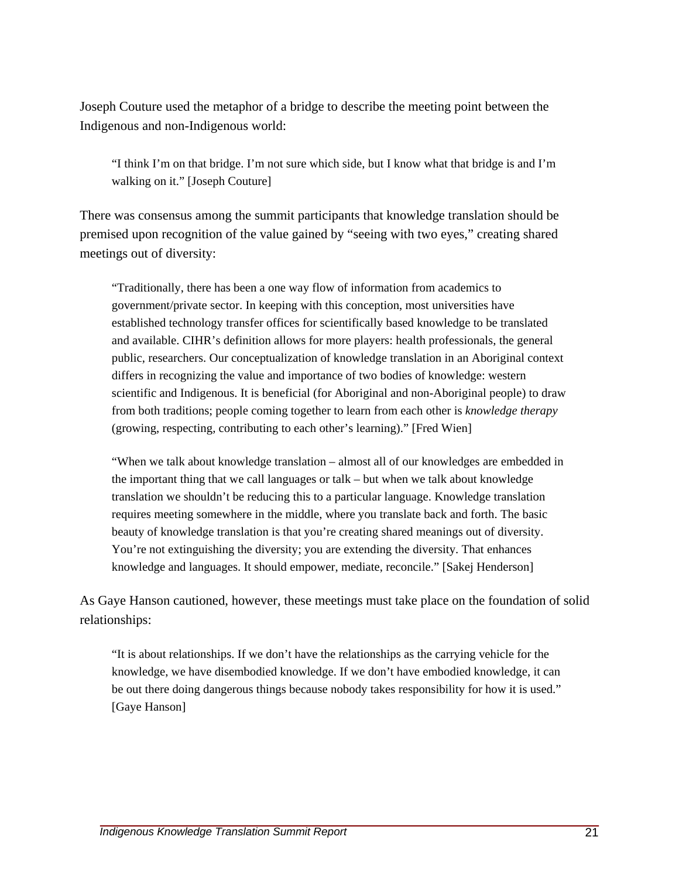Joseph Couture used the metaphor of a bridge to describe the meeting point between the Indigenous and non-Indigenous world:

> "I think I'm on that bridge. I'm not sure which side, but I know what that bridge is and I'm walking on it." [Joseph Couture]

There was consensus among the summit participants that knowledge translation should be premised upon recognition of the value gained by "seeing with two eyes," creating shared meetings out of diversity:

> "Traditionally, there has been a one way flow of information from academics to government/private sector. In keeping with this conception, most universities have established technology transfer offices for scientifically based knowledge to be translated and available. CIHR's definition allows for more players: health professionals, the general public, researchers. Our conceptualization of knowledge translation in an Aboriginal context differs in recognizing the value and importance of two bodies of knowledge: western scientific and Indigenous. It is beneficial (for Aboriginal and non-Aboriginal people) to draw from both traditions; people coming together to learn from each other is *knowledge therapy* (growing, respecting, contributing to each other's learning)." [Fred Wien]

> "When we talk about knowledge translation – almost all of our knowledges are embedded in the important thing that we call languages or talk – but when we talk about knowledge translation we shouldn't be reducing this to a particular language. Knowledge translation requires meeting somewhere in the middle, where you translate back and forth. The basic beauty of knowledge translation is that you're creating shared meanings out of diversity. You're not extinguishing the diversity; you are extending the diversity. That enhances knowledge and languages. It should empower, mediate, reconcile." [Sakej Henderson]

As Gaye Hanson cautioned, however, these meetings must take place on the foundation of solid relationships:

> "It is about relationships. If we don't have the relationships as the carrying vehicle for the knowledge, we have disembodied knowledge. If we don't have embodied knowledge, it can be out there doing dangerous things because nobody takes responsibility for how it is used." [Gaye Hanson]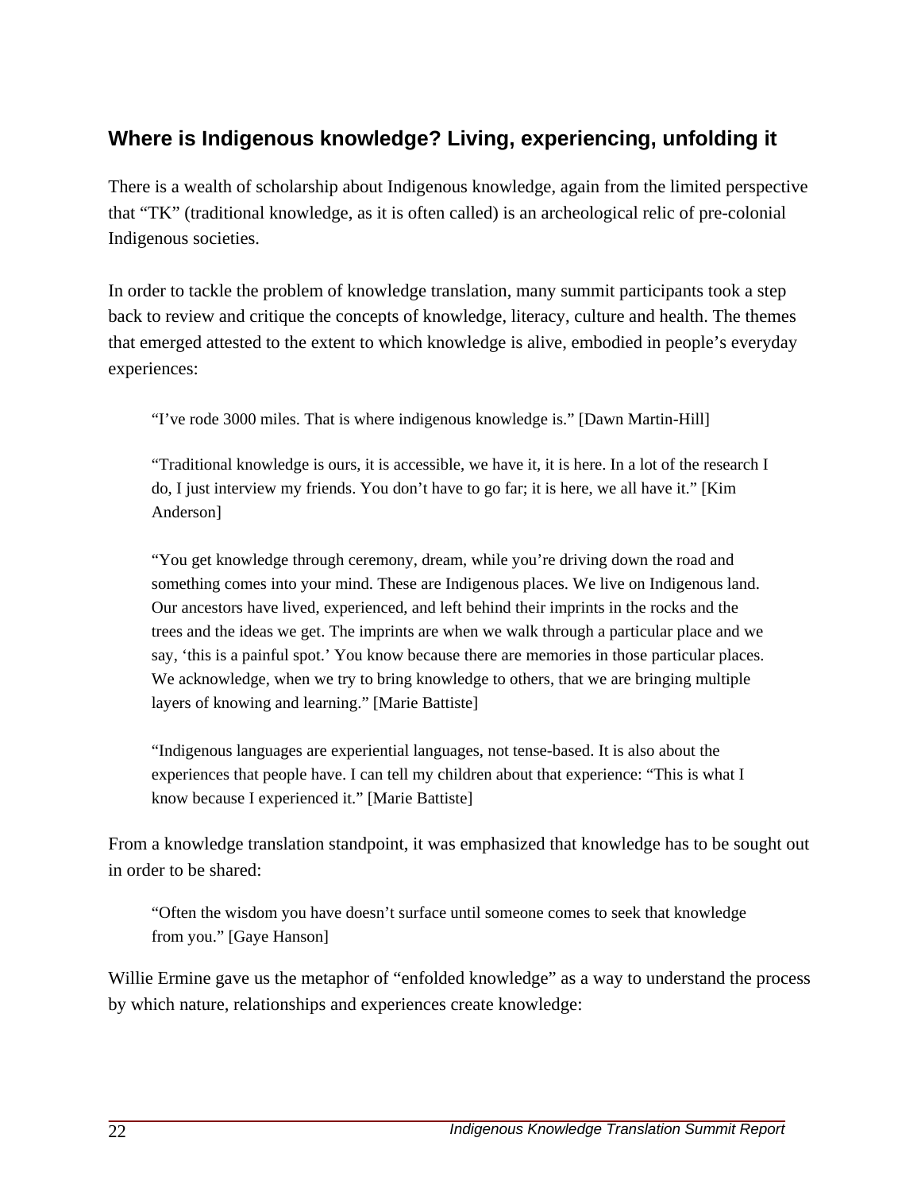## Where is Indigenous knowledge? Living, experiencing, unfolding it

There is a wealth of scholarship about Indigenous knowledge, again from the limited perspective that "TK" (traditional knowledge, as it is often called) is an archeological relic of pre-colonial Indigenous societies.

In order to tackle the problem of knowledge translation, many summit participants took a step back to review and critique the concepts of knowledge, literacy, culture and health. The themes that emerged attested to the extent to which knowledge is alive, embodied in people's everyday experiences:

> "I've rode 3000 miles. That is where indigenous knowledge is." [Dawn Martin-Hill]

> "Traditional knowledge is ours, it is accessible, we have it, it is here. In a lot of the research I do, I just interview my friends. You don't have to go far; it is here, we all have it." [Kim Anderson]

> "You get knowledge through ceremony, dream, while you're driving down the road and something comes into your mind. These are Indigenous places. We live on Indigenous land. Our ancestors have lived, experienced, and left behind their imprints in the rocks and the trees and the ideas we get. The imprints are when we walk through a particular place and we say, 'this is a painful spot.' You know because there are memories in those particular places. We acknowledge, when we try to bring knowledge to others, that we are bringing multiple layers of knowing and learning." [Marie Battiste]

> "Indigenous languages are experiential languages, not tense-based. It is also about the experiences that people have. I can tell my children about that experience: "This is what I know because I experienced it." [Marie Battiste]

From a knowledge translation standpoint, it was emphasized that knowledge has to be sought out in order to be shared:

> "Often the wisdom you have doesn't surface until someone comes to seek that knowledge from you." [Gaye Hanson]

Willie Ermine gave us the metaphor of "enfolded knowledge" as a way to understand the process by which nature, relationships and experiences create knowledge: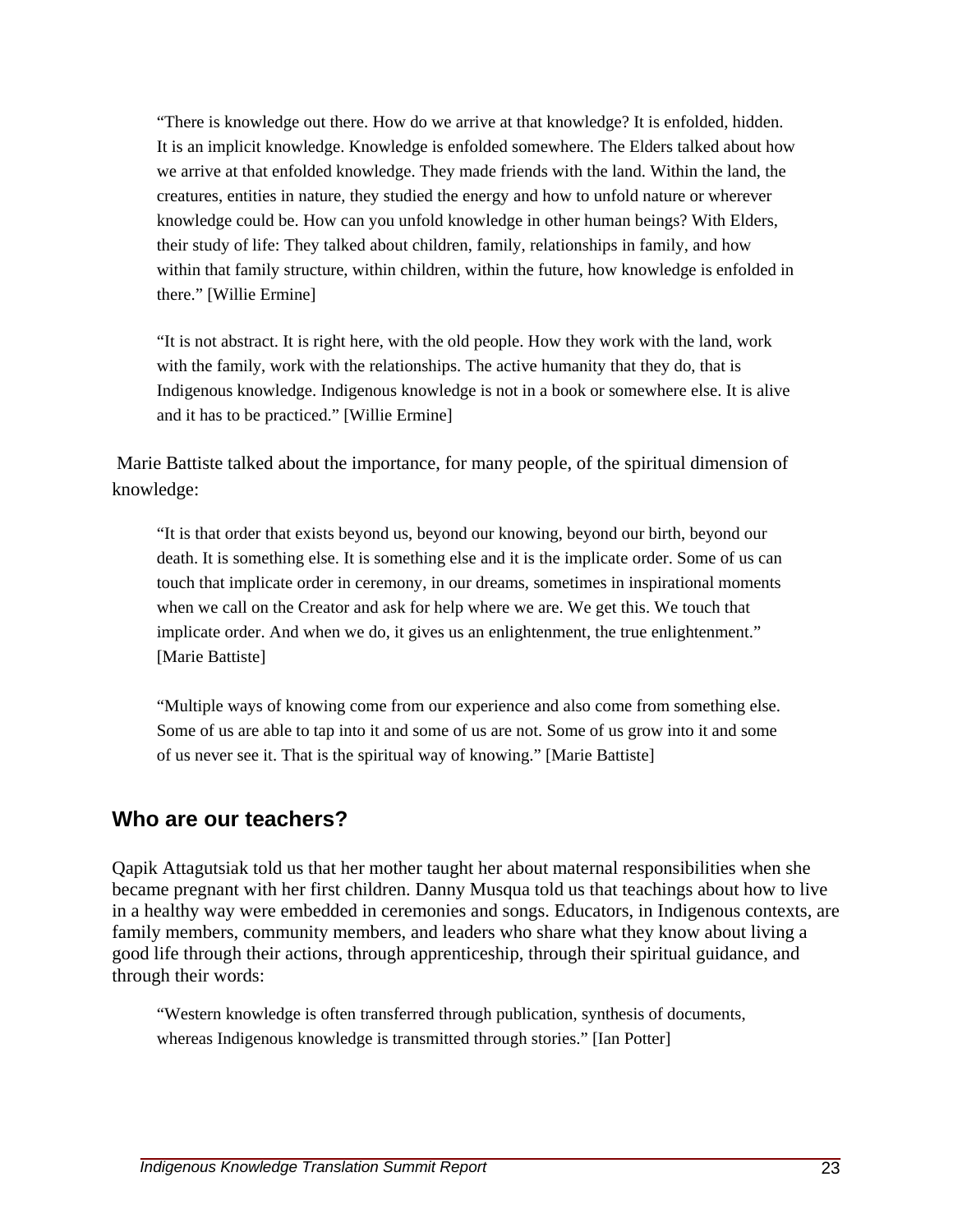> "There is knowledge out there. How do we arrive at that knowledge? It is enfolded, hidden. It is an implicit knowledge. Knowledge is enfolded somewhere. The Elders talked about how we arrive at that enfolded knowledge. They made friends with the land. Within the land, the creatures, entities in nature, they studied the energy and how to unfold nature or wherever knowledge could be. How can you unfold knowledge in other human beings? With Elders, their study of life: They talked about children, family, relationships in family, and how within that family structure, within children, within the future, how knowledge is enfolded in there." [Willie Ermine]

> "It is not abstract. It is right here, with the old people. How they work with the land, work with the family, work with the relationships. The active humanity that they do, that is Indigenous knowledge. Indigenous knowledge is not in a book or somewhere else. It is alive and it has to be practiced." [Willie Ermine]

Marie Battiste talked about the importance, for many people, of the spiritual dimension of knowledge:

> "It is that order that exists beyond us, beyond our knowing, beyond our birth, beyond our death. It is something else. It is something else and it is the implicate order. Some of us can touch that implicate order in ceremony, in our dreams, sometimes in inspirational moments when we call on the Creator and ask for help where we are. We get this. We touch that implicate order. And when we do, it gives us an enlightenment, the true enlightenment." [Marie Battiste]

> "Multiple ways of knowing come from our experience and also come from something else. Some of us are able to tap into it and some of us are not. Some of us grow into it and some of us never see it. That is the spiritual way of knowing." [Marie Battiste]

## Who are our teachers?

Qapik Attagutsiak told us that her mother taught her about maternal responsibilities when she became pregnant with her first children. Danny Musqua told us that teachings about how to live in a healthy way were embedded in ceremonies and songs. Educators, in Indigenous contexts, are family members, community members, and leaders who share what they know about living a good life through their actions, through apprenticeship, through their spiritual guidance, and through their words:

> "Western knowledge is often transferred through publication, synthesis of documents, whereas Indigenous knowledge is transmitted through stories." [Ian Potter]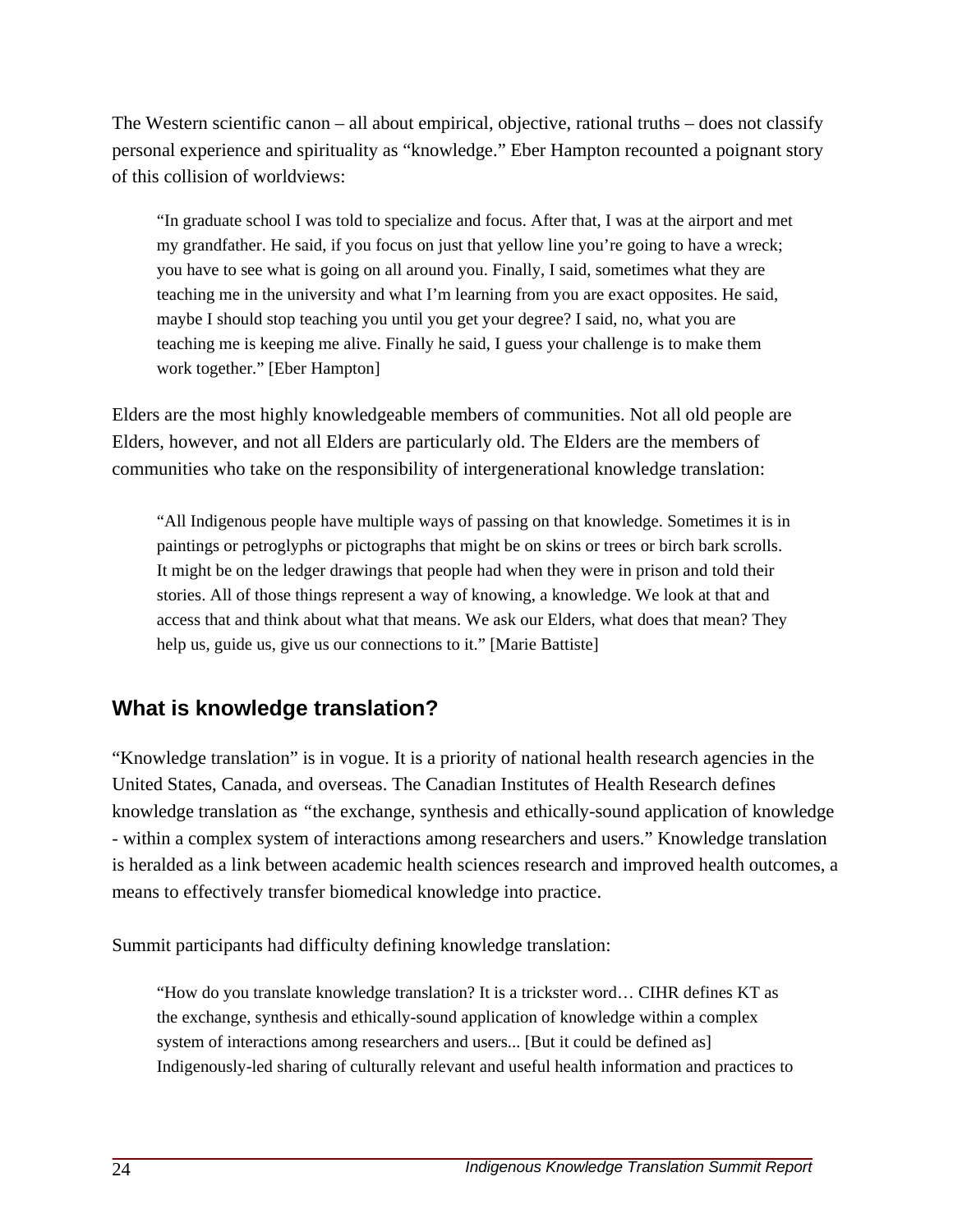The Western scientific canon – all about empirical, objective, rational truths – does not classify personal experience and spirituality as "knowledge." Eber Hampton recounted a poignant story of this collision of worldviews:

> "In graduate school I was told to specialize and focus. After that, I was at the airport and met my grandfather. He said, if you focus on just that yellow line you're going to have a wreck; you have to see what is going on all around you. Finally, I said, sometimes what they are teaching me in the university and what I'm learning from you are exact opposites. He said, maybe I should stop teaching you until you get your degree? I said, no, what you are teaching me is keeping me alive. Finally he said, I guess your challenge is to make them work together." [Eber Hampton]

Elders are the most highly knowledgeable members of communities. Not all old people are Elders, however, and not all Elders are particularly old. The Elders are the members of communities who take on the responsibility of intergenerational knowledge translation:

> "All Indigenous people have multiple ways of passing on that knowledge. Sometimes it is in paintings or petroglyphs or pictographs that might be on skins or trees or birch bark scrolls. It might be on the ledger drawings that people had when they were in prison and told their stories. All of those things represent a way of knowing, a knowledge. We look at that and access that and think about what that means. We ask our Elders, what does that mean? They help us, guide us, give us our connections to it." [Marie Battiste]

## What is knowledge translation?

"Knowledge translation" is in vogue. It is a priority of national health research agencies in the United States, Canada, and overseas. The Canadian Institutes of Health Research defines knowledge translation as "the exchange, synthesis and ethically-sound application of knowledge - within a complex system of interactions among researchers and users." Knowledge translation is heralded as a link between academic health sciences research and improved health outcomes, a means to effectively transfer biomedical knowledge into practice.

Summit participants had difficulty defining knowledge translation:

> "How do you translate knowledge translation? It is a trickster word… CIHR defines KT as the exchange, synthesis and ethically-sound application of knowledge within a complex system of interactions among researchers and users... [But it could be defined as] Indigenously-led sharing of culturally relevant and useful health information and practices to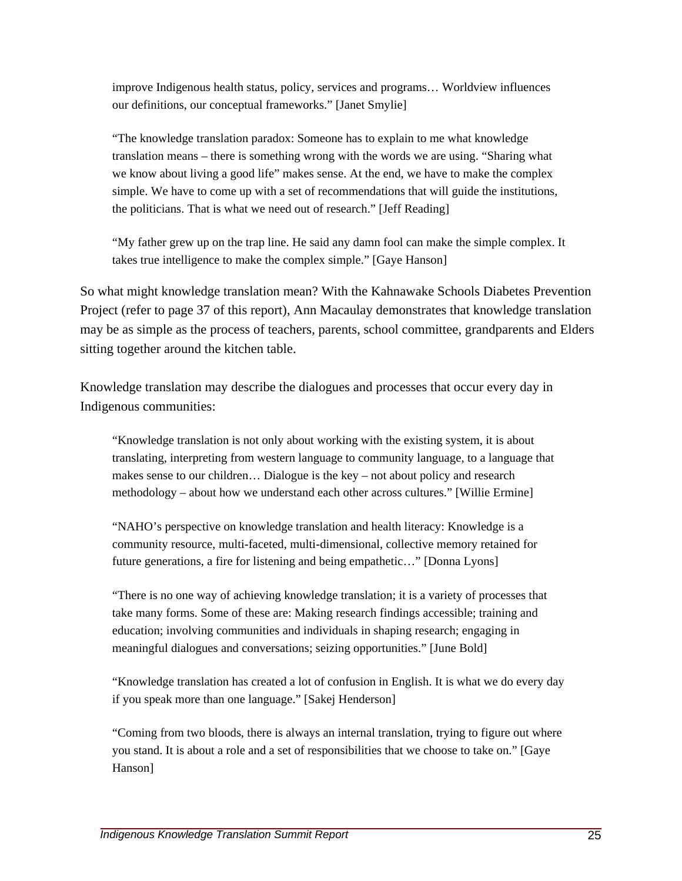> improve Indigenous health status, policy, services and programs… Worldview influences our definitions, our conceptual frameworks." [Janet Smylie]

> "The knowledge translation paradox: Someone has to explain to me what knowledge translation means – there is something wrong with the words we are using. "Sharing what we know about living a good life" makes sense. At the end, we have to make the complex simple. We have to come up with a set of recommendations that will guide the institutions, the politicians. That is what we need out of research." [Jeff Reading]

> "My father grew up on the trap line. He said any damn fool can make the simple complex. It takes true intelligence to make the complex simple." [Gaye Hanson]

So what might knowledge translation mean? With the Kahnawake Schools Diabetes Prevention Project (refer to page 37 of this report), Ann Macaulay demonstrates that knowledge translation may be as simple as the process of teachers, parents, school committee, grandparents and Elders sitting together around the kitchen table.

Knowledge translation may describe the dialogues and processes that occur every day in Indigenous communities:

> "Knowledge translation is not only about working with the existing system, it is about translating, interpreting from western language to community language, to a language that makes sense to our children… Dialogue is the key – not about policy and research methodology – about how we understand each other across cultures." [Willie Ermine]

> "NAHO's perspective on knowledge translation and health literacy: Knowledge is a community resource, multi-faceted, multi-dimensional, collective memory retained for future generations, a fire for listening and being empathetic…" [Donna Lyons]

> "There is no one way of achieving knowledge translation; it is a variety of processes that take many forms. Some of these are: Making research findings accessible; training and education; involving communities and individuals in shaping research; engaging in meaningful dialogues and conversations; seizing opportunities." [June Bold]

> "Knowledge translation has created a lot of confusion in English. It is what we do every day if you speak more than one language." [Sakej Henderson]

> "Coming from two bloods, there is always an internal translation, trying to figure out where you stand. It is about a role and a set of responsibilities that we choose to take on." [Gaye Hanson]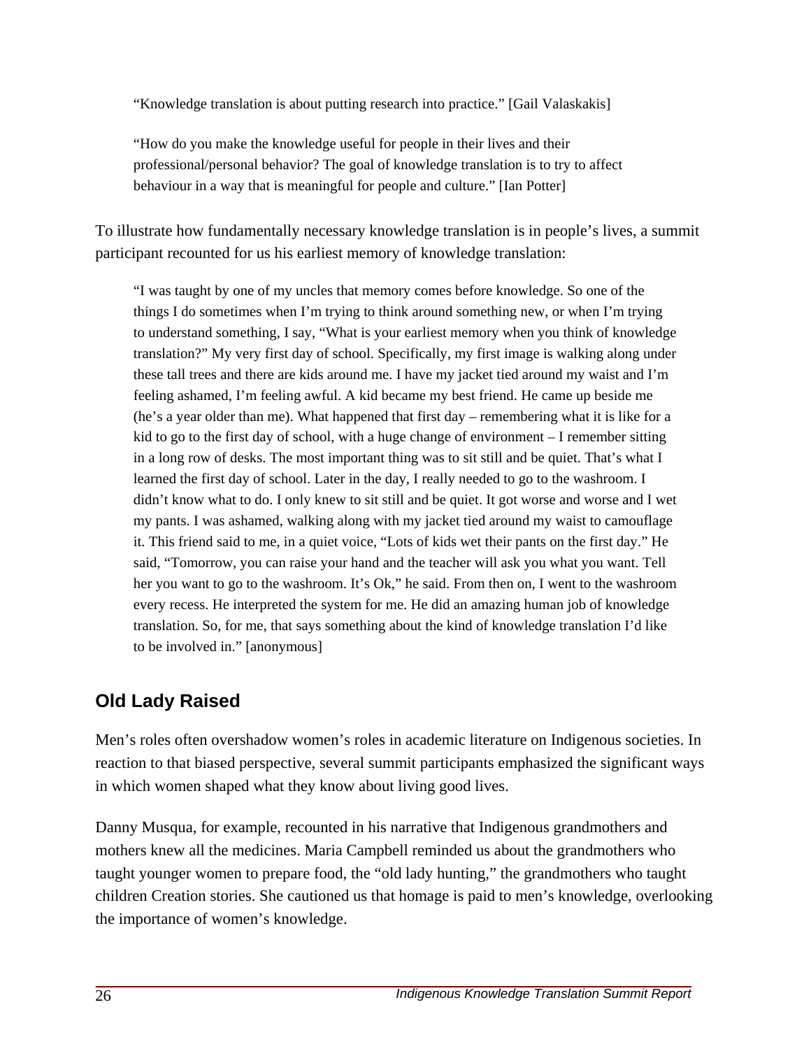> "Knowledge translation is about putting research into practice." [Gail Valaskakis]

> "How do you make the knowledge useful for people in their lives and their professional/personal behavior? The goal of knowledge translation is to try to affect behaviour in a way that is meaningful for people and culture." [Ian Potter]

To illustrate how fundamentally necessary knowledge translation is in people's lives, a summit participant recounted for us his earliest memory of knowledge translation:

> "I was taught by one of my uncles that memory comes before knowledge. So one of the things I do sometimes when I'm trying to think around something new, or when I'm trying to understand something, I say, "What is your earliest memory when you think of knowledge translation?" My very first day of school. Specifically, my first image is walking along under these tall trees and there are kids around me. I have my jacket tied around my waist and I'm feeling ashamed, I'm feeling awful. A kid became my best friend. He came up beside me (he's a year older than me). What happened that first day – remembering what it is like for a kid to go to the first day of school, with a huge change of environment – I remember sitting in a long row of desks. The most important thing was to sit still and be quiet. That's what I learned the first day of school. Later in the day, I really needed to go to the washroom. I didn't know what to do. I only knew to sit still and be quiet. It got worse and worse and I wet my pants. I was ashamed, walking along with my jacket tied around my waist to camouflage it. This friend said to me, in a quiet voice, "Lots of kids wet their pants on the first day." He said, "Tomorrow, you can raise your hand and the teacher will ask you what you want. Tell her you want to go to the washroom. It's Ok," he said. From then on, I went to the washroom every recess. He interpreted the system for me. He did an amazing human job of knowledge translation. So, for me, that says something about the kind of knowledge translation I'd like to be involved in." [anonymous]

## Old Lady Raised

Men's roles often overshadow women's roles in academic literature on Indigenous societies. In reaction to that biased perspective, several summit participants emphasized the significant ways in which women shaped what they know about living good lives.

Danny Musqua, for example, recounted in his narrative that Indigenous grandmothers and mothers knew all the medicines. Maria Campbell reminded us about the grandmothers who taught younger women to prepare food, the "old lady hunting," the grandmothers who taught children Creation stories. She cautioned us that homage is paid to men's knowledge, overlooking the importance of women's knowledge.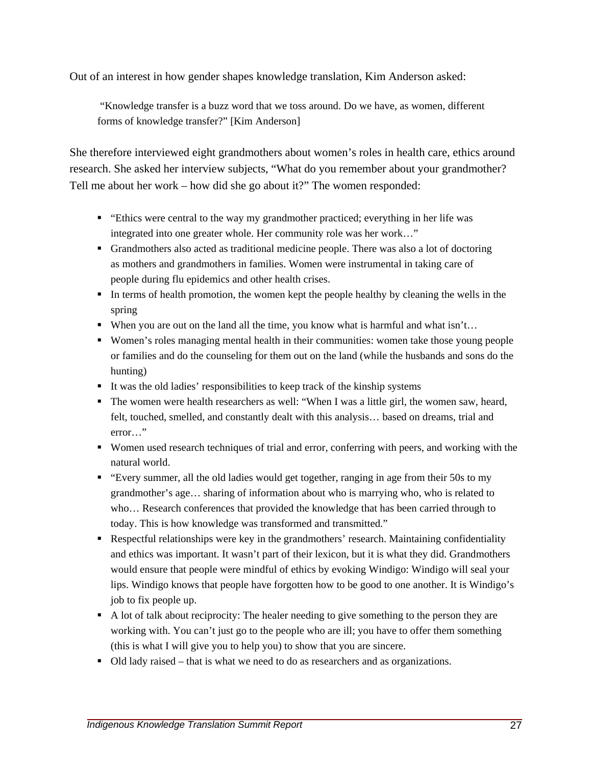Out of an interest in how gender shapes knowledge translation, Kim Anderson asked:

> "Knowledge transfer is a buzz word that we toss around. Do we have, as women, different forms of knowledge transfer?" [Kim Anderson]

She therefore interviewed eight grandmothers about women's roles in health care, ethics around research. She asked her interview subjects, "What do you remember about your grandmother? Tell me about her work – how did she go about it?" The women responded:

- "Ethics were central to the way my grandmother practiced; everything in her life was integrated into one greater whole. Her community role was her work…"
- Grandmothers also acted as traditional medicine people. There was also a lot of doctoring as mothers and grandmothers in families. Women were instrumental in taking care of people during flu epidemics and other health crises.
- In terms of health promotion, the women kept the people healthy by cleaning the wells in the spring
- When you are out on the land all the time, you know what is harmful and what isn't…
- Women's roles managing mental health in their communities: women take those young people or families and do the counseling for them out on the land (while the husbands and sons do the hunting)
- It was the old ladies' responsibilities to keep track of the kinship systems
- The women were health researchers as well: "When I was a little girl, the women saw, heard, felt, touched, smelled, and constantly dealt with this analysis… based on dreams, trial and error…"
- Women used research techniques of trial and error, conferring with peers, and working with the natural world.
- "Every summer, all the old ladies would get together, ranging in age from their 50s to my grandmother's age… sharing of information about who is marrying who, who is related to who… Research conferences that provided the knowledge that has been carried through to today. This is how knowledge was transformed and transmitted."
- Respectful relationships were key in the grandmothers' research. Maintaining confidentiality and ethics was important. It wasn't part of their lexicon, but it is what they did. Grandmothers would ensure that people were mindful of ethics by evoking Windigo: Windigo will seal your lips. Windigo knows that people have forgotten how to be good to one another. It is Windigo's job to fix people up.
- A lot of talk about reciprocity: The healer needing to give something to the person they are working with. You can't just go to the people who are ill; you have to offer them something (this is what I will give you to help you) to show that you are sincere.
- Old lady raised – that is what we need to do as researchers and as organizations.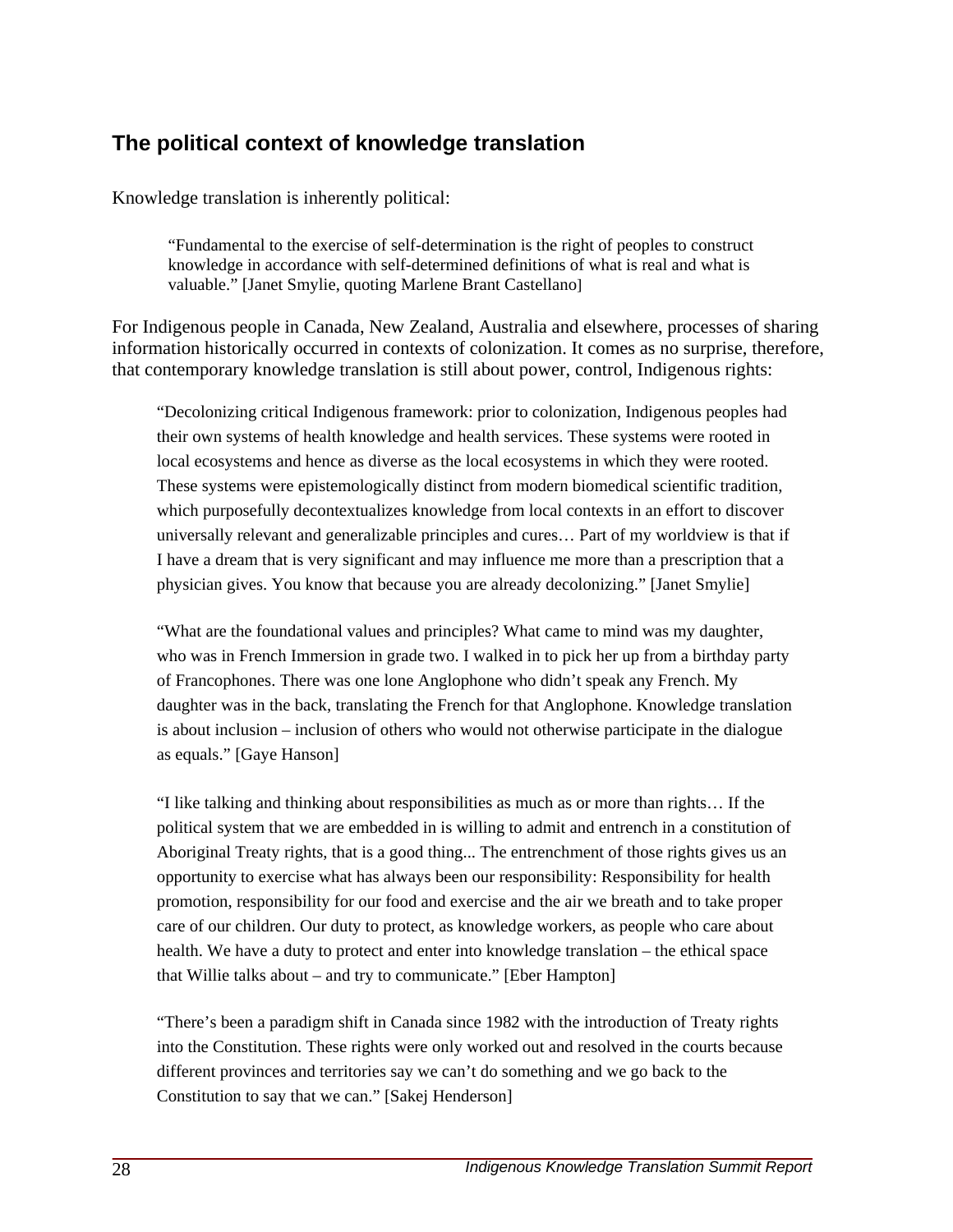## The political context of knowledge translation

Knowledge translation is inherently political:

> "Fundamental to the exercise of self-determination is the right of peoples to construct knowledge in accordance with self-determined definitions of what is real and what is valuable." [Janet Smylie, quoting Marlene Brant Castellano]

For Indigenous people in Canada, New Zealand, Australia and elsewhere, processes of sharing information historically occurred in contexts of colonization. It comes as no surprise, therefore, that contemporary knowledge translation is still about power, control, Indigenous rights:

> "Decolonizing critical Indigenous framework: prior to colonization, Indigenous peoples had their own systems of health knowledge and health services. These systems were rooted in local ecosystems and hence as diverse as the local ecosystems in which they were rooted. These systems were epistemologically distinct from modern biomedical scientific tradition, which purposefully decontextualizes knowledge from local contexts in an effort to discover universally relevant and generalizable principles and cures… Part of my worldview is that if I have a dream that is very significant and may influence me more than a prescription that a physician gives. You know that because you are already decolonizing." [Janet Smylie]

> "What are the foundational values and principles? What came to mind was my daughter, who was in French Immersion in grade two. I walked in to pick her up from a birthday party of Francophones. There was one lone Anglophone who didn't speak any French. My daughter was in the back, translating the French for that Anglophone. Knowledge translation is about inclusion – inclusion of others who would not otherwise participate in the dialogue as equals." [Gaye Hanson]

> "I like talking and thinking about responsibilities as much as or more than rights… If the political system that we are embedded in is willing to admit and entrench in a constitution of Aboriginal Treaty rights, that is a good thing... The entrenchment of those rights gives us an opportunity to exercise what has always been our responsibility: Responsibility for health promotion, responsibility for our food and exercise and the air we breath and to take proper care of our children. Our duty to protect, as knowledge workers, as people who care about health. We have a duty to protect and enter into knowledge translation – the ethical space that Willie talks about – and try to communicate." [Eber Hampton]

> "There's been a paradigm shift in Canada since 1982 with the introduction of Treaty rights into the Constitution. These rights were only worked out and resolved in the courts because different provinces and territories say we can't do something and we go back to the Constitution to say that we can." [Sakej Henderson]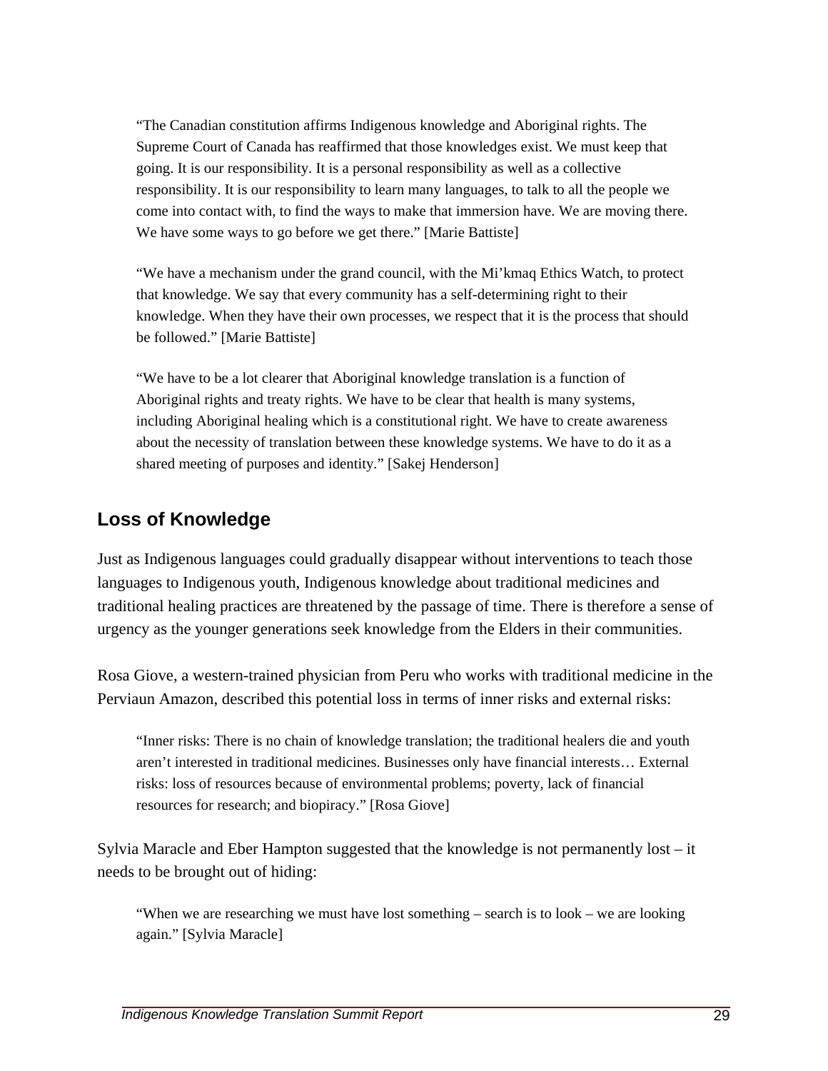> "The Canadian constitution affirms Indigenous knowledge and Aboriginal rights. The Supreme Court of Canada has reaffirmed that those knowledges exist. We must keep that going. It is our responsibility. It is a personal responsibility as well as a collective responsibility. It is our responsibility to learn many languages, to talk to all the people we come into contact with, to find the ways to make that immersion have. We are moving there. We have some ways to go before we get there." [Marie Battiste]

> "We have a mechanism under the grand council, with the Mi'kmaq Ethics Watch, to protect that knowledge. We say that every community has a self-determining right to their knowledge. When they have their own processes, we respect that it is the process that should be followed." [Marie Battiste]

> "We have to be a lot clearer that Aboriginal knowledge translation is a function of Aboriginal rights and treaty rights. We have to be clear that health is many systems, including Aboriginal healing which is a constitutional right. We have to create awareness about the necessity of translation between these knowledge systems. We have to do it as a shared meeting of purposes and identity." [Sakej Henderson]

## Loss of Knowledge

Just as Indigenous languages could gradually disappear without interventions to teach those languages to Indigenous youth, Indigenous knowledge about traditional medicines and traditional healing practices are threatened by the passage of time. There is therefore a sense of urgency as the younger generations seek knowledge from the Elders in their communities.

Rosa Giove, a western-trained physician from Peru who works with traditional medicine in the Perviaun Amazon, described this potential loss in terms of inner risks and external risks:

> "Inner risks: There is no chain of knowledge translation; the traditional healers die and youth aren't interested in traditional medicines. Businesses only have financial interests… External risks: loss of resources because of environmental problems; poverty, lack of financial resources for research; and biopiracy." [Rosa Giove]

Sylvia Maracle and Eber Hampton suggested that the knowledge is not permanently lost – it needs to be brought out of hiding:

> "When we are researching we must have lost something – search is to look – we are looking again." [Sylvia Maracle]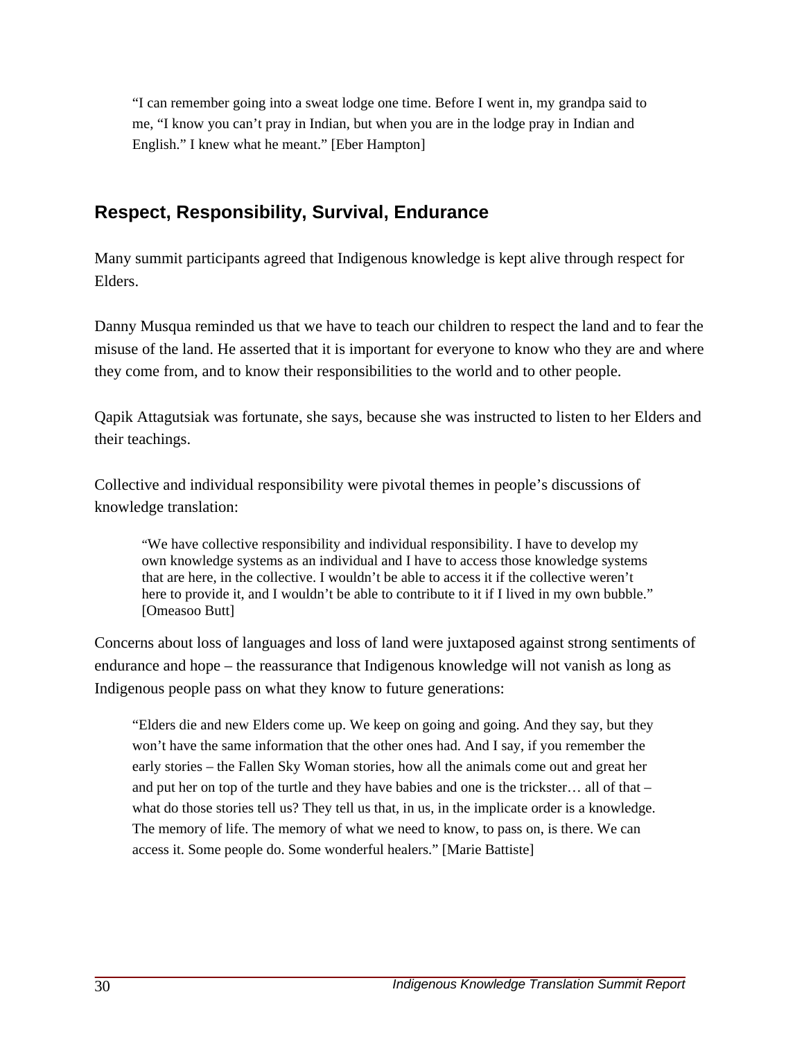> “I can remember going into a sweat lodge one time. Before I went in, my grandpa said to me, “I know you can’t pray in Indian, but when you are in the lodge pray in Indian and English.” I knew what he meant.” [Eber Hampton]

## Respect, Responsibility, Survival, Endurance

Many summit participants agreed that Indigenous knowledge is kept alive through respect for Elders.

Danny Musqua reminded us that we have to teach our children to respect the land and to fear the misuse of the land. He asserted that it is important for everyone to know who they are and where they come from, and to know their responsibilities to the world and to other people.

Qapik Attagutsiak was fortunate, she says, because she was instructed to listen to her Elders and their teachings.

Collective and individual responsibility were pivotal themes in people’s discussions of knowledge translation:

> “We have collective responsibility and individual responsibility. I have to develop my own knowledge systems as an individual and I have to access those knowledge systems that are here, in the collective. I wouldn’t be able to access it if the collective weren’t here to provide it, and I wouldn’t be able to contribute to it if I lived in my own bubble.” [Omeasoo Butt]

Concerns about loss of languages and loss of land were juxtaposed against strong sentiments of endurance and hope – the reassurance that Indigenous knowledge will not vanish as long as Indigenous people pass on what they know to future generations:

> “Elders die and new Elders come up. We keep on going and going. And they say, but they won’t have the same information that the other ones had. And I say, if you remember the early stories – the Fallen Sky Woman stories, how all the animals come out and great her and put her on top of the turtle and they have babies and one is the trickster… all of that – what do those stories tell us? They tell us that, in us, in the implicate order is a knowledge. The memory of life. The memory of what we need to know, to pass on, is there. We can access it. Some people do. Some wonderful healers.” [Marie Battiste]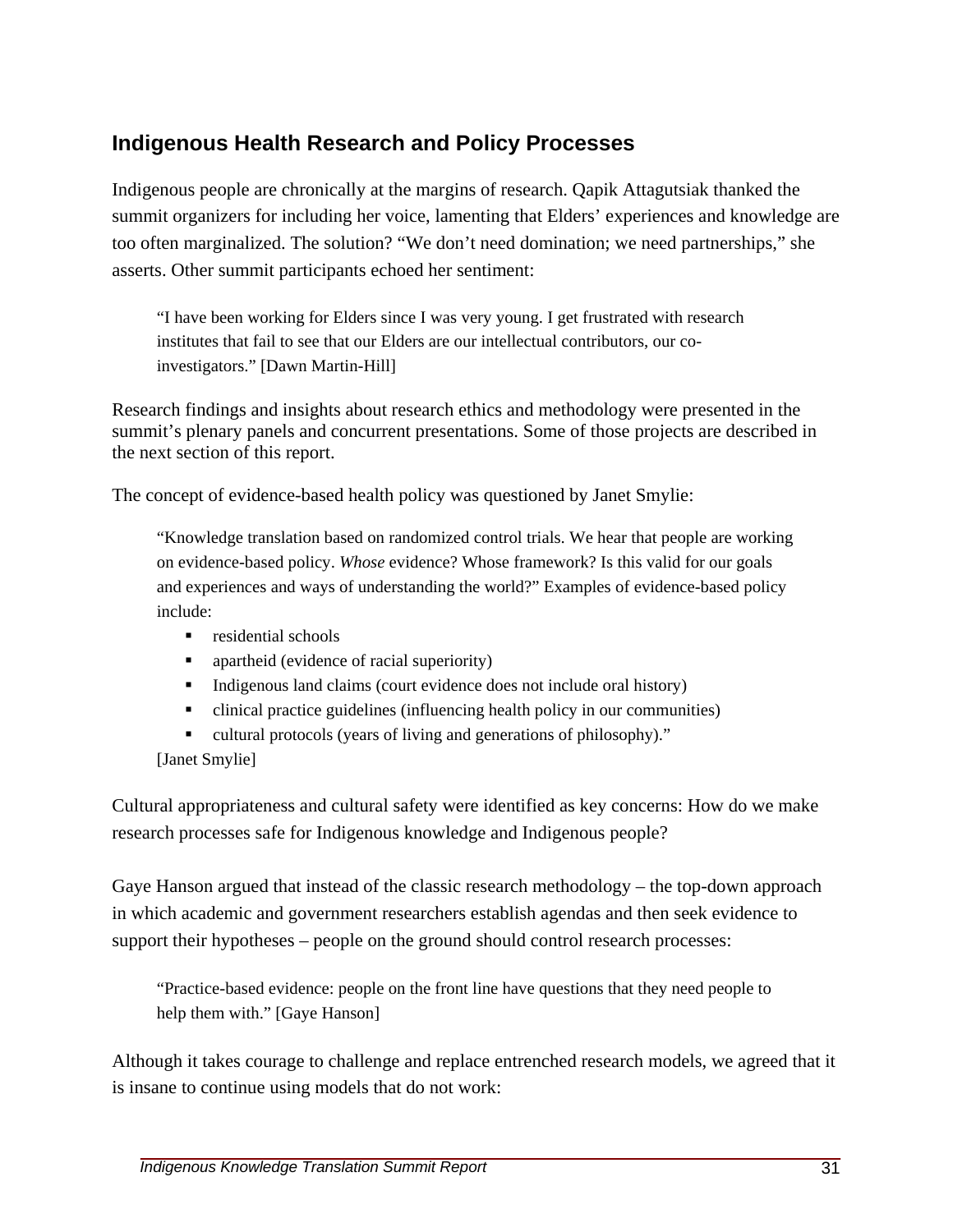## Indigenous Health Research and Policy Processes

Indigenous people are chronically at the margins of research. Qapik Attagutsiak thanked the summit organizers for including her voice, lamenting that Elders' experiences and knowledge are too often marginalized. The solution? "We don't need domination; we need partnerships," she asserts. Other summit participants echoed her sentiment:

> "I have been working for Elders since I was very young. I get frustrated with research institutes that fail to see that our Elders are our intellectual contributors, our co-investigators." [Dawn Martin-Hill]

Research findings and insights about research ethics and methodology were presented in the summit's plenary panels and concurrent presentations. Some of those projects are described in the next section of this report.

The concept of evidence-based health policy was questioned by Janet Smylie:

> "Knowledge translation based on randomized control trials. We hear that people are working on evidence-based policy. *Whose* evidence? Whose framework? Is this valid for our goals and experiences and ways of understanding the world?" Examples of evidence-based policy include:
>
> - residential schools
> - apartheid (evidence of racial superiority)
> - Indigenous land claims (court evidence does not include oral history)
> - clinical practice guidelines (influencing health policy in our communities)
> - cultural protocols (years of living and generations of philosophy)."
>
> [Janet Smylie]

Cultural appropriateness and cultural safety were identified as key concerns: How do we make research processes safe for Indigenous knowledge and Indigenous people?

Gaye Hanson argued that instead of the classic research methodology – the top-down approach in which academic and government researchers establish agendas and then seek evidence to support their hypotheses – people on the ground should control research processes:

> "Practice-based evidence: people on the front line have questions that they need people to help them with." [Gaye Hanson]

Although it takes courage to challenge and replace entrenched research models, we agreed that it is insane to continue using models that do not work: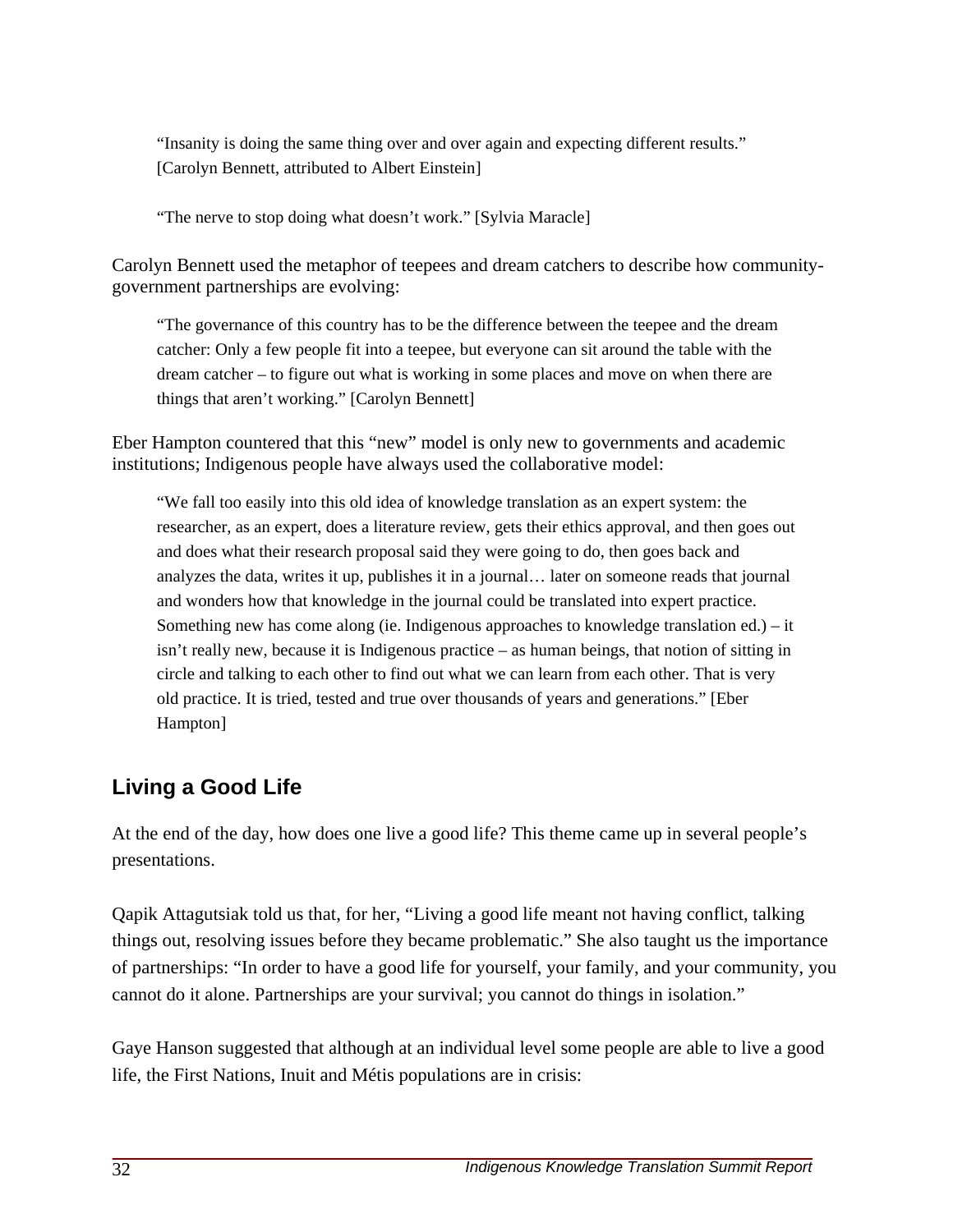> "Insanity is doing the same thing over and over again and expecting different results." [Carolyn Bennett, attributed to Albert Einstein]

> "The nerve to stop doing what doesn't work." [Sylvia Maracle]

Carolyn Bennett used the metaphor of teepees and dream catchers to describe how community-government partnerships are evolving:

> "The governance of this country has to be the difference between the teepee and the dream catcher: Only a few people fit into a teepee, but everyone can sit around the table with the dream catcher – to figure out what is working in some places and move on when there are things that aren't working." [Carolyn Bennett]

Eber Hampton countered that this "new" model is only new to governments and academic institutions; Indigenous people have always used the collaborative model:

> "We fall too easily into this old idea of knowledge translation as an expert system: the researcher, as an expert, does a literature review, gets their ethics approval, and then goes out and does what their research proposal said they were going to do, then goes back and analyzes the data, writes it up, publishes it in a journal… later on someone reads that journal and wonders how that knowledge in the journal could be translated into expert practice. Something new has come along (ie. Indigenous approaches to knowledge translation ed.) – it isn't really new, because it is Indigenous practice – as human beings, that notion of sitting in circle and talking to each other to find out what we can learn from each other. That is very old practice. It is tried, tested and true over thousands of years and generations." [Eber Hampton]

## Living a Good Life

At the end of the day, how does one live a good life? This theme came up in several people's presentations.

Qapik Attagutsiak told us that, for her, "Living a good life meant not having conflict, talking things out, resolving issues before they became problematic." She also taught us the importance of partnerships: "In order to have a good life for yourself, your family, and your community, you cannot do it alone. Partnerships are your survival; you cannot do things in isolation."

Gaye Hanson suggested that although at an individual level some people are able to live a good life, the First Nations, Inuit and Métis populations are in crisis: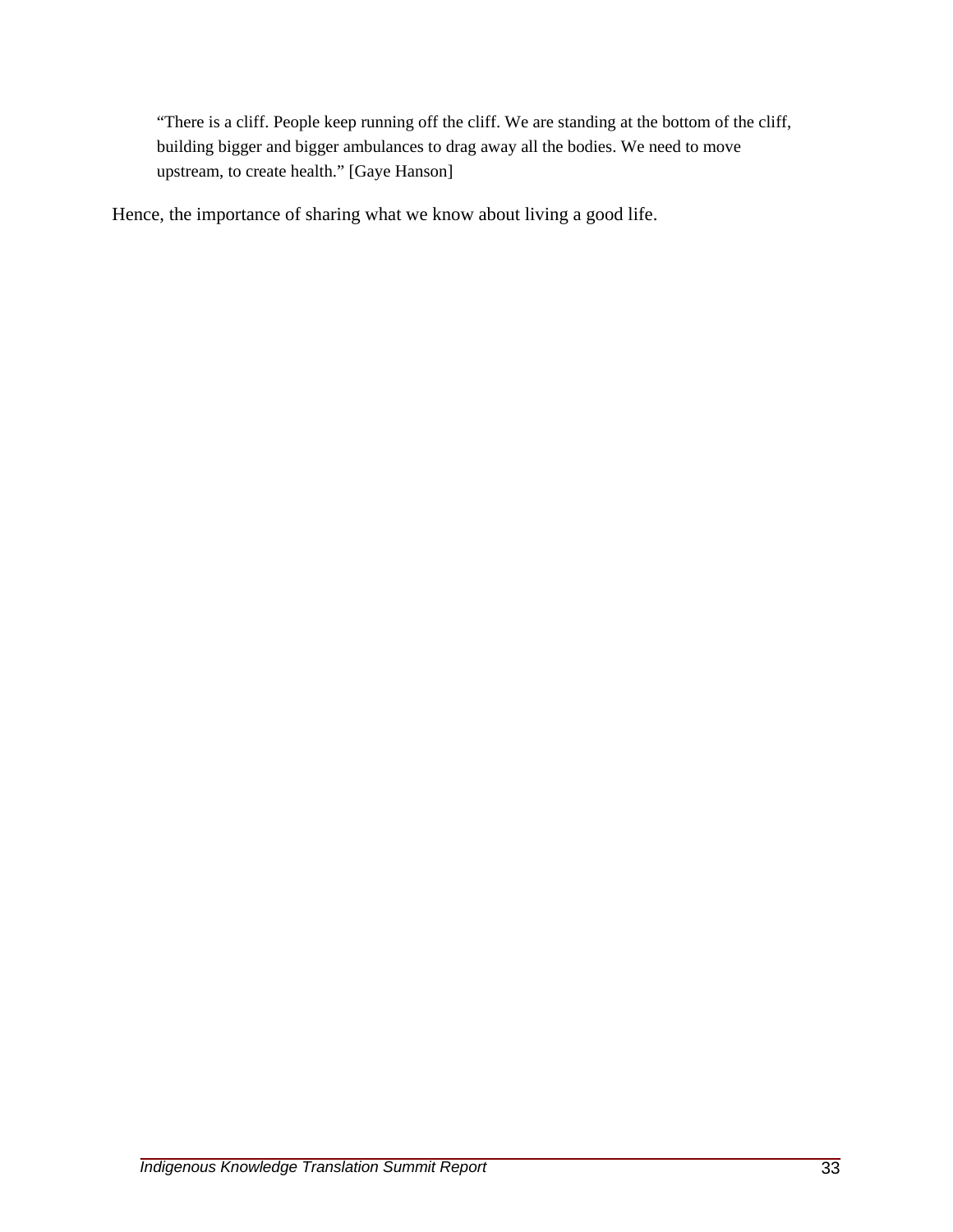> "There is a cliff. People keep running off the cliff. We are standing at the bottom of the cliff, building bigger and bigger ambulances to drag away all the bodies. We need to move upstream, to create health." [Gaye Hanson]

Hence, the importance of sharing what we know about living a good life.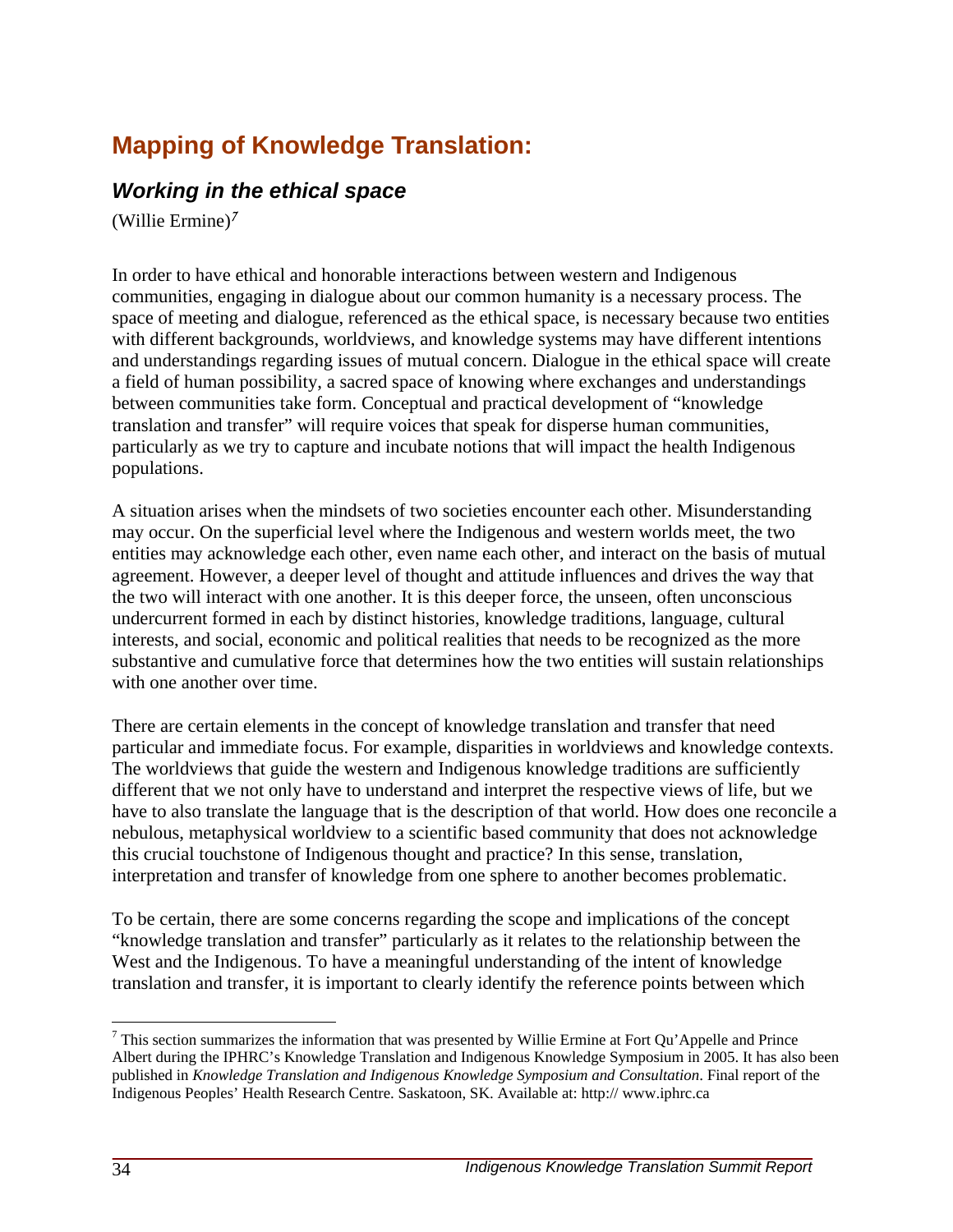## Mapping of Knowledge Translation:

### *Working in the ethical space*

(Willie Ermine)[7]

In order to have ethical and honorable interactions between western and Indigenous communities, engaging in dialogue about our common humanity is a necessary process. The space of meeting and dialogue, referenced as the ethical space, is necessary because two entities with different backgrounds, worldviews, and knowledge systems may have different intentions and understandings regarding issues of mutual concern. Dialogue in the ethical space will create a field of human possibility, a sacred space of knowing where exchanges and understandings between communities take form. Conceptual and practical development of "knowledge translation and transfer" will require voices that speak for disperse human communities, particularly as we try to capture and incubate notions that will impact the health Indigenous populations.

A situation arises when the mindsets of two societies encounter each other. Misunderstanding may occur. On the superficial level where the Indigenous and western worlds meet, the two entities may acknowledge each other, even name each other, and interact on the basis of mutual agreement. However, a deeper level of thought and attitude influences and drives the way that the two will interact with one another. It is this deeper force, the unseen, often unconscious undercurrent formed in each by distinct histories, knowledge traditions, language, cultural interests, and social, economic and political realities that needs to be recognized as the more substantive and cumulative force that determines how the two entities will sustain relationships with one another over time.

There are certain elements in the concept of knowledge translation and transfer that need particular and immediate focus. For example, disparities in worldviews and knowledge contexts. The worldviews that guide the western and Indigenous knowledge traditions are sufficiently different that we not only have to understand and interpret the respective views of life, but we have to also translate the language that is the description of that world. How does one reconcile a nebulous, metaphysical worldview to a scientific based community that does not acknowledge this crucial touchstone of Indigenous thought and practice? In this sense, translation, interpretation and transfer of knowledge from one sphere to another becomes problematic.

To be certain, there are some concerns regarding the scope and implications of the concept "knowledge translation and transfer" particularly as it relates to the relationship between the West and the Indigenous. To have a meaningful understanding of the intent of knowledge translation and transfer, it is important to clearly identify the reference points between which

---

[7] This section summarizes the information that was presented by Willie Ermine at Fort Qu'Appelle and Prince Albert during the IPHRC's Knowledge Translation and Indigenous Knowledge Symposium in 2005. It has also been published in *Knowledge Translation and Indigenous Knowledge Symposium and Consultation*. Final report of the Indigenous Peoples' Health Research Centre. Saskatoon, SK. Available at: http:// www.iphrc.ca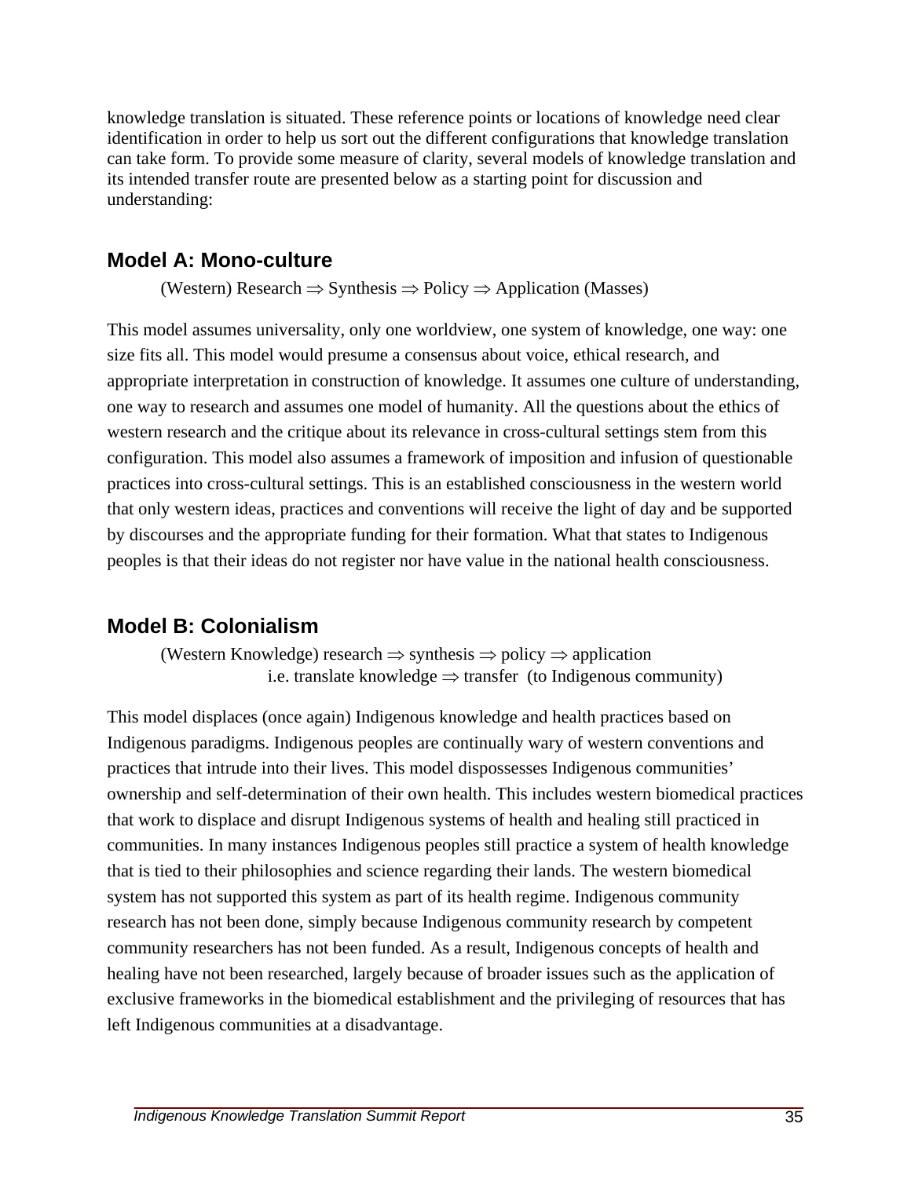knowledge translation is situated. These reference points or locations of knowledge need clear identification in order to help us sort out the different configurations that knowledge translation can take form. To provide some measure of clarity, several models of knowledge translation and its intended transfer route are presented below as a starting point for discussion and understanding:

## Model A: Mono-culture

(Western) Research ⇒ Synthesis ⇒ Policy ⇒ Application (Masses)

This model assumes universality, only one worldview, one system of knowledge, one way: one size fits all. This model would presume a consensus about voice, ethical research, and appropriate interpretation in construction of knowledge. It assumes one culture of understanding, one way to research and assumes one model of humanity. All the questions about the ethics of western research and the critique about its relevance in cross-cultural settings stem from this configuration. This model also assumes a framework of imposition and infusion of questionable practices into cross-cultural settings. This is an established consciousness in the western world that only western ideas, practices and conventions will receive the light of day and be supported by discourses and the appropriate funding for their formation. What that states to Indigenous peoples is that their ideas do not register nor have value in the national health consciousness.

## Model B: Colonialism

(Western Knowledge) research ⇒ synthesis ⇒ policy ⇒ application
i.e. translate knowledge ⇒ transfer (to Indigenous community)

This model displaces (once again) Indigenous knowledge and health practices based on Indigenous paradigms. Indigenous peoples are continually wary of western conventions and practices that intrude into their lives. This model dispossesses Indigenous communities' ownership and self-determination of their own health. This includes western biomedical practices that work to displace and disrupt Indigenous systems of health and healing still practiced in communities. In many instances Indigenous peoples still practice a system of health knowledge that is tied to their philosophies and science regarding their lands. The western biomedical system has not supported this system as part of its health regime. Indigenous community research has not been done, simply because Indigenous community research by competent community researchers has not been funded. As a result, Indigenous concepts of health and healing have not been researched, largely because of broader issues such as the application of exclusive frameworks in the biomedical establishment and the privileging of resources that has left Indigenous communities at a disadvantage.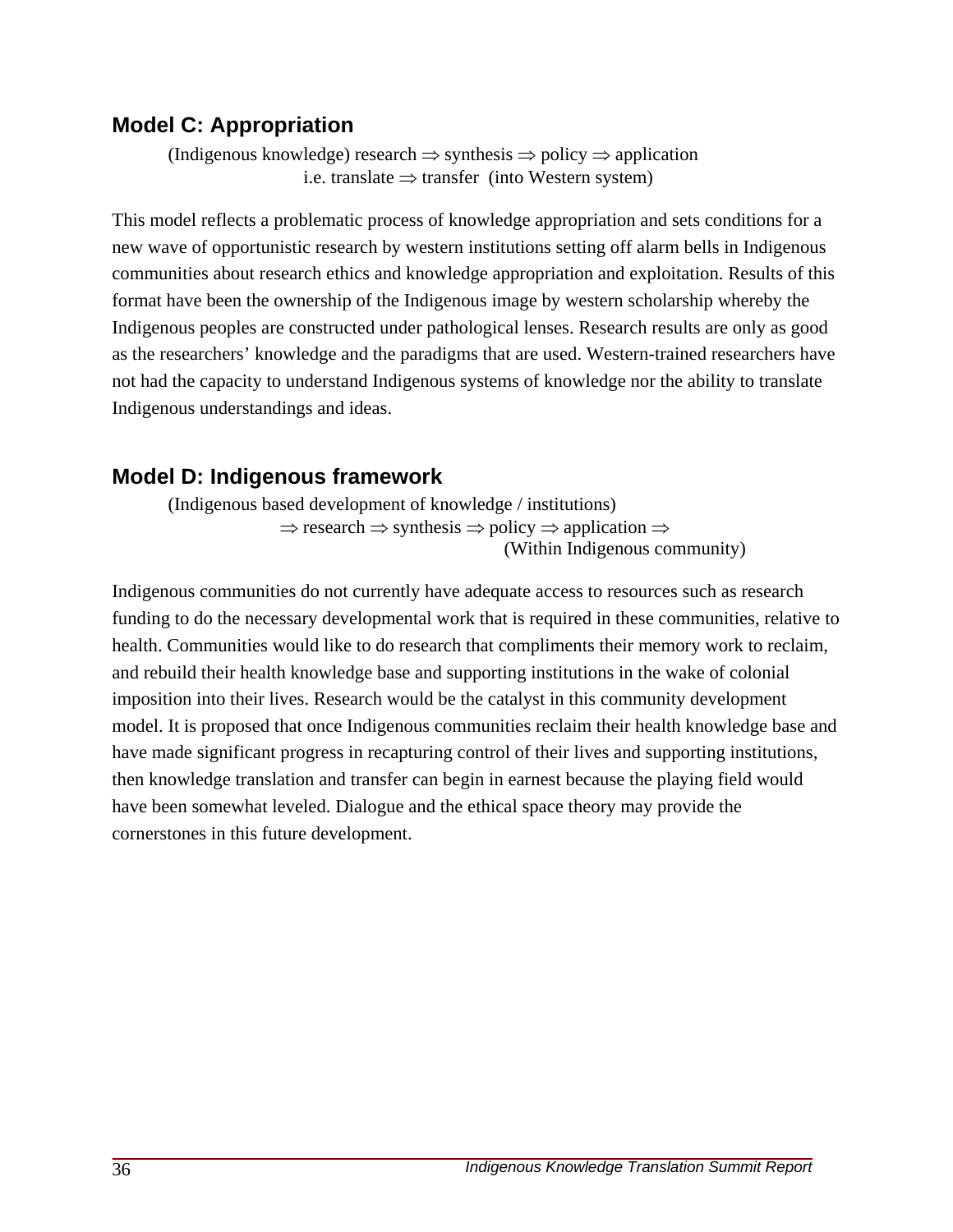## Model C: Appropriation

(Indigenous knowledge) research ⇒ synthesis ⇒ policy ⇒ application
i.e. translate ⇒ transfer (into Western system)

This model reflects a problematic process of knowledge appropriation and sets conditions for a new wave of opportunistic research by western institutions setting off alarm bells in Indigenous communities about research ethics and knowledge appropriation and exploitation. Results of this format have been the ownership of the Indigenous image by western scholarship whereby the Indigenous peoples are constructed under pathological lenses. Research results are only as good as the researchers' knowledge and the paradigms that are used. Western-trained researchers have not had the capacity to understand Indigenous systems of knowledge nor the ability to translate Indigenous understandings and ideas.

## Model D: Indigenous framework

(Indigenous based development of knowledge / institutions)
⇒ research ⇒ synthesis ⇒ policy ⇒ application ⇒
(Within Indigenous community)

Indigenous communities do not currently have adequate access to resources such as research funding to do the necessary developmental work that is required in these communities, relative to health. Communities would like to do research that compliments their memory work to reclaim, and rebuild their health knowledge base and supporting institutions in the wake of colonial imposition into their lives. Research would be the catalyst in this community development model. It is proposed that once Indigenous communities reclaim their health knowledge base and have made significant progress in recapturing control of their lives and supporting institutions, then knowledge translation and transfer can begin in earnest because the playing field would have been somewhat leveled. Dialogue and the ethical space theory may provide the cornerstones in this future development.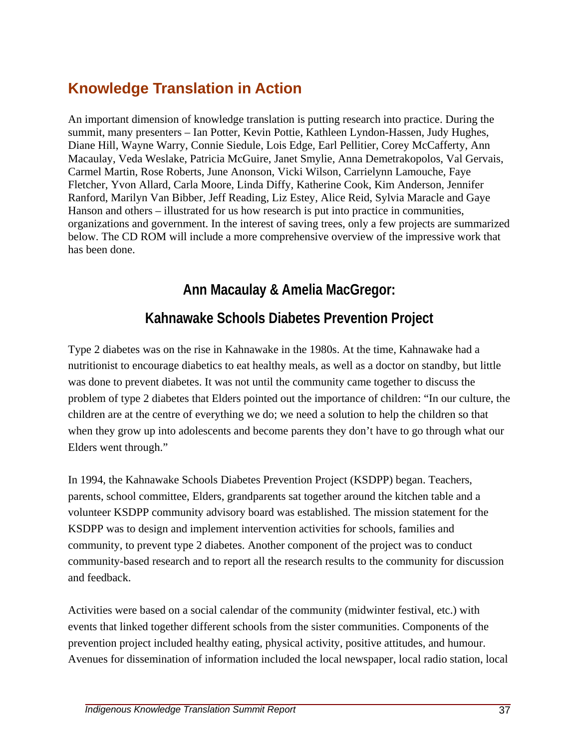## Knowledge Translation in Action

An important dimension of knowledge translation is putting research into practice. During the summit, many presenters – Ian Potter, Kevin Pottie, Kathleen Lyndon-Hassen, Judy Hughes, Diane Hill, Wayne Warry, Connie Siedule, Lois Edge, Earl Pellitier, Corey McCafferty, Ann Macaulay, Veda Weslake, Patricia McGuire, Janet Smylie, Anna Demetrakopolos, Val Gervais, Carmel Martin, Rose Roberts, June Anonson, Vicki Wilson, Carrielynn Lamouche, Faye Fletcher, Yvon Allard, Carla Moore, Linda Diffy, Katherine Cook, Kim Anderson, Jennifer Ranford, Marilyn Van Bibber, Jeff Reading, Liz Estey, Alice Reid, Sylvia Maracle and Gaye Hanson and others – illustrated for us how research is put into practice in communities, organizations and government. In the interest of saving trees, only a few projects are summarized below. The CD ROM will include a more comprehensive overview of the impressive work that has been done.

### Ann Macaulay & Amelia MacGregor:

### Kahnawake Schools Diabetes Prevention Project

Type 2 diabetes was on the rise in Kahnawake in the 1980s. At the time, Kahnawake had a nutritionist to encourage diabetics to eat healthy meals, as well as a doctor on standby, but little was done to prevent diabetes. It was not until the community came together to discuss the problem of type 2 diabetes that Elders pointed out the importance of children: "In our culture, the children are at the centre of everything we do; we need a solution to help the children so that when they grow up into adolescents and become parents they don't have to go through what our Elders went through."

In 1994, the Kahnawake Schools Diabetes Prevention Project (KSDPP) began. Teachers, parents, school committee, Elders, grandparents sat together around the kitchen table and a volunteer KSDPP community advisory board was established. The mission statement for the KSDPP was to design and implement intervention activities for schools, families and community, to prevent type 2 diabetes. Another component of the project was to conduct community-based research and to report all the research results to the community for discussion and feedback.

Activities were based on a social calendar of the community (midwinter festival, etc.) with events that linked together different schools from the sister communities. Components of the prevention project included healthy eating, physical activity, positive attitudes, and humour. Avenues for dissemination of information included the local newspaper, local radio station, local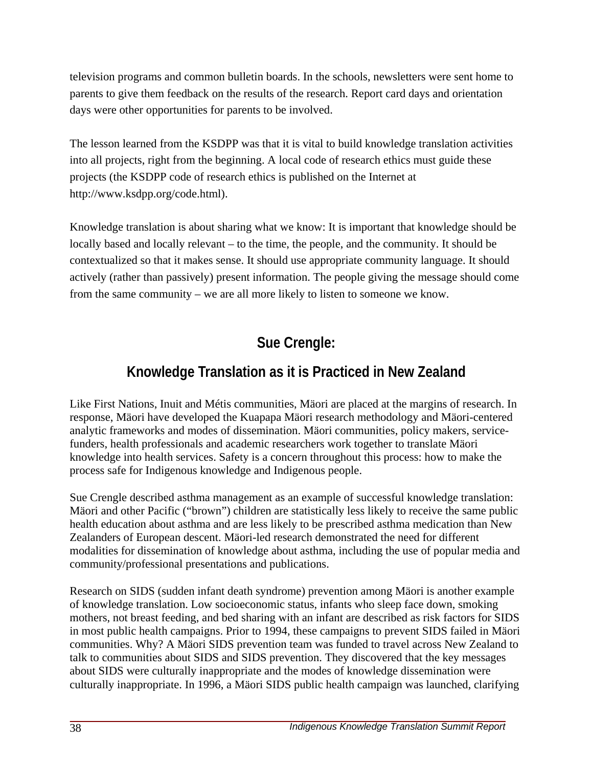television programs and common bulletin boards. In the schools, newsletters were sent home to parents to give them feedback on the results of the research. Report card days and orientation days were other opportunities for parents to be involved.

The lesson learned from the KSDPP was that it is vital to build knowledge translation activities into all projects, right from the beginning. A local code of research ethics must guide these projects (the KSDPP code of research ethics is published on the Internet at http://www.ksdpp.org/code.html).

Knowledge translation is about sharing what we know: It is important that knowledge should be locally based and locally relevant – to the time, the people, and the community. It should be contextualized so that it makes sense. It should use appropriate community language. It should actively (rather than passively) present information. The people giving the message should come from the same community – we are all more likely to listen to someone we know.

## Sue Crengle:

## Knowledge Translation as it is Practiced in New Zealand

Like First Nations, Inuit and Métis communities, Mäori are placed at the margins of research. In response, Mäori have developed the Kuapapa Mäori research methodology and Mäori-centered analytic frameworks and modes of dissemination. Mäori communities, policy makers, service-funders, health professionals and academic researchers work together to translate Mäori knowledge into health services. Safety is a concern throughout this process: how to make the process safe for Indigenous knowledge and Indigenous people.

Sue Crengle described asthma management as an example of successful knowledge translation: Mäori and other Pacific ("brown") children are statistically less likely to receive the same public health education about asthma and are less likely to be prescribed asthma medication than New Zealanders of European descent. Mäori-led research demonstrated the need for different modalities for dissemination of knowledge about asthma, including the use of popular media and community/professional presentations and publications.

Research on SIDS (sudden infant death syndrome) prevention among Mäori is another example of knowledge translation. Low socioeconomic status, infants who sleep face down, smoking mothers, not breast feeding, and bed sharing with an infant are described as risk factors for SIDS in most public health campaigns. Prior to 1994, these campaigns to prevent SIDS failed in Mäori communities. Why? A Mäori SIDS prevention team was funded to travel across New Zealand to talk to communities about SIDS and SIDS prevention. They discovered that the key messages about SIDS were culturally inappropriate and the modes of knowledge dissemination were culturally inappropriate. In 1996, a Mäori SIDS public health campaign was launched, clarifying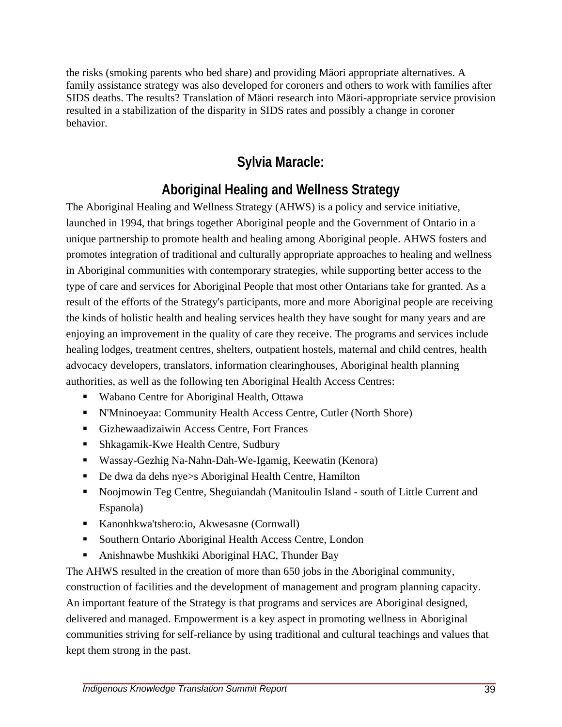the risks (smoking parents who bed share) and providing Mäori appropriate alternatives. A family assistance strategy was also developed for coroners and others to work with families after SIDS deaths. The results? Translation of Mäori research into Mäori-appropriate service provision resulted in a stabilization of the disparity in SIDS rates and possibly a change in coroner behavior.

## Sylvia Maracle:

## Aboriginal Healing and Wellness Strategy

The Aboriginal Healing and Wellness Strategy (AHWS) is a policy and service initiative, launched in 1994, that brings together Aboriginal people and the Government of Ontario in a unique partnership to promote health and healing among Aboriginal people. AHWS fosters and promotes integration of traditional and culturally appropriate approaches to healing and wellness in Aboriginal communities with contemporary strategies, while supporting better access to the type of care and services for Aboriginal People that most other Ontarians take for granted. As a result of the efforts of the Strategy's participants, more and more Aboriginal people are receiving the kinds of holistic health and healing services health they have sought for many years and are enjoying an improvement in the quality of care they receive. The programs and services include healing lodges, treatment centres, shelters, outpatient hostels, maternal and child centres, health advocacy developers, translators, information clearinghouses, Aboriginal health planning authorities, as well as the following ten Aboriginal Health Access Centres:

- Wabano Centre for Aboriginal Health, Ottawa
- N'Mninoeyaa: Community Health Access Centre, Cutler (North Shore)
- Gizhewaadizaiwin Access Centre, Fort Frances
- Shkagamik-Kwe Health Centre, Sudbury
- Wassay-Gezhig Na-Nahn-Dah-We-Igamig, Keewatin (Kenora)
- De dwa da dehs nye>s Aboriginal Health Centre, Hamilton
- Noojmowin Teg Centre, Sheguiandah (Manitoulin Island - south of Little Current and Espanola)
- Kanonhkwa'tshero:io, Akwesasne (Cornwall)
- Southern Ontario Aboriginal Health Access Centre, London
- Anishnawbe Mushkiki Aboriginal HAC, Thunder Bay

The AHWS resulted in the creation of more than 650 jobs in the Aboriginal community, construction of facilities and the development of management and program planning capacity. An important feature of the Strategy is that programs and services are Aboriginal designed, delivered and managed. Empowerment is a key aspect in promoting wellness in Aboriginal communities striving for self-reliance by using traditional and cultural teachings and values that kept them strong in the past.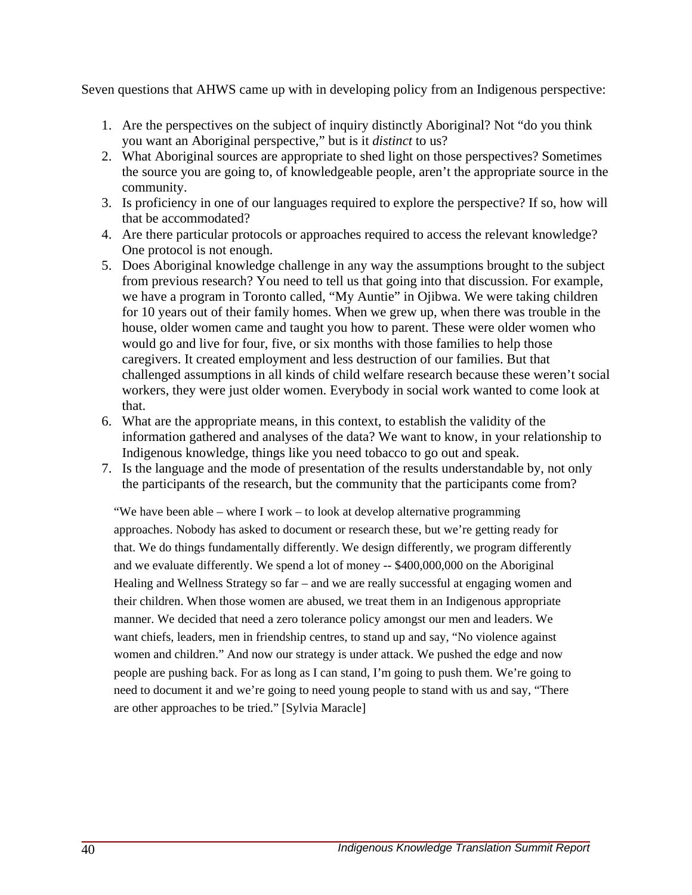Seven questions that AHWS came up with in developing policy from an Indigenous perspective:

1. Are the perspectives on the subject of inquiry distinctly Aboriginal? Not "do you think you want an Aboriginal perspective," but is it *distinct* to us?
2. What Aboriginal sources are appropriate to shed light on those perspectives? Sometimes the source you are going to, of knowledgeable people, aren't the appropriate source in the community.
3. Is proficiency in one of our languages required to explore the perspective? If so, how will that be accommodated?
4. Are there particular protocols or approaches required to access the relevant knowledge? One protocol is not enough.
5. Does Aboriginal knowledge challenge in any way the assumptions brought to the subject from previous research? You need to tell us that going into that discussion. For example, we have a program in Toronto called, "My Auntie" in Ojibwa. We were taking children for 10 years out of their family homes. When we grew up, when there was trouble in the house, older women came and taught you how to parent. These were older women who would go and live for four, five, or six months with those families to help those caregivers. It created employment and less destruction of our families. But that challenged assumptions in all kinds of child welfare research because these weren't social workers, they were just older women. Everybody in social work wanted to come look at that.
6. What are the appropriate means, in this context, to establish the validity of the information gathered and analyses of the data? We want to know, in your relationship to Indigenous knowledge, things like you need tobacco to go out and speak.
7. Is the language and the mode of presentation of the results understandable by, not only the participants of the research, but the community that the participants come from?

> "We have been able – where I work – to look at develop alternative programming approaches. Nobody has asked to document or research these, but we're getting ready for that. We do things fundamentally differently. We design differently, we program differently and we evaluate differently. We spend a lot of money -- $400,000,000 on the Aboriginal Healing and Wellness Strategy so far – and we are really successful at engaging women and their children. When those women are abused, we treat them in an Indigenous appropriate manner. We decided that need a zero tolerance policy amongst our men and leaders. We want chiefs, leaders, men in friendship centres, to stand up and say, "No violence against women and children." And now our strategy is under attack. We pushed the edge and now people are pushing back. For as long as I can stand, I'm going to push them. We're going to need to document it and we're going to need young people to stand with us and say, "There are other approaches to be tried." [Sylvia Maracle]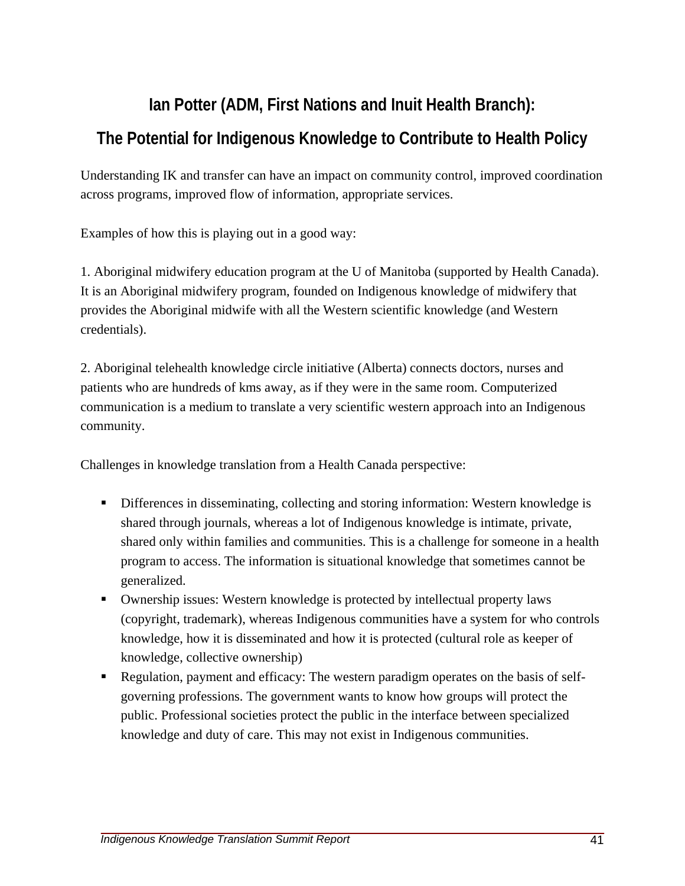## Ian Potter (ADM, First Nations and Inuit Health Branch):

## The Potential for Indigenous Knowledge to Contribute to Health Policy

Understanding IK and transfer can have an impact on community control, improved coordination across programs, improved flow of information, appropriate services.

Examples of how this is playing out in a good way:

1. Aboriginal midwifery education program at the U of Manitoba (supported by Health Canada). It is an Aboriginal midwifery program, founded on Indigenous knowledge of midwifery that provides the Aboriginal midwife with all the Western scientific knowledge (and Western credentials).

2. Aboriginal telehealth knowledge circle initiative (Alberta) connects doctors, nurses and patients who are hundreds of kms away, as if they were in the same room. Computerized communication is a medium to translate a very scientific western approach into an Indigenous community.

Challenges in knowledge translation from a Health Canada perspective:

- Differences in disseminating, collecting and storing information: Western knowledge is shared through journals, whereas a lot of Indigenous knowledge is intimate, private, shared only within families and communities. This is a challenge for someone in a health program to access. The information is situational knowledge that sometimes cannot be generalized.
- Ownership issues: Western knowledge is protected by intellectual property laws (copyright, trademark), whereas Indigenous communities have a system for who controls knowledge, how it is disseminated and how it is protected (cultural role as keeper of knowledge, collective ownership)
- Regulation, payment and efficacy: The western paradigm operates on the basis of self-governing professions. The government wants to know how groups will protect the public. Professional societies protect the public in the interface between specialized knowledge and duty of care. This may not exist in Indigenous communities.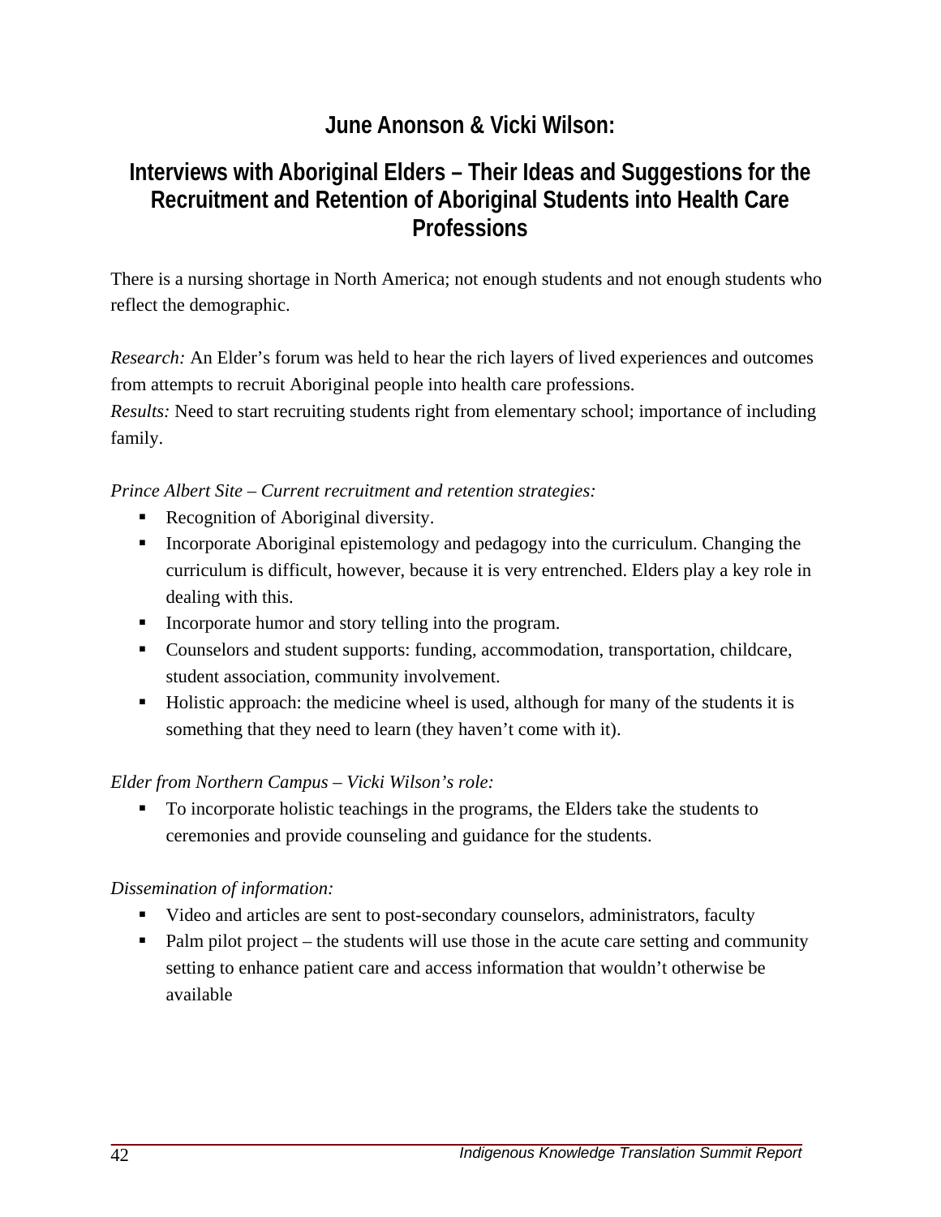## June Anonson & Vicki Wilson:

## Interviews with Aboriginal Elders – Their Ideas and Suggestions for the Recruitment and Retention of Aboriginal Students into Health Care Professions

There is a nursing shortage in North America; not enough students and not enough students who reflect the demographic.

*Research:* An Elder's forum was held to hear the rich layers of lived experiences and outcomes from attempts to recruit Aboriginal people into health care professions.
*Results:* Need to start recruiting students right from elementary school; importance of including family.

*Prince Albert Site – Current recruitment and retention strategies:*

- Recognition of Aboriginal diversity.
- Incorporate Aboriginal epistemology and pedagogy into the curriculum. Changing the curriculum is difficult, however, because it is very entrenched. Elders play a key role in dealing with this.
- Incorporate humor and story telling into the program.
- Counselors and student supports: funding, accommodation, transportation, childcare, student association, community involvement.
- Holistic approach: the medicine wheel is used, although for many of the students it is something that they need to learn (they haven't come with it).

*Elder from Northern Campus – Vicki Wilson's role:*

- To incorporate holistic teachings in the programs, the Elders take the students to ceremonies and provide counseling and guidance for the students.

*Dissemination of information:*

- Video and articles are sent to post-secondary counselors, administrators, faculty
- Palm pilot project – the students will use those in the acute care setting and community setting to enhance patient care and access information that wouldn't otherwise be available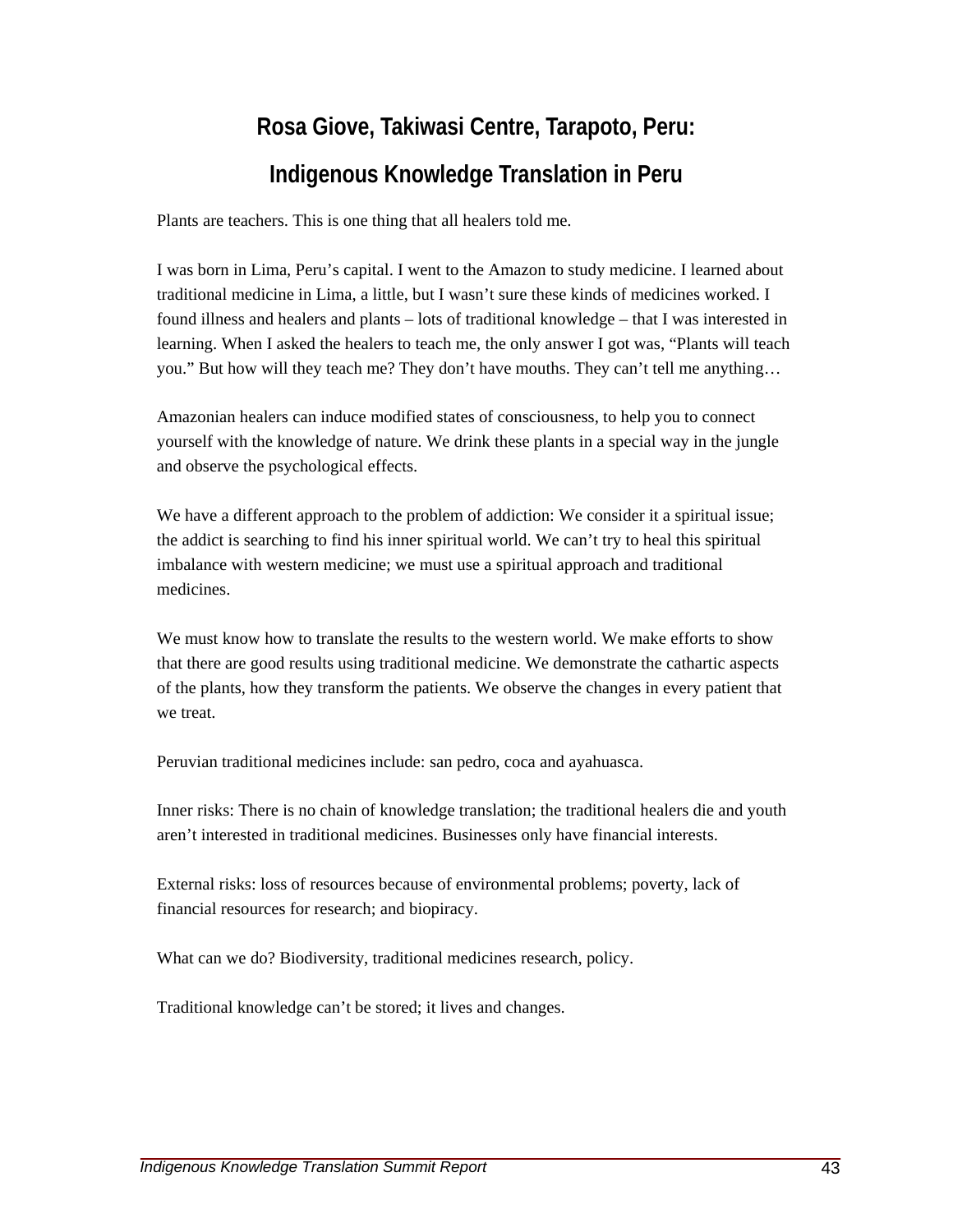# Rosa Giove, Takiwasi Centre, Tarapoto, Peru: Indigenous Knowledge Translation in Peru

Plants are teachers. This is one thing that all healers told me.

I was born in Lima, Peru's capital. I went to the Amazon to study medicine. I learned about traditional medicine in Lima, a little, but I wasn't sure these kinds of medicines worked. I found illness and healers and plants – lots of traditional knowledge – that I was interested in learning. When I asked the healers to teach me, the only answer I got was, "Plants will teach you." But how will they teach me? They don't have mouths. They can't tell me anything…

Amazonian healers can induce modified states of consciousness, to help you to connect yourself with the knowledge of nature. We drink these plants in a special way in the jungle and observe the psychological effects.

We have a different approach to the problem of addiction: We consider it a spiritual issue; the addict is searching to find his inner spiritual world. We can't try to heal this spiritual imbalance with western medicine; we must use a spiritual approach and traditional medicines.

We must know how to translate the results to the western world. We make efforts to show that there are good results using traditional medicine. We demonstrate the cathartic aspects of the plants, how they transform the patients. We observe the changes in every patient that we treat.

Peruvian traditional medicines include: san pedro, coca and ayahuasca.

Inner risks: There is no chain of knowledge translation; the traditional healers die and youth aren't interested in traditional medicines. Businesses only have financial interests.

External risks: loss of resources because of environmental problems; poverty, lack of financial resources for research; and biopiracy.

What can we do? Biodiversity, traditional medicines research, policy.

Traditional knowledge can't be stored; it lives and changes.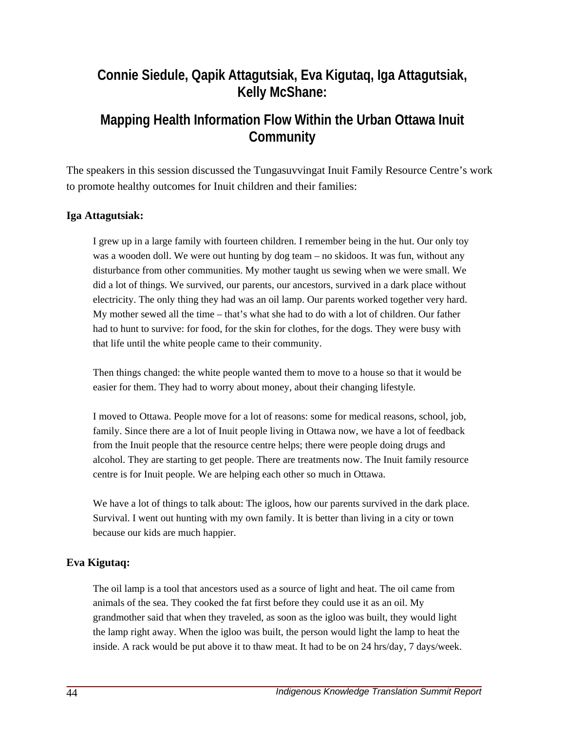## Connie Siedule, Qapik Attagutsiak, Eva Kigutaq, Iga Attagutsiak, Kelly McShane:

## Mapping Health Information Flow Within the Urban Ottawa Inuit Community

The speakers in this session discussed the Tungasuvvingat Inuit Family Resource Centre's work to promote healthy outcomes for Inuit children and their families:

**Iga Attagutsiak:**

> I grew up in a large family with fourteen children. I remember being in the hut. Our only toy was a wooden doll. We were out hunting by dog team – no skidoos. It was fun, without any disturbance from other communities. My mother taught us sewing when we were small. We did a lot of things. We survived, our parents, our ancestors, survived in a dark place without electricity. The only thing they had was an oil lamp. Our parents worked together very hard. My mother sewed all the time – that's what she had to do with a lot of children. Our father had to hunt to survive: for food, for the skin for clothes, for the dogs. They were busy with that life until the white people came to their community.
>
> Then things changed: the white people wanted them to move to a house so that it would be easier for them. They had to worry about money, about their changing lifestyle.
>
> I moved to Ottawa. People move for a lot of reasons: some for medical reasons, school, job, family. Since there are a lot of Inuit people living in Ottawa now, we have a lot of feedback from the Inuit people that the resource centre helps; there were people doing drugs and alcohol. They are starting to get people. There are treatments now. The Inuit family resource centre is for Inuit people. We are helping each other so much in Ottawa.
>
> We have a lot of things to talk about: The igloos, how our parents survived in the dark place. Survival. I went out hunting with my own family. It is better than living in a city or town because our kids are much happier.

**Eva Kigutaq:**

> The oil lamp is a tool that ancestors used as a source of light and heat. The oil came from animals of the sea. They cooked the fat first before they could use it as an oil. My grandmother said that when they traveled, as soon as the igloo was built, they would light the lamp right away. When the igloo was built, the person would light the lamp to heat the inside. A rack would be put above it to thaw meat. It had to be on 24 hrs/day, 7 days/week.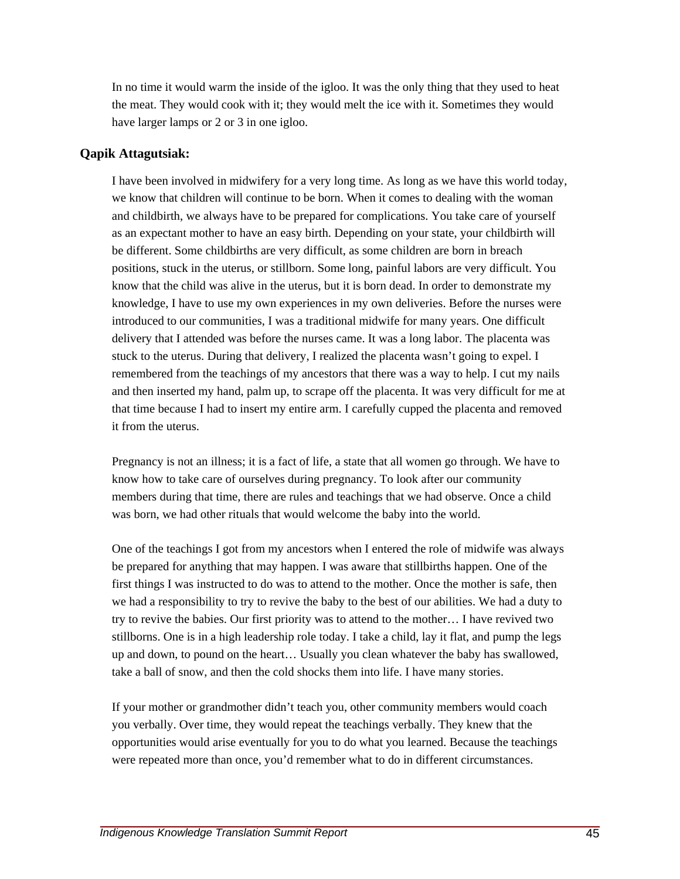In no time it would warm the inside of the igloo. It was the only thing that they used to heat the meat. They would cook with it; they would melt the ice with it. Sometimes they would have larger lamps or 2 or 3 in one igloo.

**Qapik Attagutsiak:**

I have been involved in midwifery for a very long time. As long as we have this world today, we know that children will continue to be born. When it comes to dealing with the woman and childbirth, we always have to be prepared for complications. You take care of yourself as an expectant mother to have an easy birth. Depending on your state, your childbirth will be different. Some childbirths are very difficult, as some children are born in breach positions, stuck in the uterus, or stillborn. Some long, painful labors are very difficult. You know that the child was alive in the uterus, but it is born dead. In order to demonstrate my knowledge, I have to use my own experiences in my own deliveries. Before the nurses were introduced to our communities, I was a traditional midwife for many years. One difficult delivery that I attended was before the nurses came. It was a long labor. The placenta was stuck to the uterus. During that delivery, I realized the placenta wasn't going to expel. I remembered from the teachings of my ancestors that there was a way to help. I cut my nails and then inserted my hand, palm up, to scrape off the placenta. It was very difficult for me at that time because I had to insert my entire arm. I carefully cupped the placenta and removed it from the uterus.

Pregnancy is not an illness; it is a fact of life, a state that all women go through. We have to know how to take care of ourselves during pregnancy. To look after our community members during that time, there are rules and teachings that we had observe. Once a child was born, we had other rituals that would welcome the baby into the world.

One of the teachings I got from my ancestors when I entered the role of midwife was always be prepared for anything that may happen. I was aware that stillbirths happen. One of the first things I was instructed to do was to attend to the mother. Once the mother is safe, then we had a responsibility to try to revive the baby to the best of our abilities. We had a duty to try to revive the babies. Our first priority was to attend to the mother… I have revived two stillborns. One is in a high leadership role today. I take a child, lay it flat, and pump the legs up and down, to pound on the heart… Usually you clean whatever the baby has swallowed, take a ball of snow, and then the cold shocks them into life. I have many stories.

If your mother or grandmother didn't teach you, other community members would coach you verbally. Over time, they would repeat the teachings verbally. They knew that the opportunities would arise eventually for you to do what you learned. Because the teachings were repeated more than once, you'd remember what to do in different circumstances.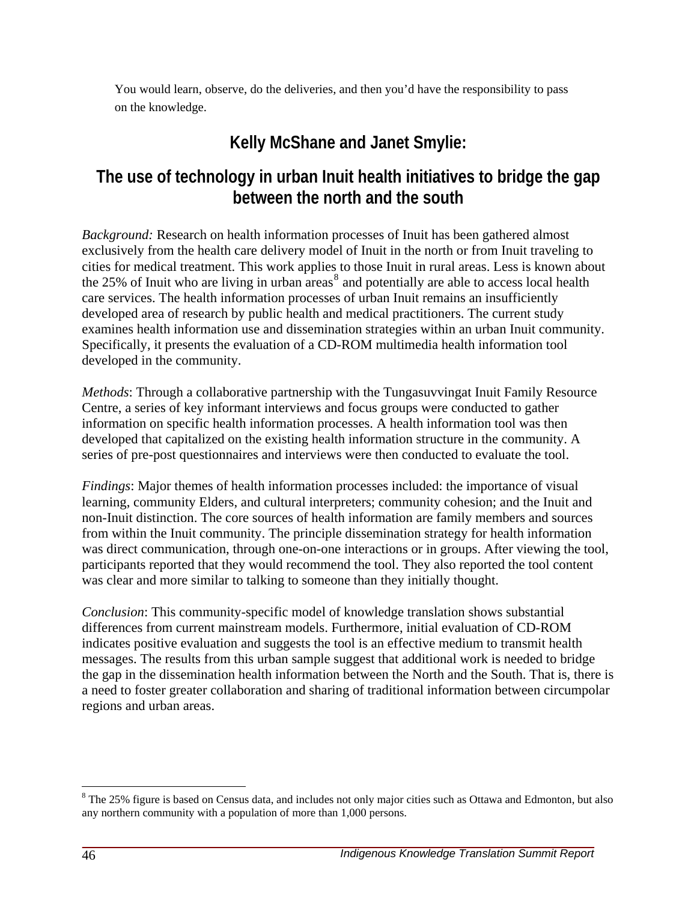You would learn, observe, do the deliveries, and then you'd have the responsibility to pass on the knowledge.

## Kelly McShane and Janet Smylie:

## The use of technology in urban Inuit health initiatives to bridge the gap between the north and the south

*Background:* Research on health information processes of Inuit has been gathered almost exclusively from the health care delivery model of Inuit in the north or from Inuit traveling to cities for medical treatment. This work applies to those Inuit in rural areas. Less is known about the 25% of Inuit who are living in urban areas[8] and potentially are able to access local health care services. The health information processes of urban Inuit remains an insufficiently developed area of research by public health and medical practitioners. The current study examines health information use and dissemination strategies within an urban Inuit community. Specifically, it presents the evaluation of a CD-ROM multimedia health information tool developed in the community.

*Methods*: Through a collaborative partnership with the Tungasuvvingat Inuit Family Resource Centre, a series of key informant interviews and focus groups were conducted to gather information on specific health information processes. A health information tool was then developed that capitalized on the existing health information structure in the community. A series of pre-post questionnaires and interviews were then conducted to evaluate the tool.

*Findings*: Major themes of health information processes included: the importance of visual learning, community Elders, and cultural interpreters; community cohesion; and the Inuit and non-Inuit distinction. The core sources of health information are family members and sources from within the Inuit community. The principle dissemination strategy for health information was direct communication, through one-on-one interactions or in groups. After viewing the tool, participants reported that they would recommend the tool. They also reported the tool content was clear and more similar to talking to someone than they initially thought.

*Conclusion*: This community-specific model of knowledge translation shows substantial differences from current mainstream models. Furthermore, initial evaluation of CD-ROM indicates positive evaluation and suggests the tool is an effective medium to transmit health messages. The results from this urban sample suggest that additional work is needed to bridge the gap in the dissemination health information between the North and the South. That is, there is a need to foster greater collaboration and sharing of traditional information between circumpolar regions and urban areas.

---

[8] The 25% figure is based on Census data, and includes not only major cities such as Ottawa and Edmonton, but also any northern community with a population of more than 1,000 persons.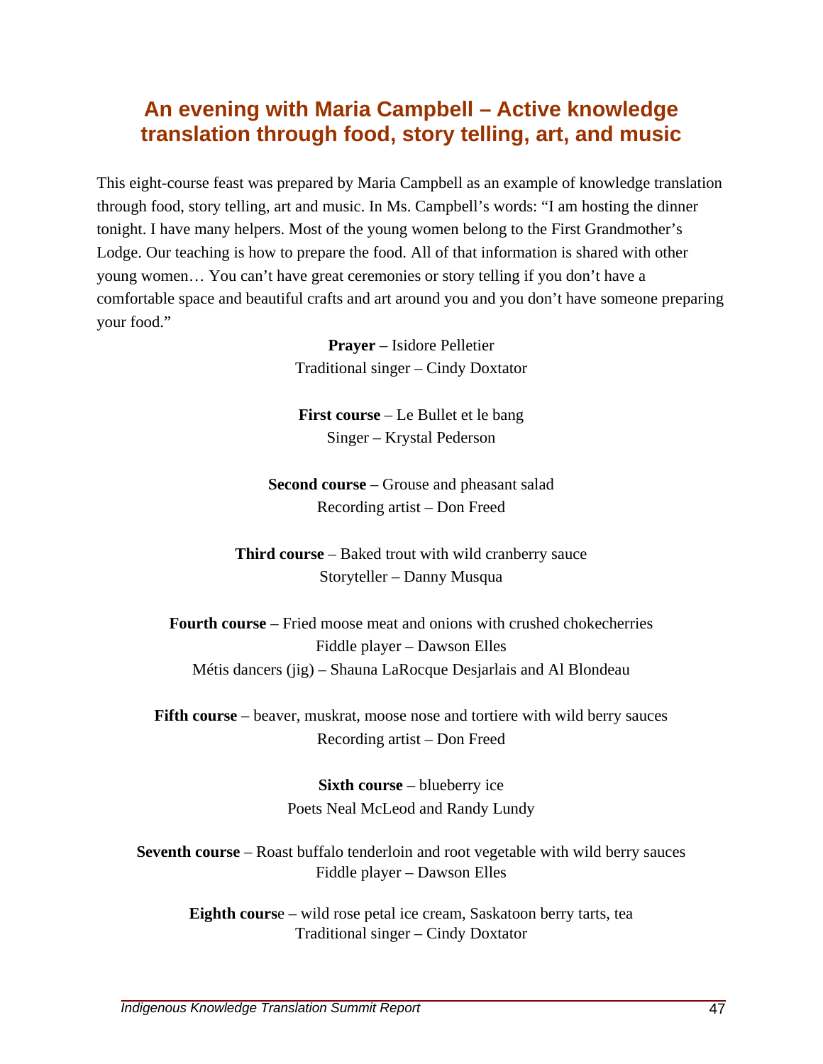## An evening with Maria Campbell – Active knowledge translation through food, story telling, art, and music

This eight-course feast was prepared by Maria Campbell as an example of knowledge translation through food, story telling, art and music. In Ms. Campbell's words: "I am hosting the dinner tonight. I have many helpers. Most of the young women belong to the First Grandmother's Lodge. Our teaching is how to prepare the food. All of that information is shared with other young women… You can't have great ceremonies or story telling if you don't have a comfortable space and beautiful crafts and art around you and you don't have someone preparing your food."

**Prayer** – Isidore Pelletier
Traditional singer – Cindy Doxtator

**First course** – Le Bullet et le bang
Singer – Krystal Pederson

**Second course** – Grouse and pheasant salad
Recording artist – Don Freed

**Third course** – Baked trout with wild cranberry sauce
Storyteller – Danny Musqua

**Fourth course** – Fried moose meat and onions with crushed chokecherries
Fiddle player – Dawson Elles
Métis dancers (jig) – Shauna LaRocque Desjarlais and Al Blondeau

**Fifth course** – beaver, muskrat, moose nose and tortiere with wild berry sauces
Recording artist – Don Freed

**Sixth course** – blueberry ice
Poets Neal McLeod and Randy Lundy

**Seventh course** – Roast buffalo tenderloin and root vegetable with wild berry sauces
Fiddle player – Dawson Elles

**Eighth course** – wild rose petal ice cream, Saskatoon berry tarts, tea
Traditional singer – Cindy Doxtator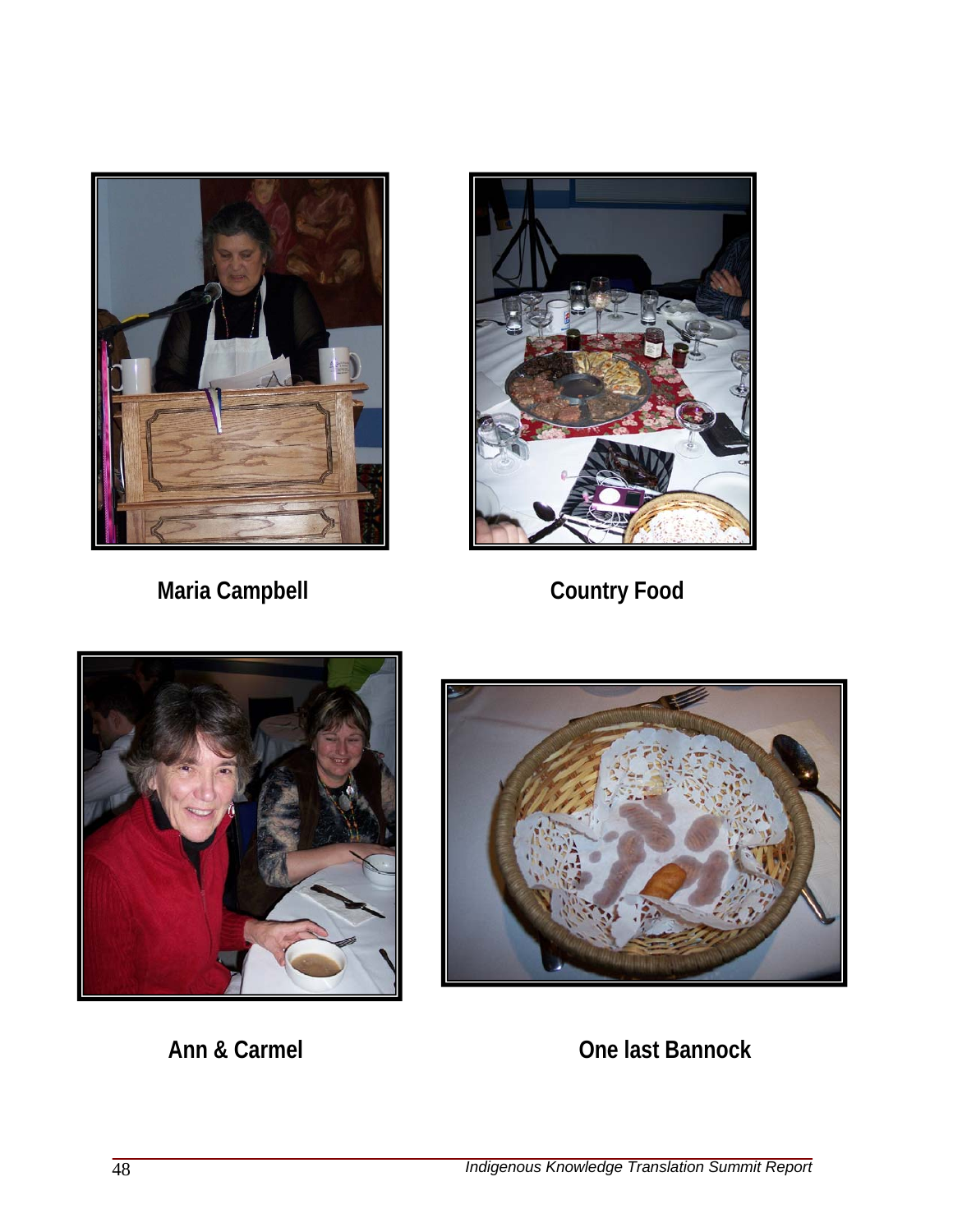Maria Campbell

Country Food

Ann & Carmel

One last Bannock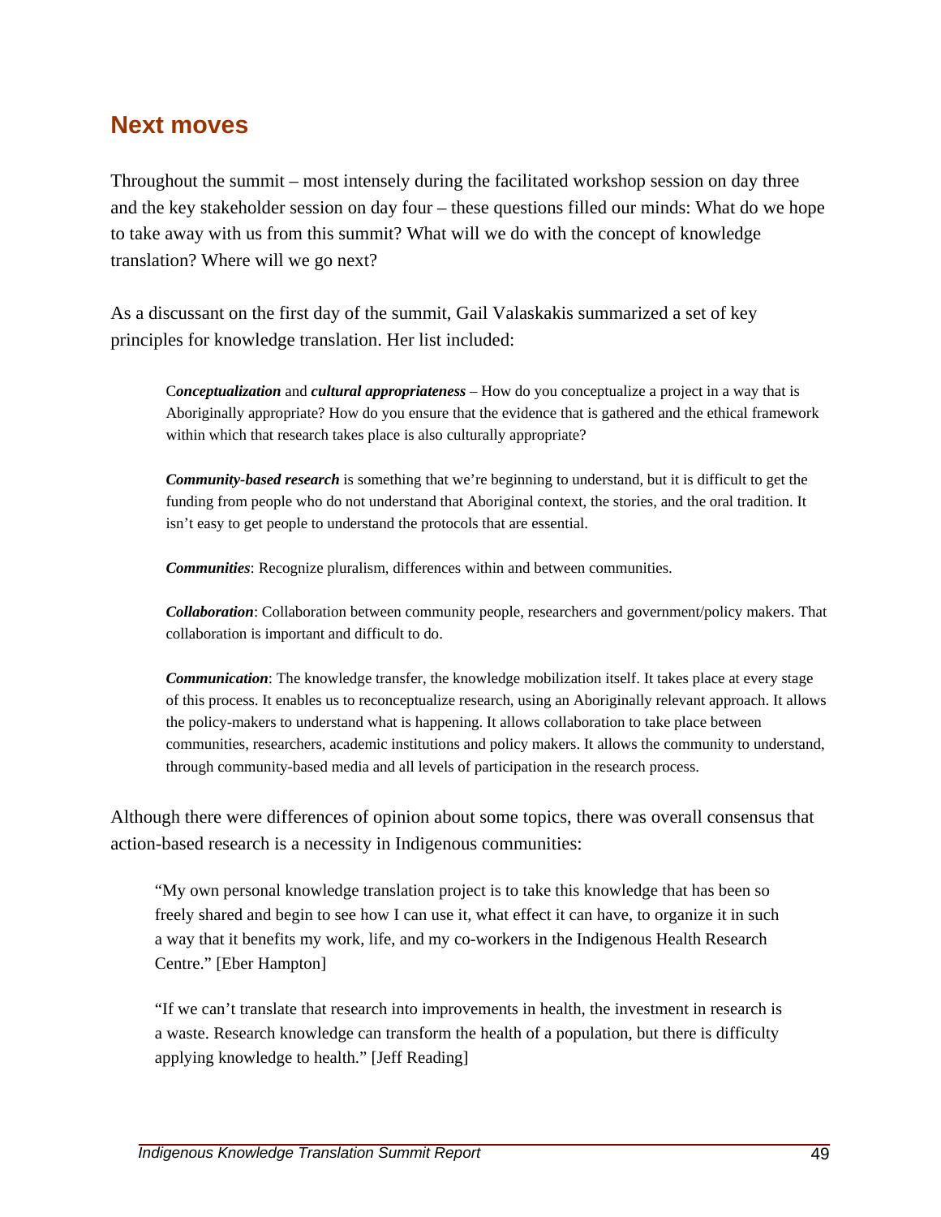## Next moves

Throughout the summit – most intensely during the facilitated workshop session on day three and the key stakeholder session on day four – these questions filled our minds: What do we hope to take away with us from this summit? What will we do with the concept of knowledge translation? Where will we go next?

As a discussant on the first day of the summit, Gail Valaskakis summarized a set of key principles for knowledge translation. Her list included:

> C***onceptualization*** and ***cultural appropriateness*** – How do you conceptualize a project in a way that is Aboriginally appropriate? How do you ensure that the evidence that is gathered and the ethical framework within which that research takes place is also culturally appropriate?
>
> ***Community-based research*** is something that we're beginning to understand, but it is difficult to get the funding from people who do not understand that Aboriginal context, the stories, and the oral tradition. It isn't easy to get people to understand the protocols that are essential.
>
> ***Communities***: Recognize pluralism, differences within and between communities.
>
> ***Collaboration***: Collaboration between community people, researchers and government/policy makers. That collaboration is important and difficult to do.
>
> ***Communication***: The knowledge transfer, the knowledge mobilization itself. It takes place at every stage of this process. It enables us to reconceptualize research, using an Aboriginally relevant approach. It allows the policy-makers to understand what is happening. It allows collaboration to take place between communities, researchers, academic institutions and policy makers. It allows the community to understand, through community-based media and all levels of participation in the research process.

Although there were differences of opinion about some topics, there was overall consensus that action-based research is a necessity in Indigenous communities:

> "My own personal knowledge translation project is to take this knowledge that has been so freely shared and begin to see how I can use it, what effect it can have, to organize it in such a way that it benefits my work, life, and my co-workers in the Indigenous Health Research Centre." [Eber Hampton]
>
> "If we can't translate that research into improvements in health, the investment in research is a waste. Research knowledge can transform the health of a population, but there is difficulty applying knowledge to health." [Jeff Reading]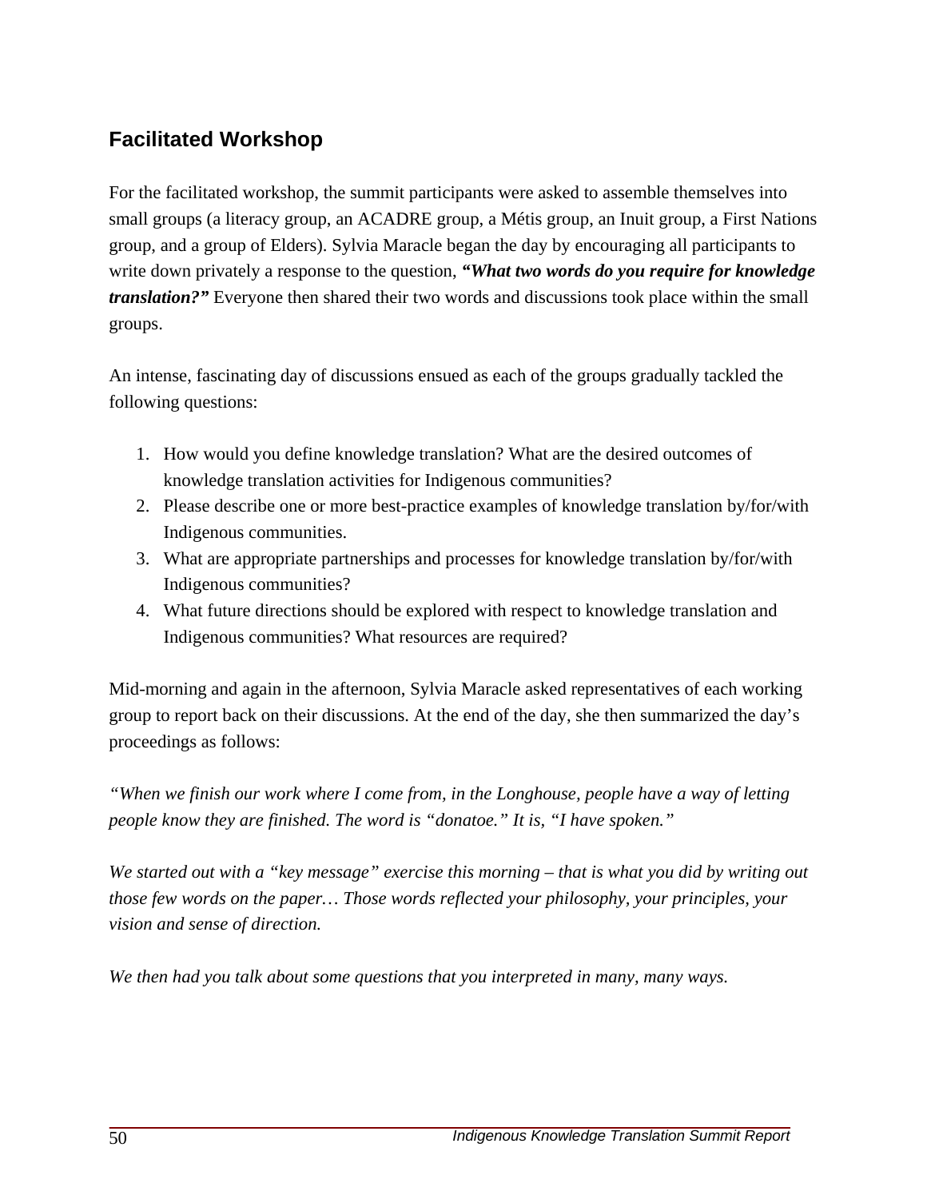## Facilitated Workshop

For the facilitated workshop, the summit participants were asked to assemble themselves into small groups (a literacy group, an ACADRE group, a Métis group, an Inuit group, a First Nations group, and a group of Elders). Sylvia Maracle began the day by encouraging all participants to write down privately a response to the question, ***"What two words do you require for knowledge translation?"*** Everyone then shared their two words and discussions took place within the small groups.

An intense, fascinating day of discussions ensued as each of the groups gradually tackled the following questions:

1. How would you define knowledge translation? What are the desired outcomes of knowledge translation activities for Indigenous communities?
2. Please describe one or more best-practice examples of knowledge translation by/for/with Indigenous communities.
3. What are appropriate partnerships and processes for knowledge translation by/for/with Indigenous communities?
4. What future directions should be explored with respect to knowledge translation and Indigenous communities? What resources are required?

Mid-morning and again in the afternoon, Sylvia Maracle asked representatives of each working group to report back on their discussions. At the end of the day, she then summarized the day's proceedings as follows:

*"When we finish our work where I come from, in the Longhouse, people have a way of letting people know they are finished. The word is "donatoe." It is, "I have spoken."*

*We started out with a "key message" exercise this morning – that is what you did by writing out those few words on the paper… Those words reflected your philosophy, your principles, your vision and sense of direction.*

*We then had you talk about some questions that you interpreted in many, many ways.*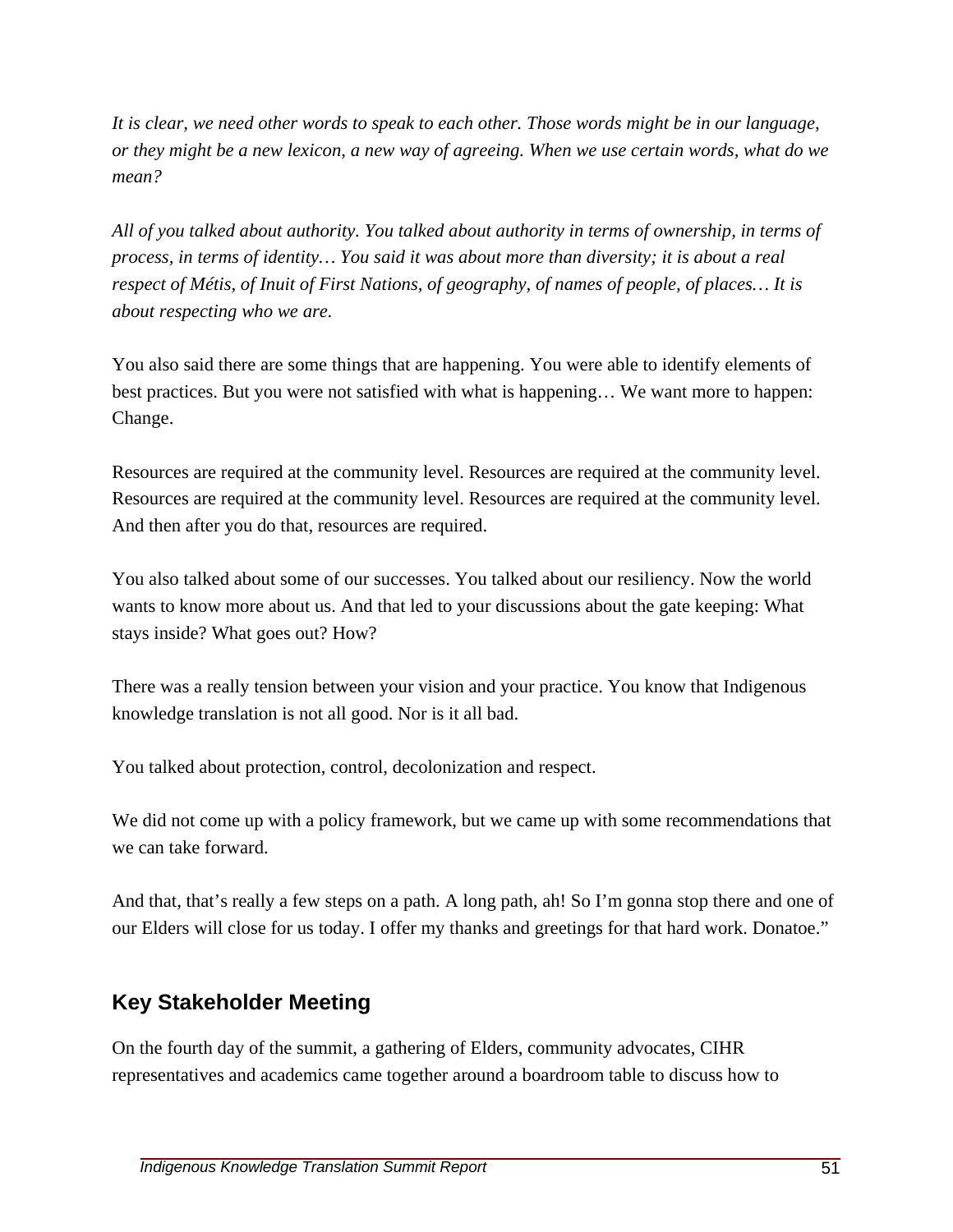*It is clear, we need other words to speak to each other. Those words might be in our language, or they might be a new lexicon, a new way of agreeing. When we use certain words, what do we mean?*

*All of you talked about authority. You talked about authority in terms of ownership, in terms of process, in terms of identity… You said it was about more than diversity; it is about a real respect of Métis, of Inuit of First Nations, of geography, of names of people, of places… It is about respecting who we are.*

You also said there are some things that are happening. You were able to identify elements of best practices. But you were not satisfied with what is happening… We want more to happen: Change.

Resources are required at the community level. Resources are required at the community level. Resources are required at the community level. Resources are required at the community level. And then after you do that, resources are required.

You also talked about some of our successes. You talked about our resiliency. Now the world wants to know more about us. And that led to your discussions about the gate keeping: What stays inside? What goes out? How?

There was a really tension between your vision and your practice. You know that Indigenous knowledge translation is not all good. Nor is it all bad.

You talked about protection, control, decolonization and respect.

We did not come up with a policy framework, but we came up with some recommendations that we can take forward.

And that, that's really a few steps on a path. A long path, ah! So I'm gonna stop there and one of our Elders will close for us today. I offer my thanks and greetings for that hard work. Donatoe."

## Key Stakeholder Meeting

On the fourth day of the summit, a gathering of Elders, community advocates, CIHR representatives and academics came together around a boardroom table to discuss how to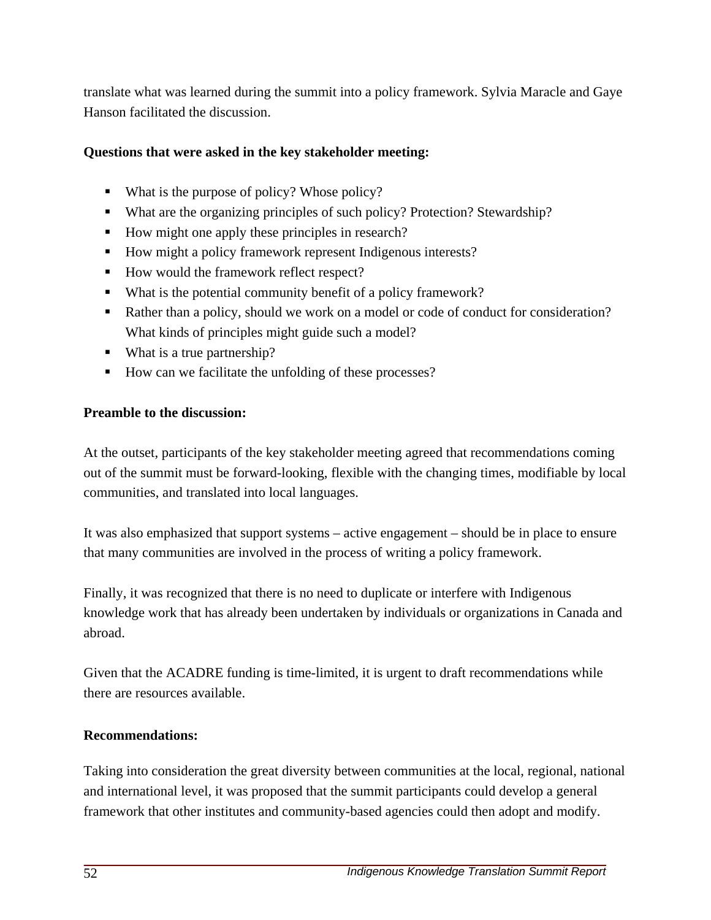translate what was learned during the summit into a policy framework. Sylvia Maracle and Gaye Hanson facilitated the discussion.

**Questions that were asked in the key stakeholder meeting:**

- What is the purpose of policy? Whose policy?
- What are the organizing principles of such policy? Protection? Stewardship?
- How might one apply these principles in research?
- How might a policy framework represent Indigenous interests?
- How would the framework reflect respect?
- What is the potential community benefit of a policy framework?
- Rather than a policy, should we work on a model or code of conduct for consideration? What kinds of principles might guide such a model?
- What is a true partnership?
- How can we facilitate the unfolding of these processes?

**Preamble to the discussion:**

At the outset, participants of the key stakeholder meeting agreed that recommendations coming out of the summit must be forward-looking, flexible with the changing times, modifiable by local communities, and translated into local languages.

It was also emphasized that support systems – active engagement – should be in place to ensure that many communities are involved in the process of writing a policy framework.

Finally, it was recognized that there is no need to duplicate or interfere with Indigenous knowledge work that has already been undertaken by individuals or organizations in Canada and abroad.

Given that the ACADRE funding is time-limited, it is urgent to draft recommendations while there are resources available.

**Recommendations:**

Taking into consideration the great diversity between communities at the local, regional, national and international level, it was proposed that the summit participants could develop a general framework that other institutes and community-based agencies could then adopt and modify.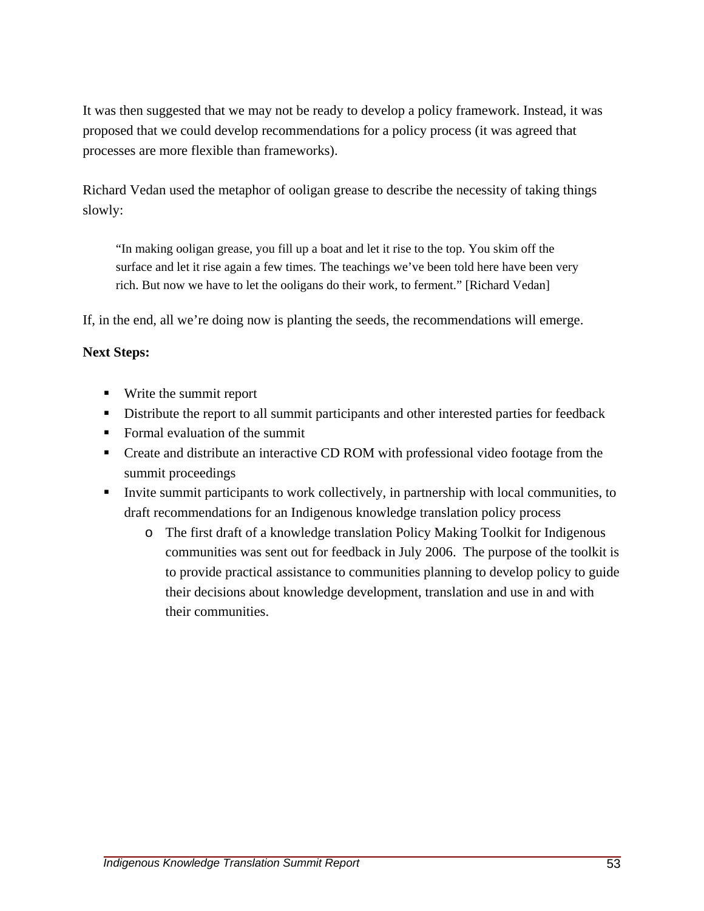It was then suggested that we may not be ready to develop a policy framework. Instead, it was proposed that we could develop recommendations for a policy process (it was agreed that processes are more flexible than frameworks).

Richard Vedan used the metaphor of ooligan grease to describe the necessity of taking things slowly:

> "In making ooligan grease, you fill up a boat and let it rise to the top. You skim off the surface and let it rise again a few times. The teachings we've been told here have been very rich. But now we have to let the ooligans do their work, to ferment." [Richard Vedan]

If, in the end, all we're doing now is planting the seeds, the recommendations will emerge.

**Next Steps:**

- Write the summit report
- Distribute the report to all summit participants and other interested parties for feedback
- Formal evaluation of the summit
- Create and distribute an interactive CD ROM with professional video footage from the summit proceedings
- Invite summit participants to work collectively, in partnership with local communities, to draft recommendations for an Indigenous knowledge translation policy process
  - The first draft of a knowledge translation Policy Making Toolkit for Indigenous communities was sent out for feedback in July 2006. The purpose of the toolkit is to provide practical assistance to communities planning to develop policy to guide their decisions about knowledge development, translation and use in and with their communities.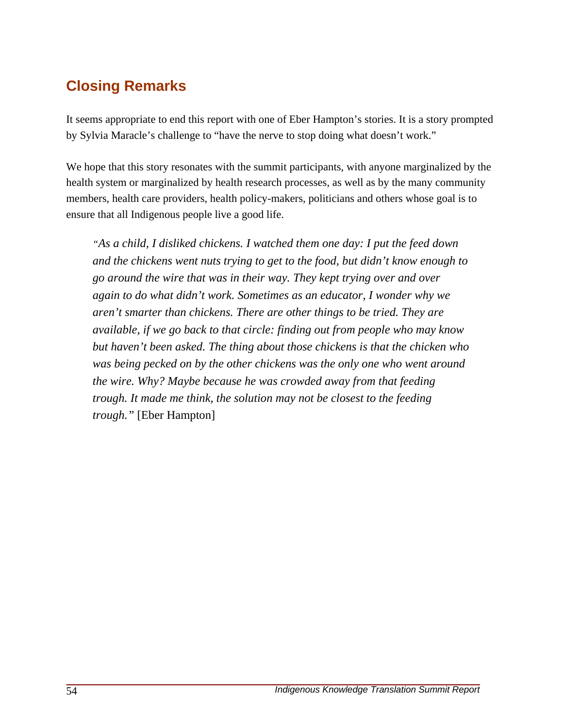## Closing Remarks

It seems appropriate to end this report with one of Eber Hampton's stories. It is a story prompted by Sylvia Maracle's challenge to "have the nerve to stop doing what doesn't work."

We hope that this story resonates with the summit participants, with anyone marginalized by the health system or marginalized by health research processes, as well as by the many community members, health care providers, health policy-makers, politicians and others whose goal is to ensure that all Indigenous people live a good life.

> *"As a child, I disliked chickens. I watched them one day: I put the feed down and the chickens went nuts trying to get to the food, but didn't know enough to go around the wire that was in their way. They kept trying over and over again to do what didn't work. Sometimes as an educator, I wonder why we aren't smarter than chickens. There are other things to be tried. They are available, if we go back to that circle: finding out from people who may know but haven't been asked. The thing about those chickens is that the chicken who was being pecked on by the other chickens was the only one who went around the wire. Why? Maybe because he was crowded away from that feeding trough. It made me think, the solution may not be closest to the feeding trough."* [Eber Hampton]